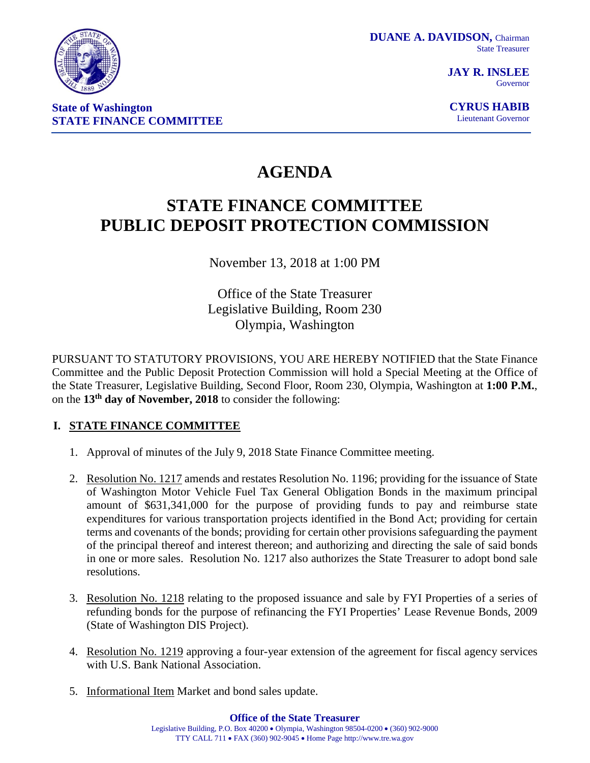**DUANE A. DAVIDSON,** Chairman
State Treasurer

**JAY R. INSLEE**
Governor

**CYRUS HABIB**
Lieutenant Governor

**State of Washington**
**STATE FINANCE COMMITTEE**

# AGENDA

# STATE FINANCE COMMITTEE
# PUBLIC DEPOSIT PROTECTION COMMISSION

November 13, 2018 at 1:00 PM

Office of the State Treasurer
Legislative Building, Room 230
Olympia, Washington

PURSUANT TO STATUTORY PROVISIONS, YOU ARE HEREBY NOTIFIED that the State Finance Committee and the Public Deposit Protection Commission will hold a Special Meeting at the Office of the State Treasurer, Legislative Building, Second Floor, Room 230, Olympia, Washington at **1:00 P.M.**, on the **13th day of November, 2018** to consider the following:

## I. STATE FINANCE COMMITTEE

1. Approval of minutes of the July 9, 2018 State Finance Committee meeting.

2. Resolution No. 1217 amends and restates Resolution No. 1196; providing for the issuance of State of Washington Motor Vehicle Fuel Tax General Obligation Bonds in the maximum principal amount of $631,341,000 for the purpose of providing funds to pay and reimburse state expenditures for various transportation projects identified in the Bond Act; providing for certain terms and covenants of the bonds; providing for certain other provisions safeguarding the payment of the principal thereof and interest thereon; and authorizing and directing the sale of said bonds in one or more sales. Resolution No. 1217 also authorizes the State Treasurer to adopt bond sale resolutions.

3. Resolution No. 1218 relating to the proposed issuance and sale by FYI Properties of a series of refunding bonds for the purpose of refinancing the FYI Properties' Lease Revenue Bonds, 2009 (State of Washington DIS Project).

4. Resolution No. 1219 approving a four-year extension of the agreement for fiscal agency services with U.S. Bank National Association.

5. Informational Item Market and bond sales update.

**Office of the State Treasurer**
Legislative Building, P.O. Box 40200 • Olympia, Washington 98504-0200 • (360) 902-9000
TTY CALL 711 • FAX (360) 902-9045 • Home Page http://www.tre.wa.gov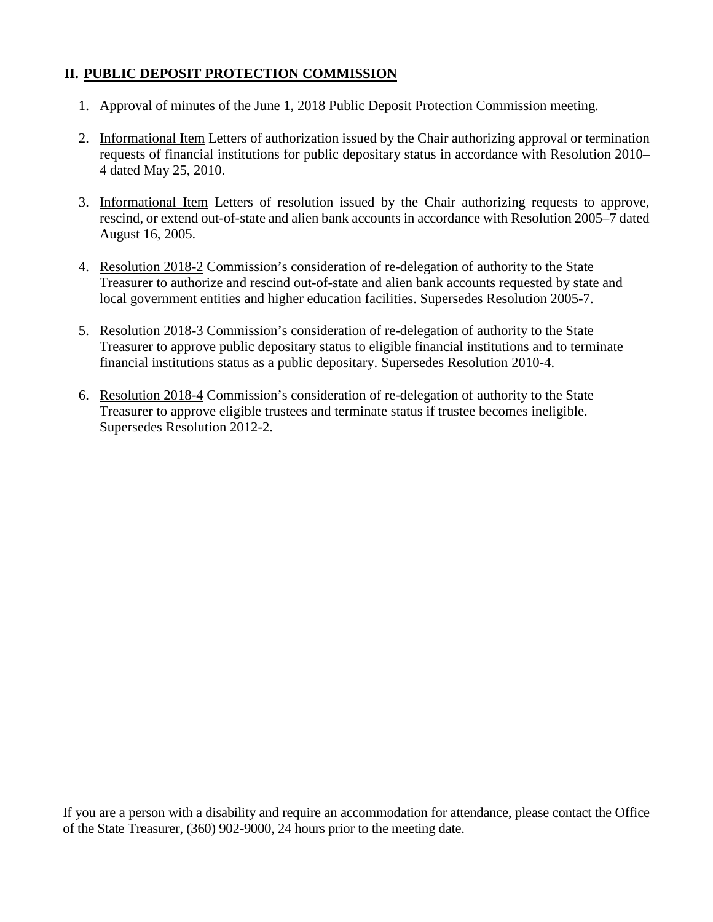## II. PUBLIC DEPOSIT PROTECTION COMMISSION

1. Approval of minutes of the June 1, 2018 Public Deposit Protection Commission meeting.

2. Informational Item Letters of authorization issued by the Chair authorizing approval or termination requests of financial institutions for public depositary status in accordance with Resolution 2010–4 dated May 25, 2010.

3. Informational Item Letters of resolution issued by the Chair authorizing requests to approve, rescind, or extend out-of-state and alien bank accounts in accordance with Resolution 2005–7 dated August 16, 2005.

4. Resolution 2018-2 Commission's consideration of re-delegation of authority to the State Treasurer to authorize and rescind out-of-state and alien bank accounts requested by state and local government entities and higher education facilities. Supersedes Resolution 2005-7.

5. Resolution 2018-3 Commission's consideration of re-delegation of authority to the State Treasurer to approve public depositary status to eligible financial institutions and to terminate financial institutions status as a public depositary. Supersedes Resolution 2010-4.

6. Resolution 2018-4 Commission's consideration of re-delegation of authority to the State Treasurer to approve eligible trustees and terminate status if trustee becomes ineligible. Supersedes Resolution 2012-2.

If you are a person with a disability and require an accommodation for attendance, please contact the Office of the State Treasurer, (360) 902-9000, 24 hours prior to the meeting date.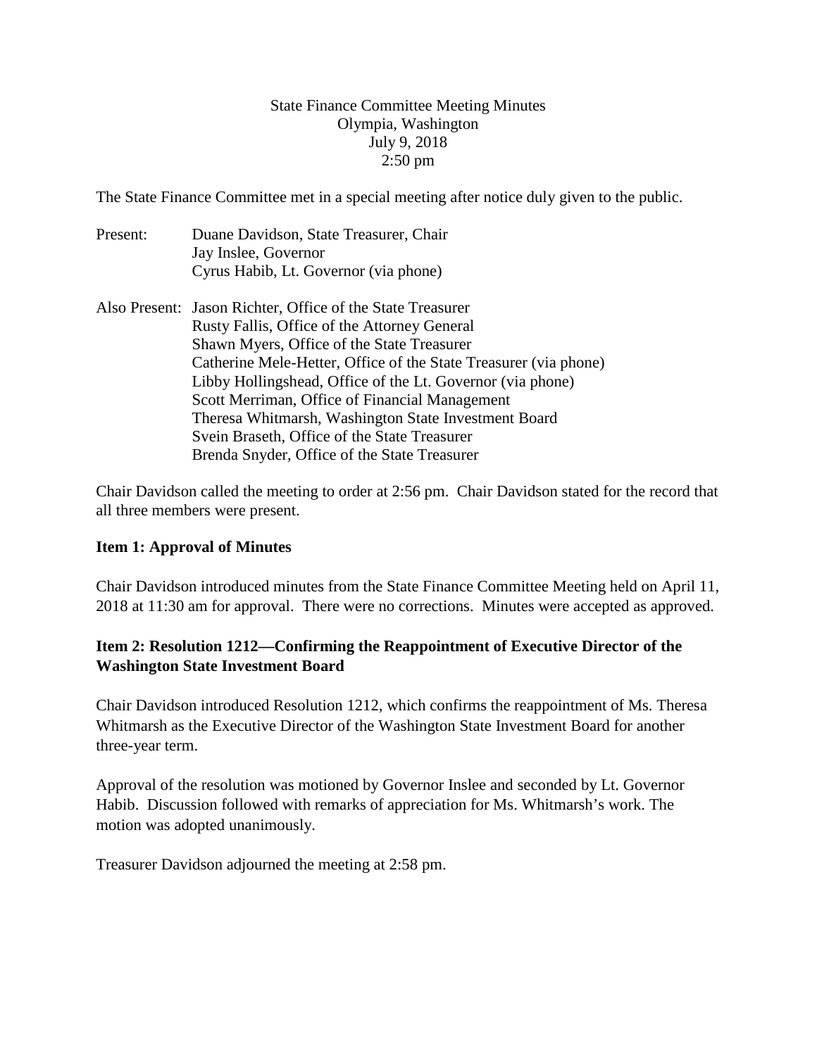State Finance Committee Meeting Minutes
Olympia, Washington
July 9, 2018
2:50 pm

The State Finance Committee met in a special meeting after notice duly given to the public.

Present: Duane Davidson, State Treasurer, Chair
Jay Inslee, Governor
Cyrus Habib, Lt. Governor (via phone)

Also Present: Jason Richter, Office of the State Treasurer
Rusty Fallis, Office of the Attorney General
Shawn Myers, Office of the State Treasurer
Catherine Mele-Hetter, Office of the State Treasurer (via phone)
Libby Hollingshead, Office of the Lt. Governor (via phone)
Scott Merriman, Office of Financial Management
Theresa Whitmarsh, Washington State Investment Board
Svein Braseth, Office of the State Treasurer
Brenda Snyder, Office of the State Treasurer

Chair Davidson called the meeting to order at 2:56 pm. Chair Davidson stated for the record that all three members were present.

**Item 1: Approval of Minutes**

Chair Davidson introduced minutes from the State Finance Committee Meeting held on April 11, 2018 at 11:30 am for approval. There were no corrections. Minutes were accepted as approved.

**Item 2: Resolution 1212—Confirming the Reappointment of Executive Director of the Washington State Investment Board**

Chair Davidson introduced Resolution 1212, which confirms the reappointment of Ms. Theresa Whitmarsh as the Executive Director of the Washington State Investment Board for another three-year term.

Approval of the resolution was motioned by Governor Inslee and seconded by Lt. Governor Habib. Discussion followed with remarks of appreciation for Ms. Whitmarsh's work. The motion was adopted unanimously.

Treasurer Davidson adjourned the meeting at 2:58 pm.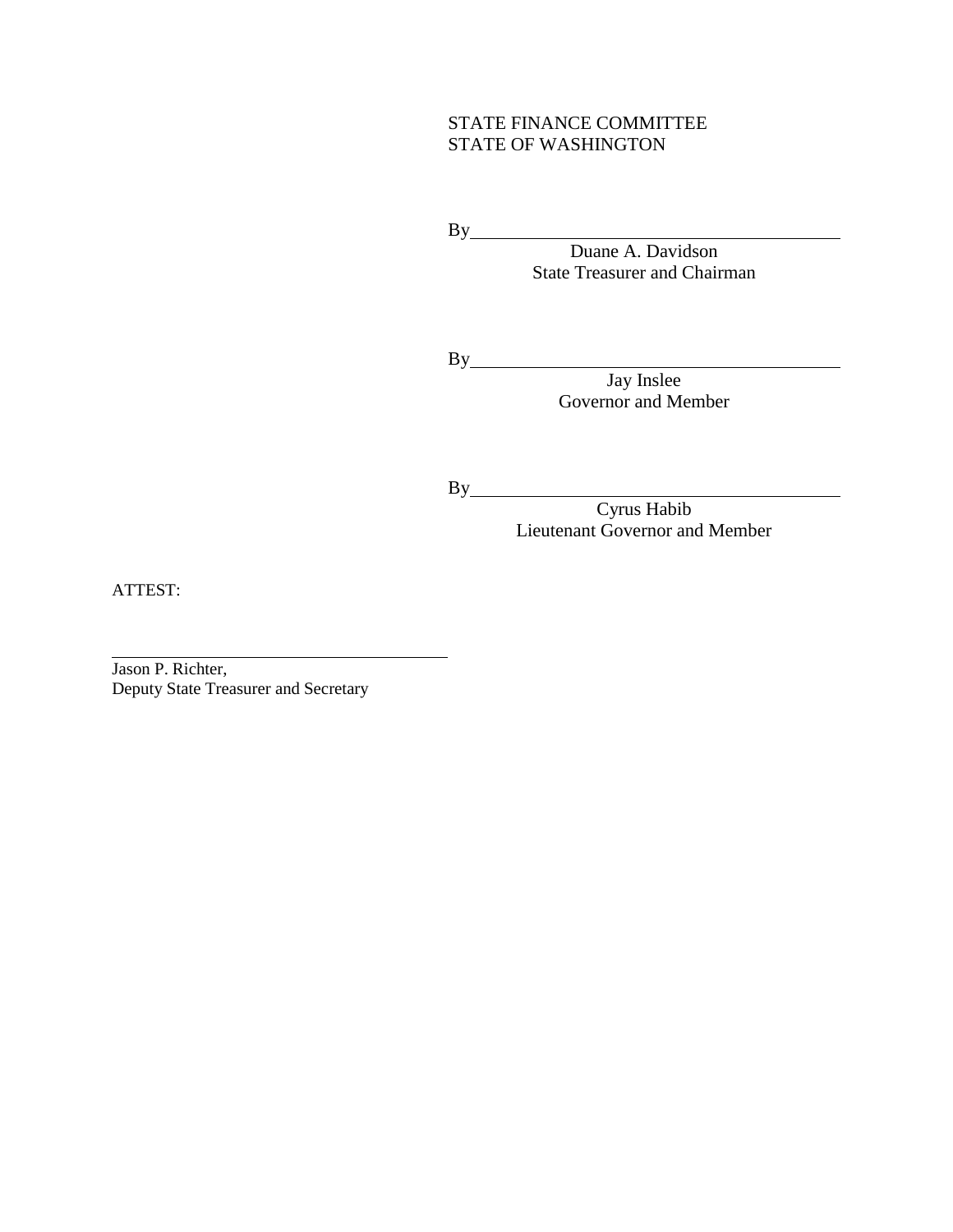STATE FINANCE COMMITTEE
STATE OF WASHINGTON

By\_\_\_\_\_\_\_\_\_\_\_\_\_\_\_\_\_\_\_\_\_\_\_\_\_\_\_\_\_\_\_\_\_\_\_\_\_\_\_\_
Duane A. Davidson
State Treasurer and Chairman

By\_\_\_\_\_\_\_\_\_\_\_\_\_\_\_\_\_\_\_\_\_\_\_\_\_\_\_\_\_\_\_\_\_\_\_\_\_\_\_\_
Jay Inslee
Governor and Member

By\_\_\_\_\_\_\_\_\_\_\_\_\_\_\_\_\_\_\_\_\_\_\_\_\_\_\_\_\_\_\_\_\_\_\_\_\_\_\_\_
Cyrus Habib
Lieutenant Governor and Member

ATTEST:

\_\_\_\_\_\_\_\_\_\_\_\_\_\_\_\_\_\_\_\_\_\_\_\_\_\_\_\_\_\_\_\_\_\_\_\_\_\_\_\_
Jason P. Richter,
Deputy State Treasurer and Secretary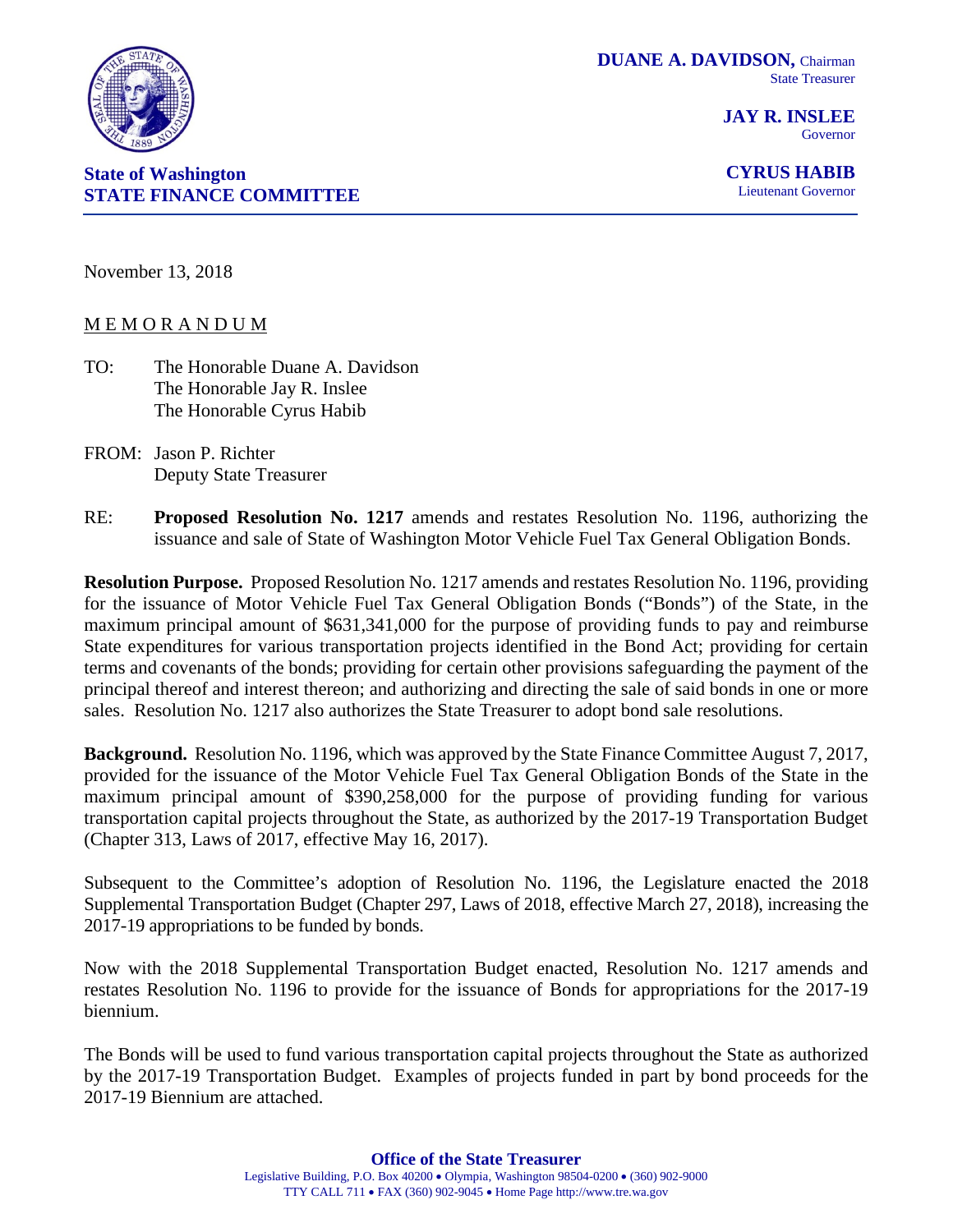**DUANE A. DAVIDSON,** Chairman
State Treasurer

**JAY R. INSLEE**
Governor

**CYRUS HABIB**
Lieutenant Governor

**State of Washington**
**STATE FINANCE COMMITTEE**

November 13, 2018

M E M O R A N D U M

TO: The Honorable Duane A. Davidson
The Honorable Jay R. Inslee
The Honorable Cyrus Habib

FROM: Jason P. Richter
Deputy State Treasurer

RE: **Proposed Resolution No. 1217** amends and restates Resolution No. 1196, authorizing the issuance and sale of State of Washington Motor Vehicle Fuel Tax General Obligation Bonds.

**Resolution Purpose.** Proposed Resolution No. 1217 amends and restates Resolution No. 1196, providing for the issuance of Motor Vehicle Fuel Tax General Obligation Bonds ("Bonds") of the State, in the maximum principal amount of $631,341,000 for the purpose of providing funds to pay and reimburse State expenditures for various transportation projects identified in the Bond Act; providing for certain terms and covenants of the bonds; providing for certain other provisions safeguarding the payment of the principal thereof and interest thereon; and authorizing and directing the sale of said bonds in one or more sales. Resolution No. 1217 also authorizes the State Treasurer to adopt bond sale resolutions.

**Background.** Resolution No. 1196, which was approved by the State Finance Committee August 7, 2017, provided for the issuance of the Motor Vehicle Fuel Tax General Obligation Bonds of the State in the maximum principal amount of $390,258,000 for the purpose of providing funding for various transportation capital projects throughout the State, as authorized by the 2017-19 Transportation Budget (Chapter 313, Laws of 2017, effective May 16, 2017).

Subsequent to the Committee's adoption of Resolution No. 1196, the Legislature enacted the 2018 Supplemental Transportation Budget (Chapter 297, Laws of 2018, effective March 27, 2018), increasing the 2017-19 appropriations to be funded by bonds.

Now with the 2018 Supplemental Transportation Budget enacted, Resolution No. 1217 amends and restates Resolution No. 1196 to provide for the issuance of Bonds for appropriations for the 2017-19 biennium.

The Bonds will be used to fund various transportation capital projects throughout the State as authorized by the 2017-19 Transportation Budget. Examples of projects funded in part by bond proceeds for the 2017-19 Biennium are attached.

**Office of the State Treasurer**
Legislative Building, P.O. Box 40200 • Olympia, Washington 98504-0200 • (360) 902-9000
TTY CALL 711 • FAX (360) 902-9045 • Home Page http://www.tre.wa.gov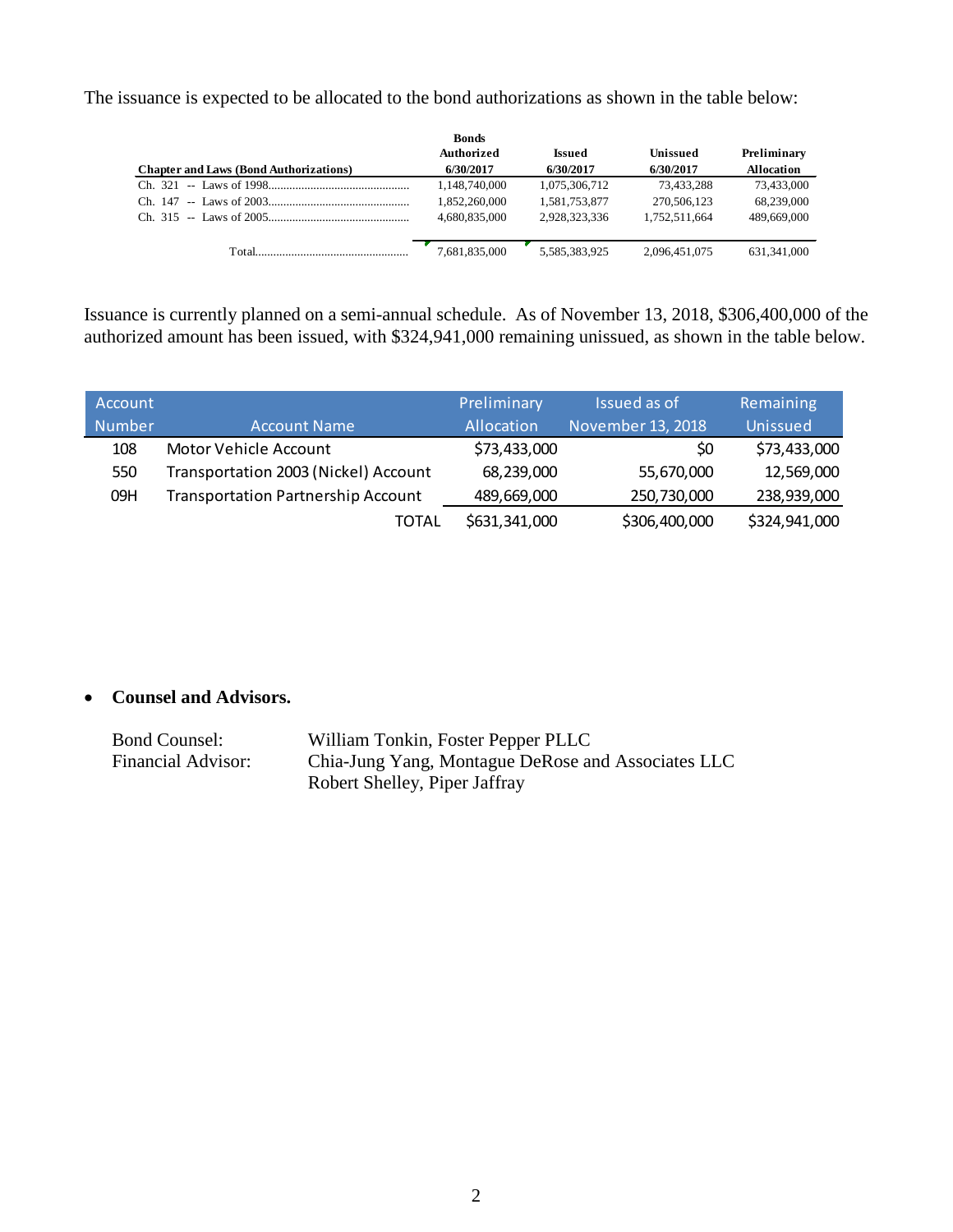The issuance is expected to be allocated to the bond authorizations as shown in the table below:

| Chapter and Laws (Bond Authorizations) | Bonds Authorized 6/30/2017 | Issued 6/30/2017 | Unissued 6/30/2017 | Preliminary Allocation |
|---|---|---|---|---|
| Ch. 321 -- Laws of 1998 | 1,148,740,000 | 1,075,306,712 | 73,433,288 | 73,433,000 |
| Ch. 147 -- Laws of 2003 | 1,852,260,000 | 1,581,753,877 | 270,506,123 | 68,239,000 |
| Ch. 315 -- Laws of 2005 | 4,680,835,000 | 2,928,323,336 | 1,752,511,664 | 489,669,000 |
| Total | 7,681,835,000 | 5,585,383,925 | 2,096,451,075 | 631,341,000 |

Issuance is currently planned on a semi-annual schedule. As of November 13, 2018, $306,400,000 of the authorized amount has been issued, with $324,941,000 remaining unissued, as shown in the table below.

| Account Number | Account Name | Preliminary Allocation | Issued as of November 13, 2018 | Remaining Unissued |
|---|---|---|---|---|
| 108 | Motor Vehicle Account | $73,433,000 | $0 | $73,433,000 |
| 550 | Transportation 2003 (Nickel) Account | 68,239,000 | 55,670,000 | 12,569,000 |
| 09H | Transportation Partnership Account | 489,669,000 | 250,730,000 | 238,939,000 |
| | TOTAL | $631,341,000 | $306,400,000 | $324,941,000 |

- **Counsel and Advisors.**

  Bond Counsel: William Tonkin, Foster Pepper PLLC
  Financial Advisor: Chia-Jung Yang, Montague DeRose and Associates LLC
  Robert Shelley, Piper Jaffray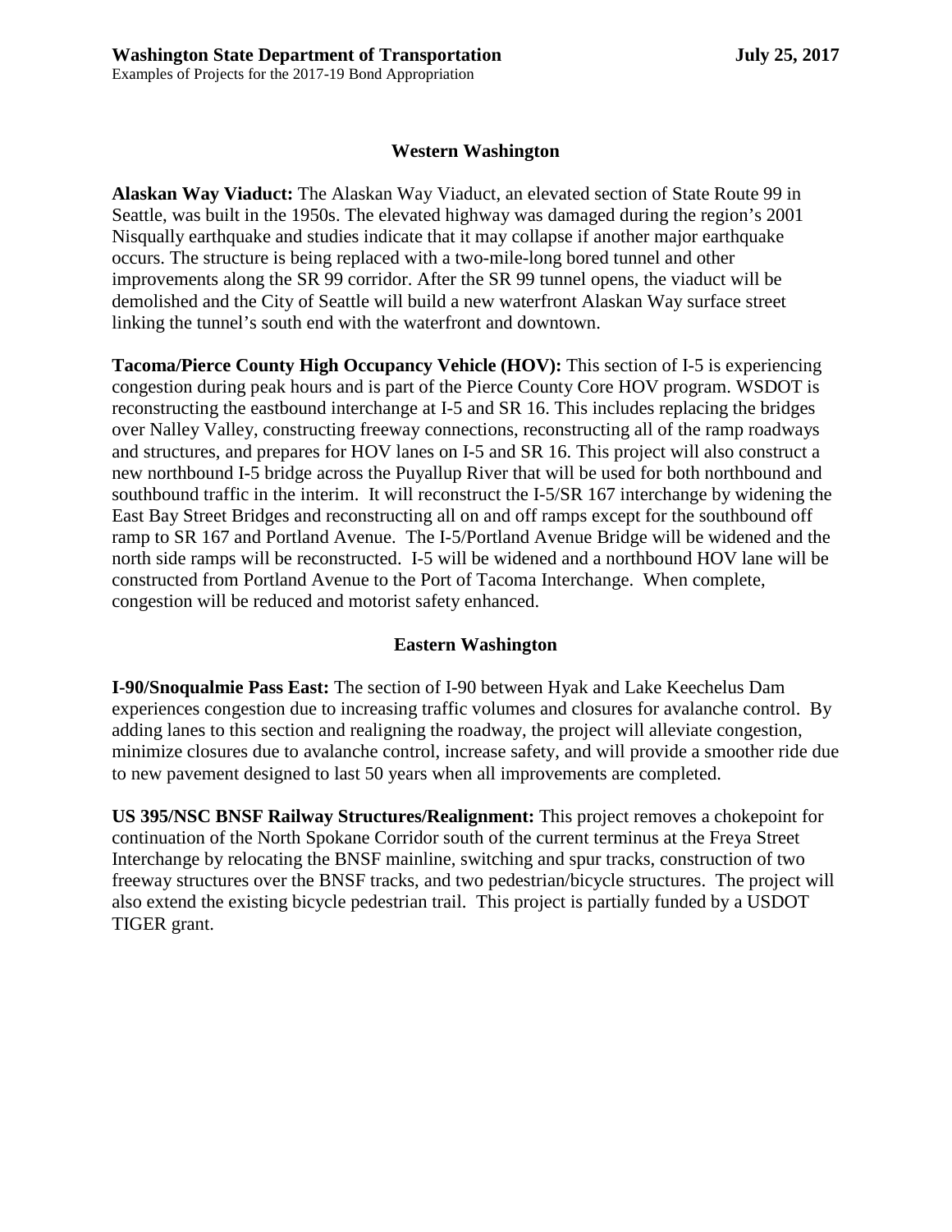## Western Washington

**Alaskan Way Viaduct:** The Alaskan Way Viaduct, an elevated section of State Route 99 in Seattle, was built in the 1950s. The elevated highway was damaged during the region's 2001 Nisqually earthquake and studies indicate that it may collapse if another major earthquake occurs. The structure is being replaced with a two-mile-long bored tunnel and other improvements along the SR 99 corridor. After the SR 99 tunnel opens, the viaduct will be demolished and the City of Seattle will build a new waterfront Alaskan Way surface street linking the tunnel's south end with the waterfront and downtown.

**Tacoma/Pierce County High Occupancy Vehicle (HOV):** This section of I-5 is experiencing congestion during peak hours and is part of the Pierce County Core HOV program. WSDOT is reconstructing the eastbound interchange at I-5 and SR 16. This includes replacing the bridges over Nalley Valley, constructing freeway connections, reconstructing all of the ramp roadways and structures, and prepares for HOV lanes on I-5 and SR 16. This project will also construct a new northbound I-5 bridge across the Puyallup River that will be used for both northbound and southbound traffic in the interim. It will reconstruct the I-5/SR 167 interchange by widening the East Bay Street Bridges and reconstructing all on and off ramps except for the southbound off ramp to SR 167 and Portland Avenue. The I-5/Portland Avenue Bridge will be widened and the north side ramps will be reconstructed. I-5 will be widened and a northbound HOV lane will be constructed from Portland Avenue to the Port of Tacoma Interchange. When complete, congestion will be reduced and motorist safety enhanced.

## Eastern Washington

**I-90/Snoqualmie Pass East:** The section of I-90 between Hyak and Lake Keechelus Dam experiences congestion due to increasing traffic volumes and closures for avalanche control. By adding lanes to this section and realigning the roadway, the project will alleviate congestion, minimize closures due to avalanche control, increase safety, and will provide a smoother ride due to new pavement designed to last 50 years when all improvements are completed.

**US 395/NSC BNSF Railway Structures/Realignment:** This project removes a chokepoint for continuation of the North Spokane Corridor south of the current terminus at the Freya Street Interchange by relocating the BNSF mainline, switching and spur tracks, construction of two freeway structures over the BNSF tracks, and two pedestrian/bicycle structures. The project will also extend the existing bicycle pedestrian trail. This project is partially funded by a USDOT TIGER grant.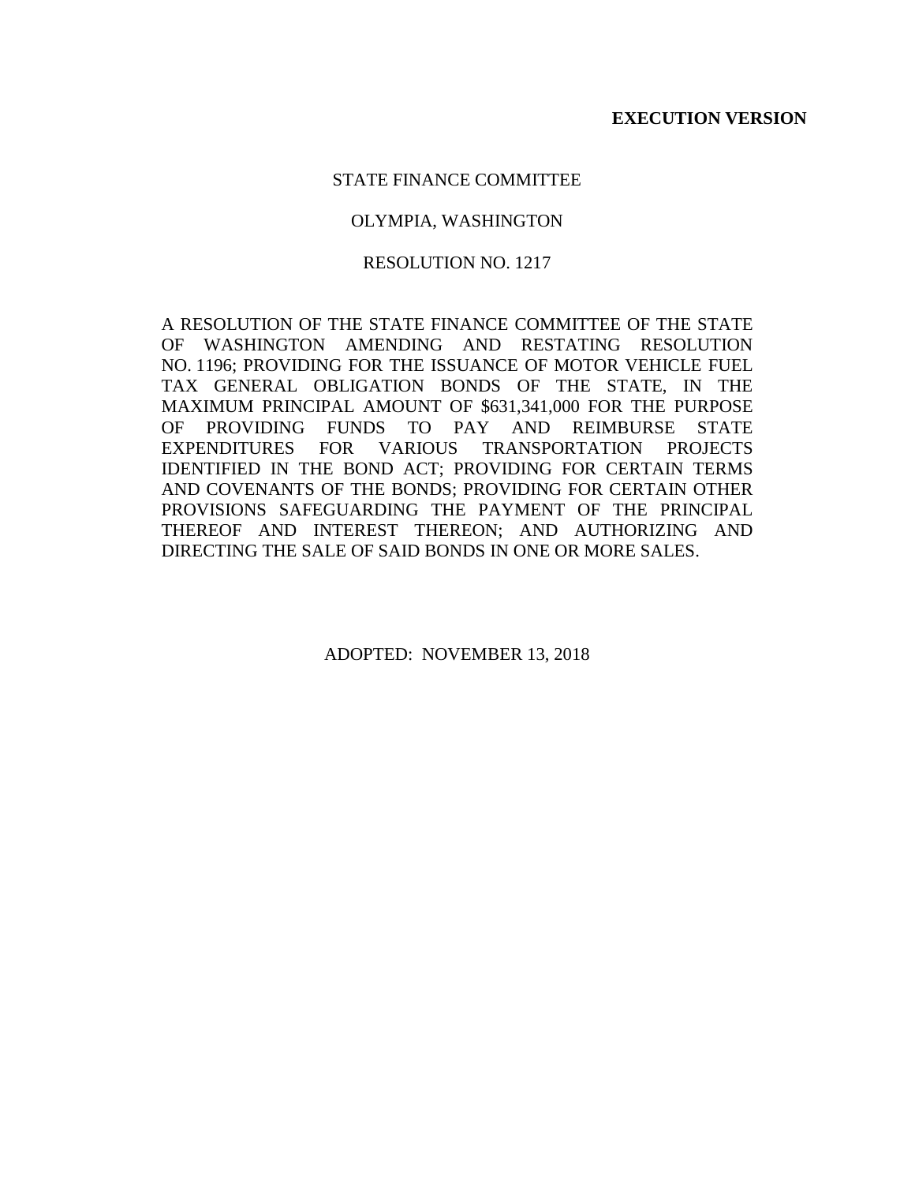**EXECUTION VERSION**

STATE FINANCE COMMITTEE

OLYMPIA, WASHINGTON

RESOLUTION NO. 1217

A RESOLUTION OF THE STATE FINANCE COMMITTEE OF THE STATE OF WASHINGTON AMENDING AND RESTATING RESOLUTION NO. 1196; PROVIDING FOR THE ISSUANCE OF MOTOR VEHICLE FUEL TAX GENERAL OBLIGATION BONDS OF THE STATE, IN THE MAXIMUM PRINCIPAL AMOUNT OF $631,341,000 FOR THE PURPOSE OF PROVIDING FUNDS TO PAY AND REIMBURSE STATE EXPENDITURES FOR VARIOUS TRANSPORTATION PROJECTS IDENTIFIED IN THE BOND ACT; PROVIDING FOR CERTAIN TERMS AND COVENANTS OF THE BONDS; PROVIDING FOR CERTAIN OTHER PROVISIONS SAFEGUARDING THE PAYMENT OF THE PRINCIPAL THEREOF AND INTEREST THEREON; AND AUTHORIZING AND DIRECTING THE SALE OF SAID BONDS IN ONE OR MORE SALES.

ADOPTED: NOVEMBER 13, 2018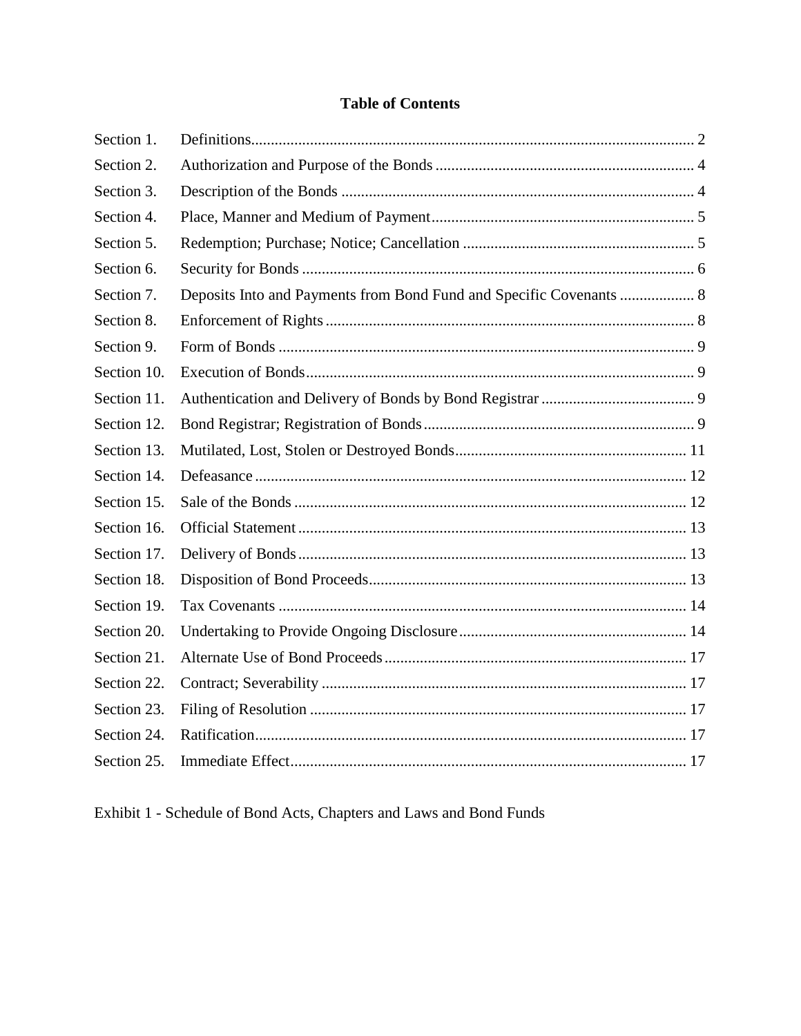# Table of Contents

| | | |
|---|---|---|
| Section 1. | Definitions | 2 |
| Section 2. | Authorization and Purpose of the Bonds | 4 |
| Section 3. | Description of the Bonds | 4 |
| Section 4. | Place, Manner and Medium of Payment | 5 |
| Section 5. | Redemption; Purchase; Notice; Cancellation | 5 |
| Section 6. | Security for Bonds | 6 |
| Section 7. | Deposits Into and Payments from Bond Fund and Specific Covenants | 8 |
| Section 8. | Enforcement of Rights | 8 |
| Section 9. | Form of Bonds | 9 |
| Section 10. | Execution of Bonds | 9 |
| Section 11. | Authentication and Delivery of Bonds by Bond Registrar | 9 |
| Section 12. | Bond Registrar; Registration of Bonds | 9 |
| Section 13. | Mutilated, Lost, Stolen or Destroyed Bonds | 11 |
| Section 14. | Defeasance | 12 |
| Section 15. | Sale of the Bonds | 12 |
| Section 16. | Official Statement | 13 |
| Section 17. | Delivery of Bonds | 13 |
| Section 18. | Disposition of Bond Proceeds | 13 |
| Section 19. | Tax Covenants | 14 |
| Section 20. | Undertaking to Provide Ongoing Disclosure | 14 |
| Section 21. | Alternate Use of Bond Proceeds | 17 |
| Section 22. | Contract; Severability | 17 |
| Section 23. | Filing of Resolution | 17 |
| Section 24. | Ratification | 17 |
| Section 25. | Immediate Effect | 17 |

Exhibit 1 - Schedule of Bond Acts, Chapters and Laws and Bond Funds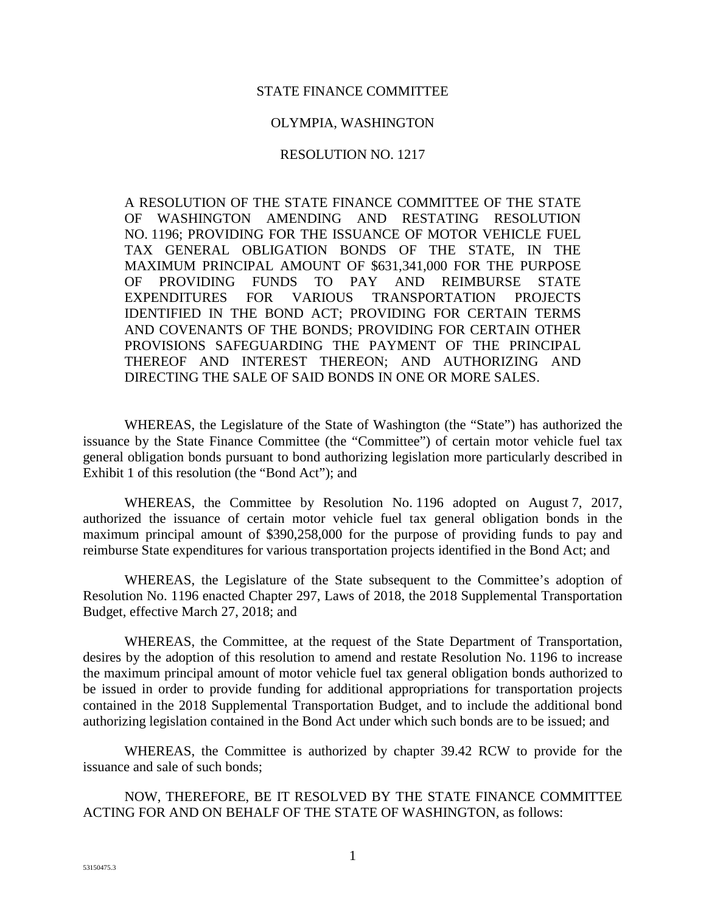STATE FINANCE COMMITTEE

OLYMPIA, WASHINGTON

RESOLUTION NO. 1217

A RESOLUTION OF THE STATE FINANCE COMMITTEE OF THE STATE OF WASHINGTON AMENDING AND RESTATING RESOLUTION NO. 1196; PROVIDING FOR THE ISSUANCE OF MOTOR VEHICLE FUEL TAX GENERAL OBLIGATION BONDS OF THE STATE, IN THE MAXIMUM PRINCIPAL AMOUNT OF $631,341,000 FOR THE PURPOSE OF PROVIDING FUNDS TO PAY AND REIMBURSE STATE EXPENDITURES FOR VARIOUS TRANSPORTATION PROJECTS IDENTIFIED IN THE BOND ACT; PROVIDING FOR CERTAIN TERMS AND COVENANTS OF THE BONDS; PROVIDING FOR CERTAIN OTHER PROVISIONS SAFEGUARDING THE PAYMENT OF THE PRINCIPAL THEREOF AND INTEREST THEREON; AND AUTHORIZING AND DIRECTING THE SALE OF SAID BONDS IN ONE OR MORE SALES.

WHEREAS, the Legislature of the State of Washington (the "State") has authorized the issuance by the State Finance Committee (the "Committee") of certain motor vehicle fuel tax general obligation bonds pursuant to bond authorizing legislation more particularly described in Exhibit 1 of this resolution (the "Bond Act"); and

WHEREAS, the Committee by Resolution No. 1196 adopted on August 7, 2017, authorized the issuance of certain motor vehicle fuel tax general obligation bonds in the maximum principal amount of $390,258,000 for the purpose of providing funds to pay and reimburse State expenditures for various transportation projects identified in the Bond Act; and

WHEREAS, the Legislature of the State subsequent to the Committee's adoption of Resolution No. 1196 enacted Chapter 297, Laws of 2018, the 2018 Supplemental Transportation Budget, effective March 27, 2018; and

WHEREAS, the Committee, at the request of the State Department of Transportation, desires by the adoption of this resolution to amend and restate Resolution No. 1196 to increase the maximum principal amount of motor vehicle fuel tax general obligation bonds authorized to be issued in order to provide funding for additional appropriations for transportation projects contained in the 2018 Supplemental Transportation Budget, and to include the additional bond authorizing legislation contained in the Bond Act under which such bonds are to be issued; and

WHEREAS, the Committee is authorized by chapter 39.42 RCW to provide for the issuance and sale of such bonds;

NOW, THEREFORE, BE IT RESOLVED BY THE STATE FINANCE COMMITTEE ACTING FOR AND ON BEHALF OF THE STATE OF WASHINGTON, as follows: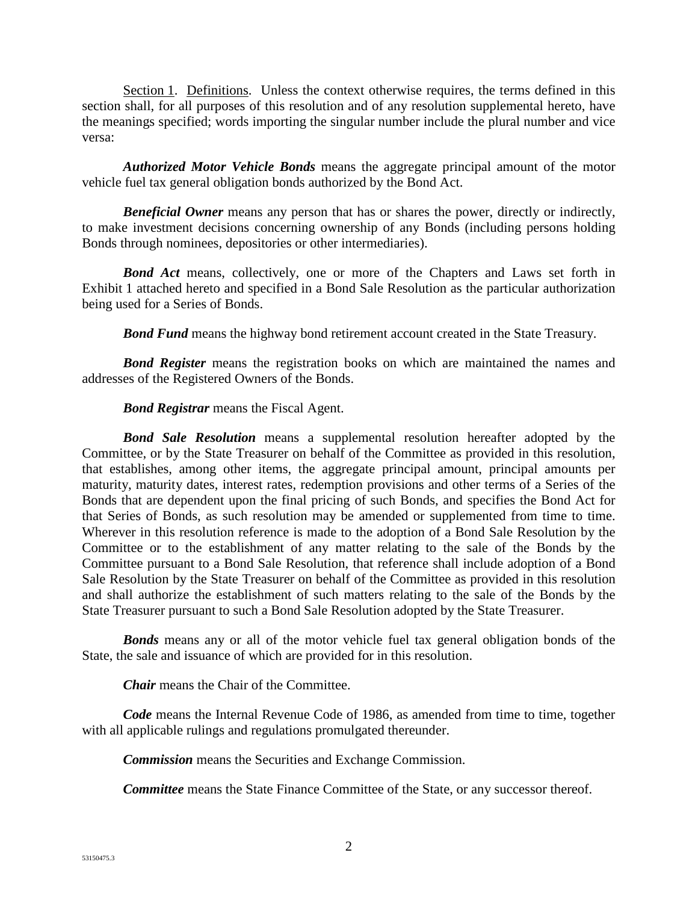Section 1. Definitions. Unless the context otherwise requires, the terms defined in this section shall, for all purposes of this resolution and of any resolution supplemental hereto, have the meanings specified; words importing the singular number include the plural number and vice versa:

***Authorized Motor Vehicle Bonds*** means the aggregate principal amount of the motor vehicle fuel tax general obligation bonds authorized by the Bond Act.

***Beneficial Owner*** means any person that has or shares the power, directly or indirectly, to make investment decisions concerning ownership of any Bonds (including persons holding Bonds through nominees, depositories or other intermediaries).

***Bond Act*** means, collectively, one or more of the Chapters and Laws set forth in Exhibit 1 attached hereto and specified in a Bond Sale Resolution as the particular authorization being used for a Series of Bonds.

***Bond Fund*** means the highway bond retirement account created in the State Treasury.

***Bond Register*** means the registration books on which are maintained the names and addresses of the Registered Owners of the Bonds.

***Bond Registrar*** means the Fiscal Agent.

***Bond Sale Resolution*** means a supplemental resolution hereafter adopted by the Committee, or by the State Treasurer on behalf of the Committee as provided in this resolution, that establishes, among other items, the aggregate principal amount, principal amounts per maturity, maturity dates, interest rates, redemption provisions and other terms of a Series of the Bonds that are dependent upon the final pricing of such Bonds, and specifies the Bond Act for that Series of Bonds, as such resolution may be amended or supplemented from time to time. Wherever in this resolution reference is made to the adoption of a Bond Sale Resolution by the Committee or to the establishment of any matter relating to the sale of the Bonds by the Committee pursuant to a Bond Sale Resolution, that reference shall include adoption of a Bond Sale Resolution by the State Treasurer on behalf of the Committee as provided in this resolution and shall authorize the establishment of such matters relating to the sale of the Bonds by the State Treasurer pursuant to such a Bond Sale Resolution adopted by the State Treasurer.

***Bonds*** means any or all of the motor vehicle fuel tax general obligation bonds of the State, the sale and issuance of which are provided for in this resolution.

***Chair*** means the Chair of the Committee.

***Code*** means the Internal Revenue Code of 1986, as amended from time to time, together with all applicable rulings and regulations promulgated thereunder.

***Commission*** means the Securities and Exchange Commission.

***Committee*** means the State Finance Committee of the State, or any successor thereof.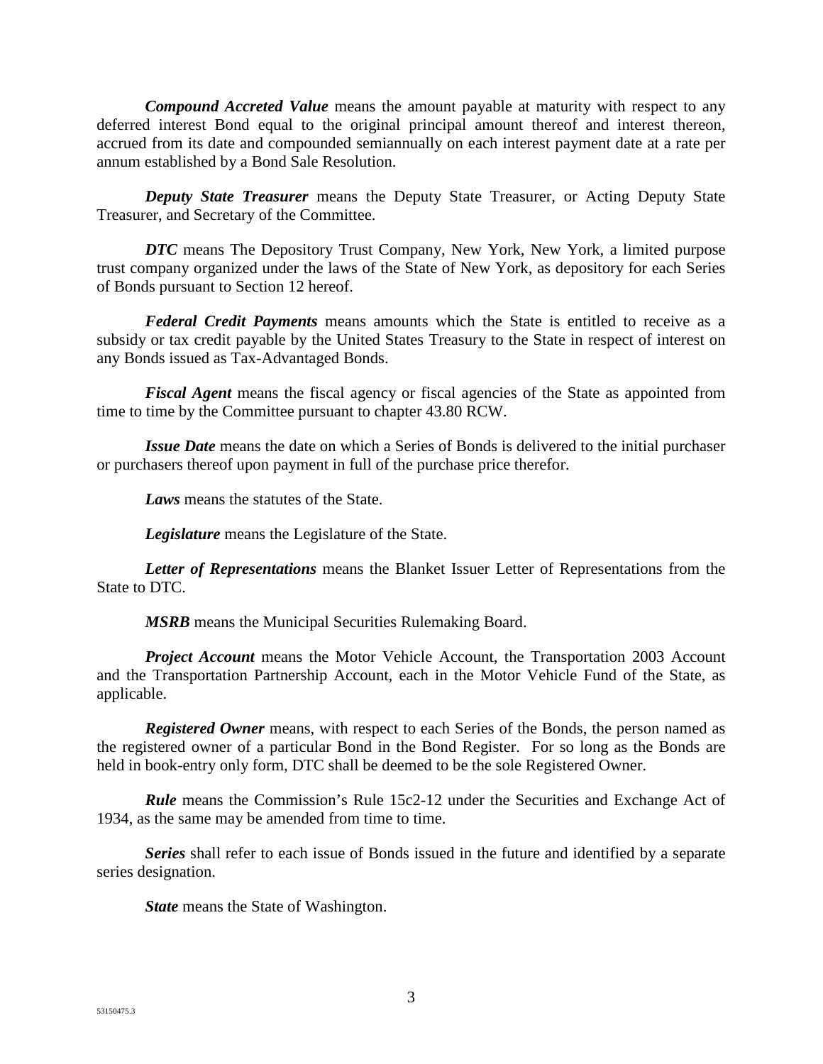***Compound Accreted Value*** means the amount payable at maturity with respect to any deferred interest Bond equal to the original principal amount thereof and interest thereon, accrued from its date and compounded semiannually on each interest payment date at a rate per annum established by a Bond Sale Resolution.

***Deputy State Treasurer*** means the Deputy State Treasurer, or Acting Deputy State Treasurer, and Secretary of the Committee.

***DTC*** means The Depository Trust Company, New York, New York, a limited purpose trust company organized under the laws of the State of New York, as depository for each Series of Bonds pursuant to Section 12 hereof.

***Federal Credit Payments*** means amounts which the State is entitled to receive as a subsidy or tax credit payable by the United States Treasury to the State in respect of interest on any Bonds issued as Tax-Advantaged Bonds.

***Fiscal Agent*** means the fiscal agency or fiscal agencies of the State as appointed from time to time by the Committee pursuant to chapter 43.80 RCW.

***Issue Date*** means the date on which a Series of Bonds is delivered to the initial purchaser or purchasers thereof upon payment in full of the purchase price therefor.

***Laws*** means the statutes of the State.

***Legislature*** means the Legislature of the State.

***Letter of Representations*** means the Blanket Issuer Letter of Representations from the State to DTC.

***MSRB*** means the Municipal Securities Rulemaking Board.

***Project Account*** means the Motor Vehicle Account, the Transportation 2003 Account and the Transportation Partnership Account, each in the Motor Vehicle Fund of the State, as applicable.

***Registered Owner*** means, with respect to each Series of the Bonds, the person named as the registered owner of a particular Bond in the Bond Register. For so long as the Bonds are held in book-entry only form, DTC shall be deemed to be the sole Registered Owner.

***Rule*** means the Commission's Rule 15c2-12 under the Securities and Exchange Act of 1934, as the same may be amended from time to time.

***Series*** shall refer to each issue of Bonds issued in the future and identified by a separate series designation.

***State*** means the State of Washington.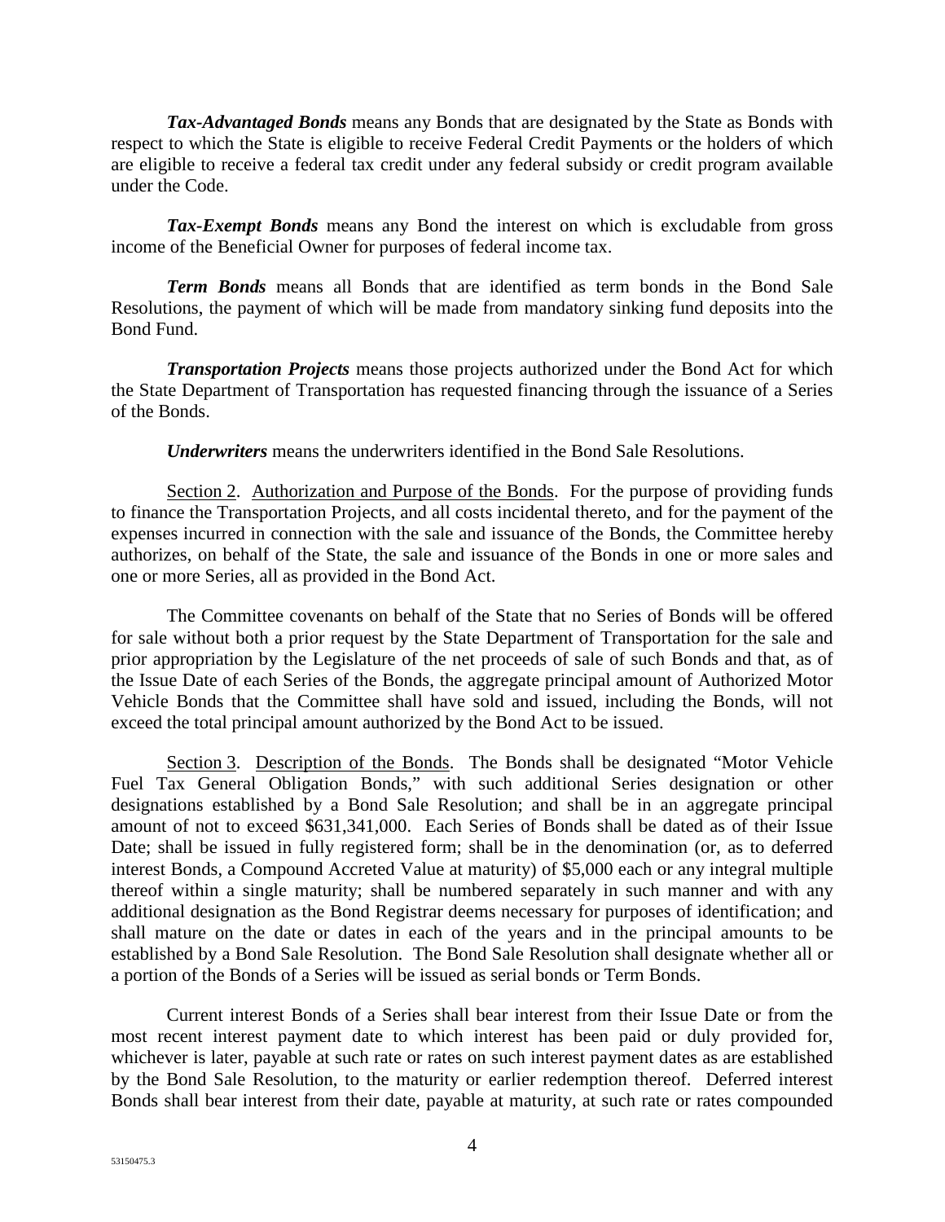***Tax-Advantaged Bonds*** means any Bonds that are designated by the State as Bonds with respect to which the State is eligible to receive Federal Credit Payments or the holders of which are eligible to receive a federal tax credit under any federal subsidy or credit program available under the Code.

***Tax-Exempt Bonds*** means any Bond the interest on which is excludable from gross income of the Beneficial Owner for purposes of federal income tax.

***Term Bonds*** means all Bonds that are identified as term bonds in the Bond Sale Resolutions, the payment of which will be made from mandatory sinking fund deposits into the Bond Fund.

***Transportation Projects*** means those projects authorized under the Bond Act for which the State Department of Transportation has requested financing through the issuance of a Series of the Bonds.

***Underwriters*** means the underwriters identified in the Bond Sale Resolutions.

<u>Section 2</u>. <u>Authorization and Purpose of the Bonds</u>. For the purpose of providing funds to finance the Transportation Projects, and all costs incidental thereto, and for the payment of the expenses incurred in connection with the sale and issuance of the Bonds, the Committee hereby authorizes, on behalf of the State, the sale and issuance of the Bonds in one or more sales and one or more Series, all as provided in the Bond Act.

The Committee covenants on behalf of the State that no Series of Bonds will be offered for sale without both a prior request by the State Department of Transportation for the sale and prior appropriation by the Legislature of the net proceeds of sale of such Bonds and that, as of the Issue Date of each Series of the Bonds, the aggregate principal amount of Authorized Motor Vehicle Bonds that the Committee shall have sold and issued, including the Bonds, will not exceed the total principal amount authorized by the Bond Act to be issued.

<u>Section 3</u>. <u>Description of the Bonds</u>. The Bonds shall be designated "Motor Vehicle Fuel Tax General Obligation Bonds," with such additional Series designation or other designations established by a Bond Sale Resolution; and shall be in an aggregate principal amount of not to exceed $631,341,000. Each Series of Bonds shall be dated as of their Issue Date; shall be issued in fully registered form; shall be in the denomination (or, as to deferred interest Bonds, a Compound Accreted Value at maturity) of $5,000 each or any integral multiple thereof within a single maturity; shall be numbered separately in such manner and with any additional designation as the Bond Registrar deems necessary for purposes of identification; and shall mature on the date or dates in each of the years and in the principal amounts to be established by a Bond Sale Resolution. The Bond Sale Resolution shall designate whether all or a portion of the Bonds of a Series will be issued as serial bonds or Term Bonds.

Current interest Bonds of a Series shall bear interest from their Issue Date or from the most recent interest payment date to which interest has been paid or duly provided for, whichever is later, payable at such rate or rates on such interest payment dates as are established by the Bond Sale Resolution, to the maturity or earlier redemption thereof. Deferred interest Bonds shall bear interest from their date, payable at maturity, at such rate or rates compounded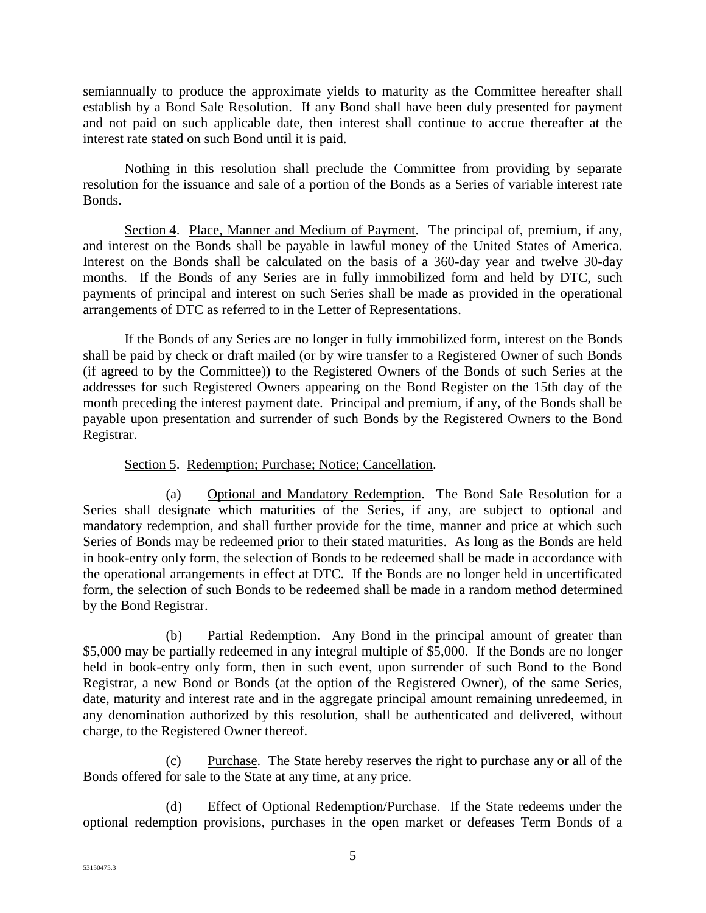semiannually to produce the approximate yields to maturity as the Committee hereafter shall establish by a Bond Sale Resolution. If any Bond shall have been duly presented for payment and not paid on such applicable date, then interest shall continue to accrue thereafter at the interest rate stated on such Bond until it is paid.

Nothing in this resolution shall preclude the Committee from providing by separate resolution for the issuance and sale of a portion of the Bonds as a Series of variable interest rate Bonds.

Section 4. Place, Manner and Medium of Payment. The principal of, premium, if any, and interest on the Bonds shall be payable in lawful money of the United States of America. Interest on the Bonds shall be calculated on the basis of a 360-day year and twelve 30-day months. If the Bonds of any Series are in fully immobilized form and held by DTC, such payments of principal and interest on such Series shall be made as provided in the operational arrangements of DTC as referred to in the Letter of Representations.

If the Bonds of any Series are no longer in fully immobilized form, interest on the Bonds shall be paid by check or draft mailed (or by wire transfer to a Registered Owner of such Bonds (if agreed to by the Committee)) to the Registered Owners of the Bonds of such Series at the addresses for such Registered Owners appearing on the Bond Register on the 15th day of the month preceding the interest payment date. Principal and premium, if any, of the Bonds shall be payable upon presentation and surrender of such Bonds by the Registered Owners to the Bond Registrar.

Section 5. Redemption; Purchase; Notice; Cancellation.

(a) Optional and Mandatory Redemption. The Bond Sale Resolution for a Series shall designate which maturities of the Series, if any, are subject to optional and mandatory redemption, and shall further provide for the time, manner and price at which such Series of Bonds may be redeemed prior to their stated maturities. As long as the Bonds are held in book-entry only form, the selection of Bonds to be redeemed shall be made in accordance with the operational arrangements in effect at DTC. If the Bonds are no longer held in uncertificated form, the selection of such Bonds to be redeemed shall be made in a random method determined by the Bond Registrar.

(b) Partial Redemption. Any Bond in the principal amount of greater than $5,000 may be partially redeemed in any integral multiple of $5,000. If the Bonds are no longer held in book-entry only form, then in such event, upon surrender of such Bond to the Bond Registrar, a new Bond or Bonds (at the option of the Registered Owner), of the same Series, date, maturity and interest rate and in the aggregate principal amount remaining unredeemed, in any denomination authorized by this resolution, shall be authenticated and delivered, without charge, to the Registered Owner thereof.

(c) Purchase. The State hereby reserves the right to purchase any or all of the Bonds offered for sale to the State at any time, at any price.

(d) Effect of Optional Redemption/Purchase. If the State redeems under the optional redemption provisions, purchases in the open market or defeases Term Bonds of a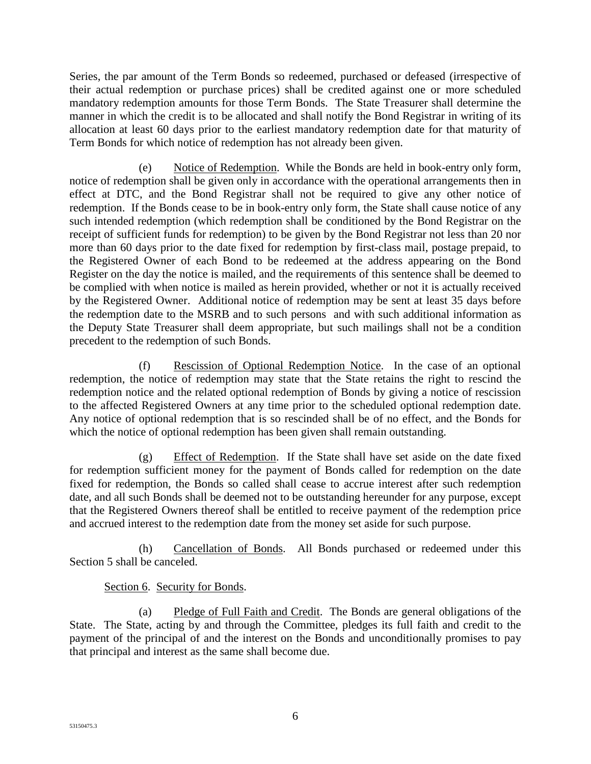Series, the par amount of the Term Bonds so redeemed, purchased or defeased (irrespective of their actual redemption or purchase prices) shall be credited against one or more scheduled mandatory redemption amounts for those Term Bonds. The State Treasurer shall determine the manner in which the credit is to be allocated and shall notify the Bond Registrar in writing of its allocation at least 60 days prior to the earliest mandatory redemption date for that maturity of Term Bonds for which notice of redemption has not already been given.

(e) Notice of Redemption. While the Bonds are held in book-entry only form, notice of redemption shall be given only in accordance with the operational arrangements then in effect at DTC, and the Bond Registrar shall not be required to give any other notice of redemption. If the Bonds cease to be in book-entry only form, the State shall cause notice of any such intended redemption (which redemption shall be conditioned by the Bond Registrar on the receipt of sufficient funds for redemption) to be given by the Bond Registrar not less than 20 nor more than 60 days prior to the date fixed for redemption by first-class mail, postage prepaid, to the Registered Owner of each Bond to be redeemed at the address appearing on the Bond Register on the day the notice is mailed, and the requirements of this sentence shall be deemed to be complied with when notice is mailed as herein provided, whether or not it is actually received by the Registered Owner. Additional notice of redemption may be sent at least 35 days before the redemption date to the MSRB and to such persons and with such additional information as the Deputy State Treasurer shall deem appropriate, but such mailings shall not be a condition precedent to the redemption of such Bonds.

(f) Rescission of Optional Redemption Notice. In the case of an optional redemption, the notice of redemption may state that the State retains the right to rescind the redemption notice and the related optional redemption of Bonds by giving a notice of rescission to the affected Registered Owners at any time prior to the scheduled optional redemption date. Any notice of optional redemption that is so rescinded shall be of no effect, and the Bonds for which the notice of optional redemption has been given shall remain outstanding.

(g) Effect of Redemption. If the State shall have set aside on the date fixed for redemption sufficient money for the payment of Bonds called for redemption on the date fixed for redemption, the Bonds so called shall cease to accrue interest after such redemption date, and all such Bonds shall be deemed not to be outstanding hereunder for any purpose, except that the Registered Owners thereof shall be entitled to receive payment of the redemption price and accrued interest to the redemption date from the money set aside for such purpose.

(h) Cancellation of Bonds. All Bonds purchased or redeemed under this Section 5 shall be canceled.

Section 6. Security for Bonds.

(a) Pledge of Full Faith and Credit. The Bonds are general obligations of the State. The State, acting by and through the Committee, pledges its full faith and credit to the payment of the principal of and the interest on the Bonds and unconditionally promises to pay that principal and interest as the same shall become due.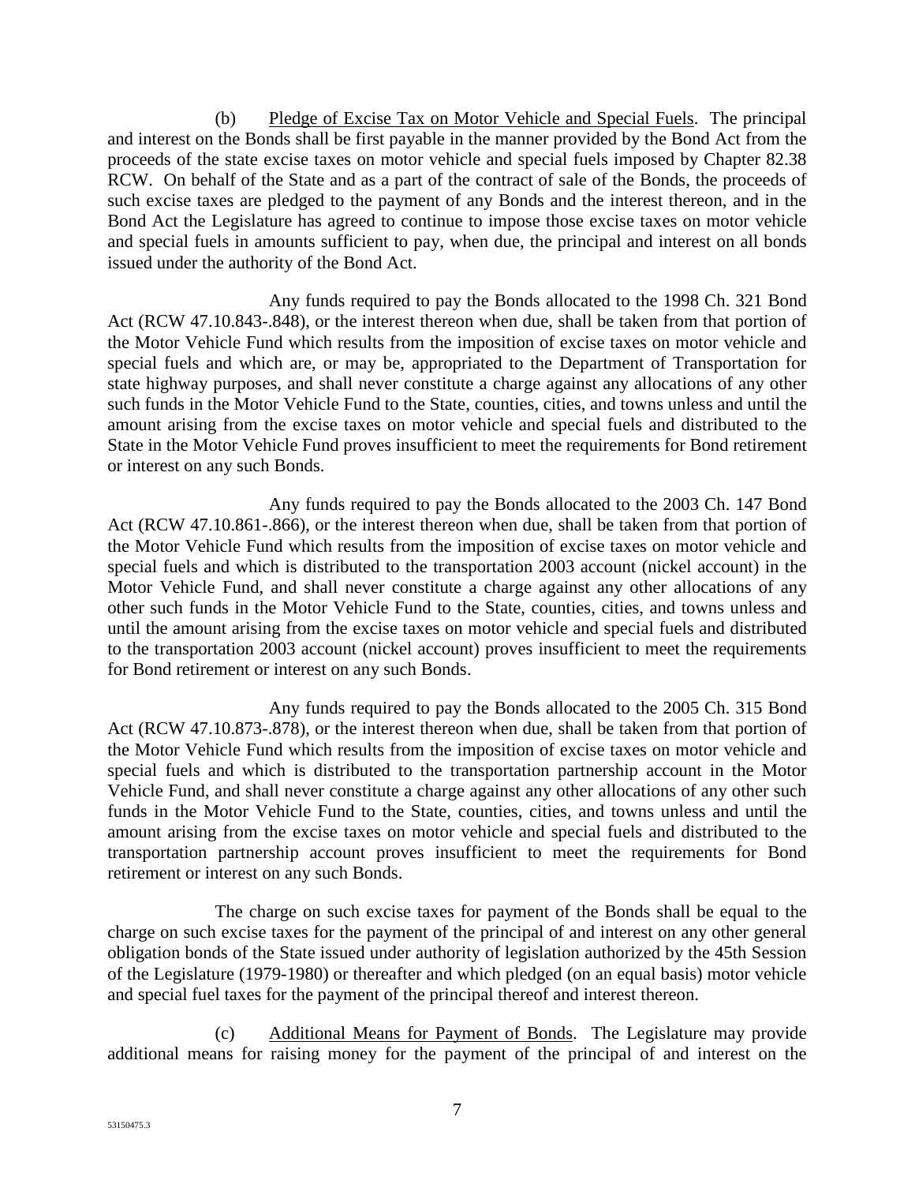(b) Pledge of Excise Tax on Motor Vehicle and Special Fuels. The principal and interest on the Bonds shall be first payable in the manner provided by the Bond Act from the proceeds of the state excise taxes on motor vehicle and special fuels imposed by Chapter 82.38 RCW. On behalf of the State and as a part of the contract of sale of the Bonds, the proceeds of such excise taxes are pledged to the payment of any Bonds and the interest thereon, and in the Bond Act the Legislature has agreed to continue to impose those excise taxes on motor vehicle and special fuels in amounts sufficient to pay, when due, the principal and interest on all bonds issued under the authority of the Bond Act.

Any funds required to pay the Bonds allocated to the 1998 Ch. 321 Bond Act (RCW 47.10.843-.848), or the interest thereon when due, shall be taken from that portion of the Motor Vehicle Fund which results from the imposition of excise taxes on motor vehicle and special fuels and which are, or may be, appropriated to the Department of Transportation for state highway purposes, and shall never constitute a charge against any allocations of any other such funds in the Motor Vehicle Fund to the State, counties, cities, and towns unless and until the amount arising from the excise taxes on motor vehicle and special fuels and distributed to the State in the Motor Vehicle Fund proves insufficient to meet the requirements for Bond retirement or interest on any such Bonds.

Any funds required to pay the Bonds allocated to the 2003 Ch. 147 Bond Act (RCW 47.10.861-.866), or the interest thereon when due, shall be taken from that portion of the Motor Vehicle Fund which results from the imposition of excise taxes on motor vehicle and special fuels and which is distributed to the transportation 2003 account (nickel account) in the Motor Vehicle Fund, and shall never constitute a charge against any other allocations of any other such funds in the Motor Vehicle Fund to the State, counties, cities, and towns unless and until the amount arising from the excise taxes on motor vehicle and special fuels and distributed to the transportation 2003 account (nickel account) proves insufficient to meet the requirements for Bond retirement or interest on any such Bonds.

Any funds required to pay the Bonds allocated to the 2005 Ch. 315 Bond Act (RCW 47.10.873-.878), or the interest thereon when due, shall be taken from that portion of the Motor Vehicle Fund which results from the imposition of excise taxes on motor vehicle and special fuels and which is distributed to the transportation partnership account in the Motor Vehicle Fund, and shall never constitute a charge against any other allocations of any other such funds in the Motor Vehicle Fund to the State, counties, cities, and towns unless and until the amount arising from the excise taxes on motor vehicle and special fuels and distributed to the transportation partnership account proves insufficient to meet the requirements for Bond retirement or interest on any such Bonds.

The charge on such excise taxes for payment of the Bonds shall be equal to the charge on such excise taxes for the payment of the principal of and interest on any other general obligation bonds of the State issued under authority of legislation authorized by the 45th Session of the Legislature (1979-1980) or thereafter and which pledged (on an equal basis) motor vehicle and special fuel taxes for the payment of the principal thereof and interest thereon.

(c) Additional Means for Payment of Bonds. The Legislature may provide additional means for raising money for the payment of the principal of and interest on the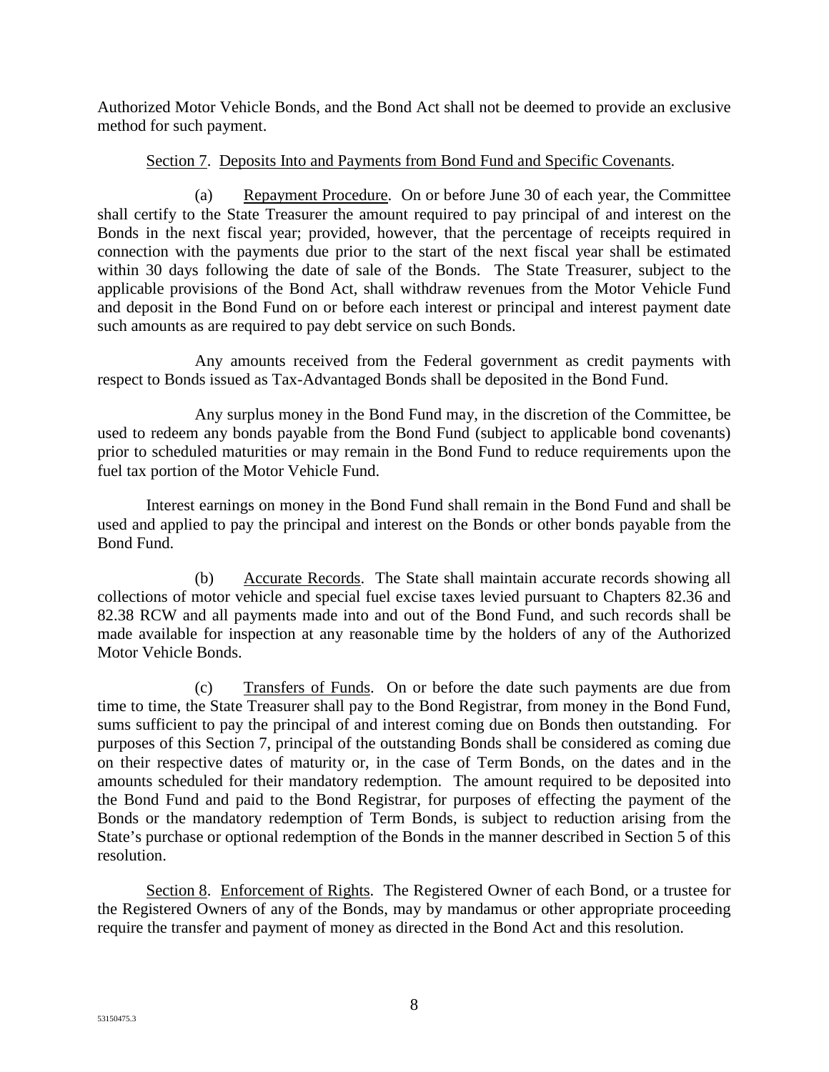Authorized Motor Vehicle Bonds, and the Bond Act shall not be deemed to provide an exclusive method for such payment.

Section 7. Deposits Into and Payments from Bond Fund and Specific Covenants.

(a) Repayment Procedure. On or before June 30 of each year, the Committee shall certify to the State Treasurer the amount required to pay principal of and interest on the Bonds in the next fiscal year; provided, however, that the percentage of receipts required in connection with the payments due prior to the start of the next fiscal year shall be estimated within 30 days following the date of sale of the Bonds. The State Treasurer, subject to the applicable provisions of the Bond Act, shall withdraw revenues from the Motor Vehicle Fund and deposit in the Bond Fund on or before each interest or principal and interest payment date such amounts as are required to pay debt service on such Bonds.

Any amounts received from the Federal government as credit payments with respect to Bonds issued as Tax-Advantaged Bonds shall be deposited in the Bond Fund.

Any surplus money in the Bond Fund may, in the discretion of the Committee, be used to redeem any bonds payable from the Bond Fund (subject to applicable bond covenants) prior to scheduled maturities or may remain in the Bond Fund to reduce requirements upon the fuel tax portion of the Motor Vehicle Fund.

Interest earnings on money in the Bond Fund shall remain in the Bond Fund and shall be used and applied to pay the principal and interest on the Bonds or other bonds payable from the Bond Fund.

(b) Accurate Records. The State shall maintain accurate records showing all collections of motor vehicle and special fuel excise taxes levied pursuant to Chapters 82.36 and 82.38 RCW and all payments made into and out of the Bond Fund, and such records shall be made available for inspection at any reasonable time by the holders of any of the Authorized Motor Vehicle Bonds.

(c) Transfers of Funds. On or before the date such payments are due from time to time, the State Treasurer shall pay to the Bond Registrar, from money in the Bond Fund, sums sufficient to pay the principal of and interest coming due on Bonds then outstanding. For purposes of this Section 7, principal of the outstanding Bonds shall be considered as coming due on their respective dates of maturity or, in the case of Term Bonds, on the dates and in the amounts scheduled for their mandatory redemption. The amount required to be deposited into the Bond Fund and paid to the Bond Registrar, for purposes of effecting the payment of the Bonds or the mandatory redemption of Term Bonds, is subject to reduction arising from the State's purchase or optional redemption of the Bonds in the manner described in Section 5 of this resolution.

Section 8. Enforcement of Rights. The Registered Owner of each Bond, or a trustee for the Registered Owners of any of the Bonds, may by mandamus or other appropriate proceeding require the transfer and payment of money as directed in the Bond Act and this resolution.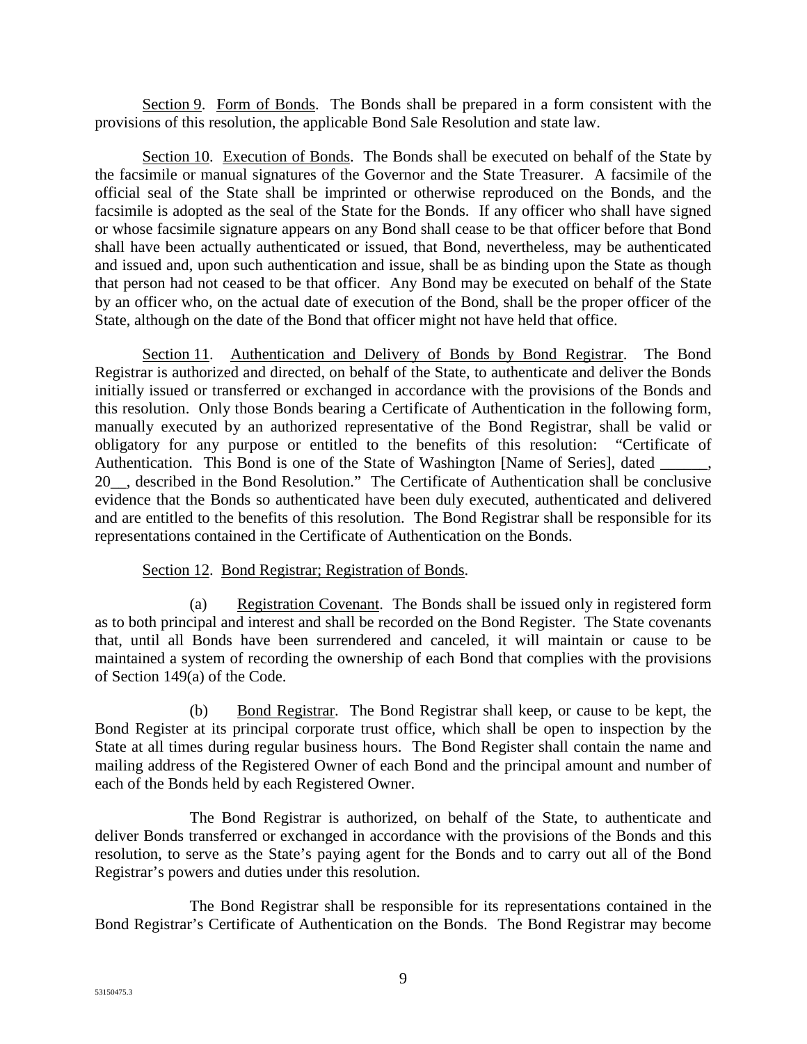Section 9. Form of Bonds. The Bonds shall be prepared in a form consistent with the provisions of this resolution, the applicable Bond Sale Resolution and state law.

Section 10. Execution of Bonds. The Bonds shall be executed on behalf of the State by the facsimile or manual signatures of the Governor and the State Treasurer. A facsimile of the official seal of the State shall be imprinted or otherwise reproduced on the Bonds, and the facsimile is adopted as the seal of the State for the Bonds. If any officer who shall have signed or whose facsimile signature appears on any Bond shall cease to be that officer before that Bond shall have been actually authenticated or issued, that Bond, nevertheless, may be authenticated and issued and, upon such authentication and issue, shall be as binding upon the State as though that person had not ceased to be that officer. Any Bond may be executed on behalf of the State by an officer who, on the actual date of execution of the Bond, shall be the proper officer of the State, although on the date of the Bond that officer might not have held that office.

Section 11. Authentication and Delivery of Bonds by Bond Registrar. The Bond Registrar is authorized and directed, on behalf of the State, to authenticate and deliver the Bonds initially issued or transferred or exchanged in accordance with the provisions of the Bonds and this resolution. Only those Bonds bearing a Certificate of Authentication in the following form, manually executed by an authorized representative of the Bond Registrar, shall be valid or obligatory for any purpose or entitled to the benefits of this resolution: "Certificate of Authentication. This Bond is one of the State of Washington [Name of Series], dated ______, 20__, described in the Bond Resolution." The Certificate of Authentication shall be conclusive evidence that the Bonds so authenticated have been duly executed, authenticated and delivered and are entitled to the benefits of this resolution. The Bond Registrar shall be responsible for its representations contained in the Certificate of Authentication on the Bonds.

Section 12. Bond Registrar; Registration of Bonds.

(a) Registration Covenant. The Bonds shall be issued only in registered form as to both principal and interest and shall be recorded on the Bond Register. The State covenants that, until all Bonds have been surrendered and canceled, it will maintain or cause to be maintained a system of recording the ownership of each Bond that complies with the provisions of Section 149(a) of the Code.

(b) Bond Registrar. The Bond Registrar shall keep, or cause to be kept, the Bond Register at its principal corporate trust office, which shall be open to inspection by the State at all times during regular business hours. The Bond Register shall contain the name and mailing address of the Registered Owner of each Bond and the principal amount and number of each of the Bonds held by each Registered Owner.

The Bond Registrar is authorized, on behalf of the State, to authenticate and deliver Bonds transferred or exchanged in accordance with the provisions of the Bonds and this resolution, to serve as the State's paying agent for the Bonds and to carry out all of the Bond Registrar's powers and duties under this resolution.

The Bond Registrar shall be responsible for its representations contained in the Bond Registrar's Certificate of Authentication on the Bonds. The Bond Registrar may become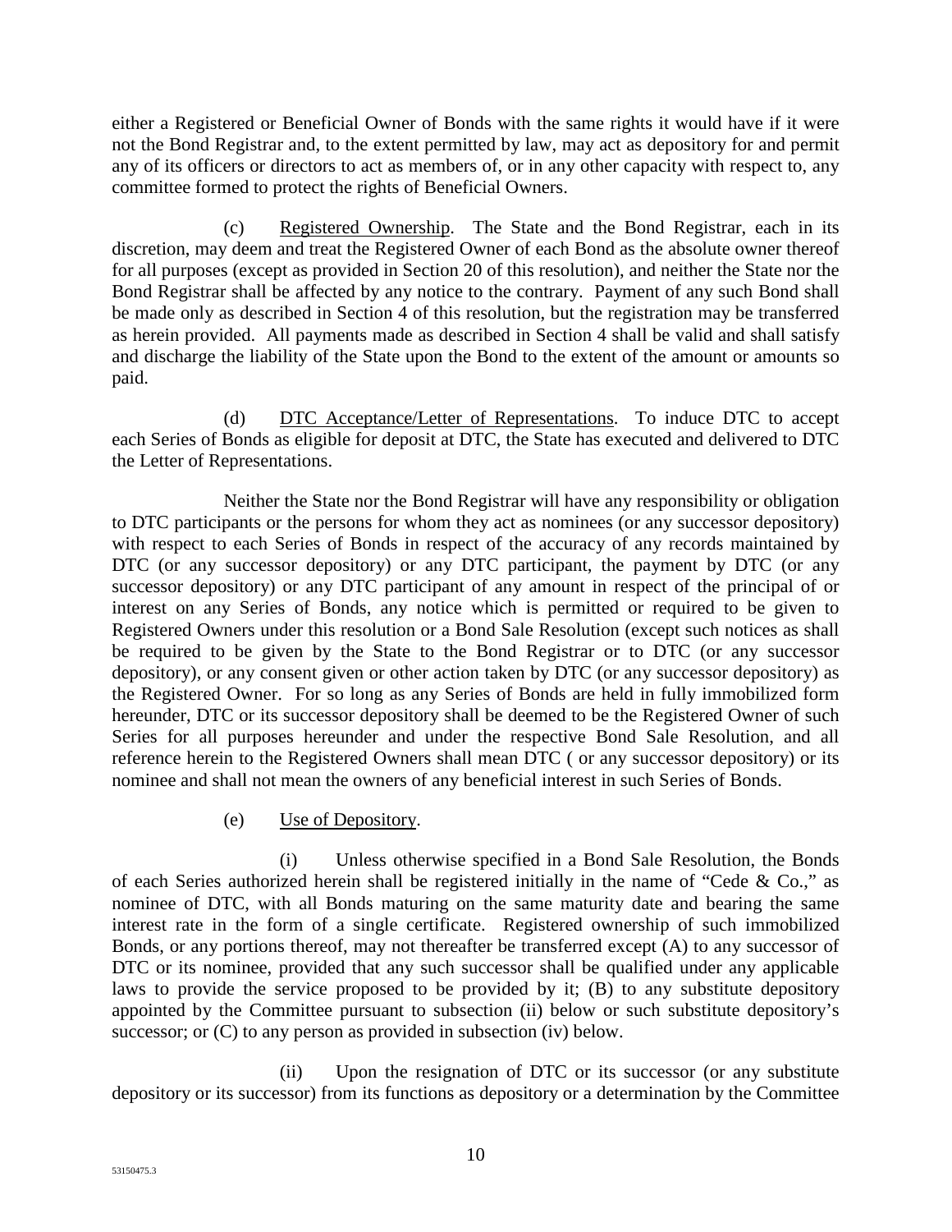either a Registered or Beneficial Owner of Bonds with the same rights it would have if it were not the Bond Registrar and, to the extent permitted by law, may act as depository for and permit any of its officers or directors to act as members of, or in any other capacity with respect to, any committee formed to protect the rights of Beneficial Owners.

(c) Registered Ownership. The State and the Bond Registrar, each in its discretion, may deem and treat the Registered Owner of each Bond as the absolute owner thereof for all purposes (except as provided in Section 20 of this resolution), and neither the State nor the Bond Registrar shall be affected by any notice to the contrary. Payment of any such Bond shall be made only as described in Section 4 of this resolution, but the registration may be transferred as herein provided. All payments made as described in Section 4 shall be valid and shall satisfy and discharge the liability of the State upon the Bond to the extent of the amount or amounts so paid.

(d) DTC Acceptance/Letter of Representations. To induce DTC to accept each Series of Bonds as eligible for deposit at DTC, the State has executed and delivered to DTC the Letter of Representations.

Neither the State nor the Bond Registrar will have any responsibility or obligation to DTC participants or the persons for whom they act as nominees (or any successor depository) with respect to each Series of Bonds in respect of the accuracy of any records maintained by DTC (or any successor depository) or any DTC participant, the payment by DTC (or any successor depository) or any DTC participant of any amount in respect of the principal of or interest on any Series of Bonds, any notice which is permitted or required to be given to Registered Owners under this resolution or a Bond Sale Resolution (except such notices as shall be required to be given by the State to the Bond Registrar or to DTC (or any successor depository), or any consent given or other action taken by DTC (or any successor depository) as the Registered Owner. For so long as any Series of Bonds are held in fully immobilized form hereunder, DTC or its successor depository shall be deemed to be the Registered Owner of such Series for all purposes hereunder and under the respective Bond Sale Resolution, and all reference herein to the Registered Owners shall mean DTC ( or any successor depository) or its nominee and shall not mean the owners of any beneficial interest in such Series of Bonds.

(e) Use of Depository.

(i) Unless otherwise specified in a Bond Sale Resolution, the Bonds of each Series authorized herein shall be registered initially in the name of "Cede & Co.," as nominee of DTC, with all Bonds maturing on the same maturity date and bearing the same interest rate in the form of a single certificate. Registered ownership of such immobilized Bonds, or any portions thereof, may not thereafter be transferred except (A) to any successor of DTC or its nominee, provided that any such successor shall be qualified under any applicable laws to provide the service proposed to be provided by it; (B) to any substitute depository appointed by the Committee pursuant to subsection (ii) below or such substitute depository's successor; or (C) to any person as provided in subsection (iv) below.

(ii) Upon the resignation of DTC or its successor (or any substitute depository or its successor) from its functions as depository or a determination by the Committee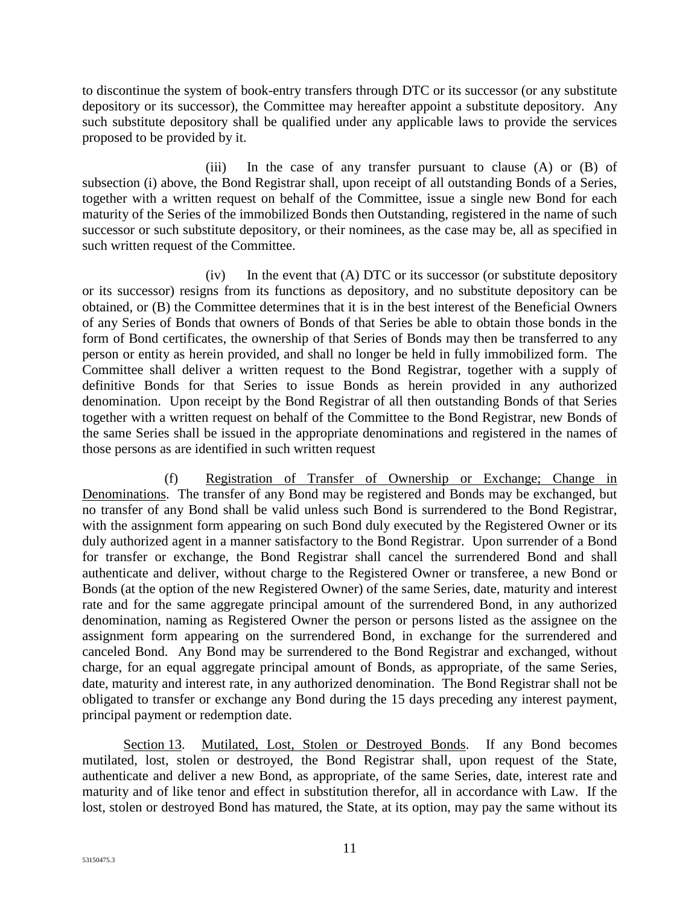to discontinue the system of book-entry transfers through DTC or its successor (or any substitute depository or its successor), the Committee may hereafter appoint a substitute depository. Any such substitute depository shall be qualified under any applicable laws to provide the services proposed to be provided by it.

(iii) In the case of any transfer pursuant to clause (A) or (B) of subsection (i) above, the Bond Registrar shall, upon receipt of all outstanding Bonds of a Series, together with a written request on behalf of the Committee, issue a single new Bond for each maturity of the Series of the immobilized Bonds then Outstanding, registered in the name of such successor or such substitute depository, or their nominees, as the case may be, all as specified in such written request of the Committee.

(iv) In the event that (A) DTC or its successor (or substitute depository or its successor) resigns from its functions as depository, and no substitute depository can be obtained, or (B) the Committee determines that it is in the best interest of the Beneficial Owners of any Series of Bonds that owners of Bonds of that Series be able to obtain those bonds in the form of Bond certificates, the ownership of that Series of Bonds may then be transferred to any person or entity as herein provided, and shall no longer be held in fully immobilized form. The Committee shall deliver a written request to the Bond Registrar, together with a supply of definitive Bonds for that Series to issue Bonds as herein provided in any authorized denomination. Upon receipt by the Bond Registrar of all then outstanding Bonds of that Series together with a written request on behalf of the Committee to the Bond Registrar, new Bonds of the same Series shall be issued in the appropriate denominations and registered in the names of those persons as are identified in such written request

(f) Registration of Transfer of Ownership or Exchange; Change in Denominations. The transfer of any Bond may be registered and Bonds may be exchanged, but no transfer of any Bond shall be valid unless such Bond is surrendered to the Bond Registrar, with the assignment form appearing on such Bond duly executed by the Registered Owner or its duly authorized agent in a manner satisfactory to the Bond Registrar. Upon surrender of a Bond for transfer or exchange, the Bond Registrar shall cancel the surrendered Bond and shall authenticate and deliver, without charge to the Registered Owner or transferee, a new Bond or Bonds (at the option of the new Registered Owner) of the same Series, date, maturity and interest rate and for the same aggregate principal amount of the surrendered Bond, in any authorized denomination, naming as Registered Owner the person or persons listed as the assignee on the assignment form appearing on the surrendered Bond, in exchange for the surrendered and canceled Bond. Any Bond may be surrendered to the Bond Registrar and exchanged, without charge, for an equal aggregate principal amount of Bonds, as appropriate, of the same Series, date, maturity and interest rate, in any authorized denomination. The Bond Registrar shall not be obligated to transfer or exchange any Bond during the 15 days preceding any interest payment, principal payment or redemption date.

Section 13. Mutilated, Lost, Stolen or Destroyed Bonds. If any Bond becomes mutilated, lost, stolen or destroyed, the Bond Registrar shall, upon request of the State, authenticate and deliver a new Bond, as appropriate, of the same Series, date, interest rate and maturity and of like tenor and effect in substitution therefor, all in accordance with Law. If the lost, stolen or destroyed Bond has matured, the State, at its option, may pay the same without its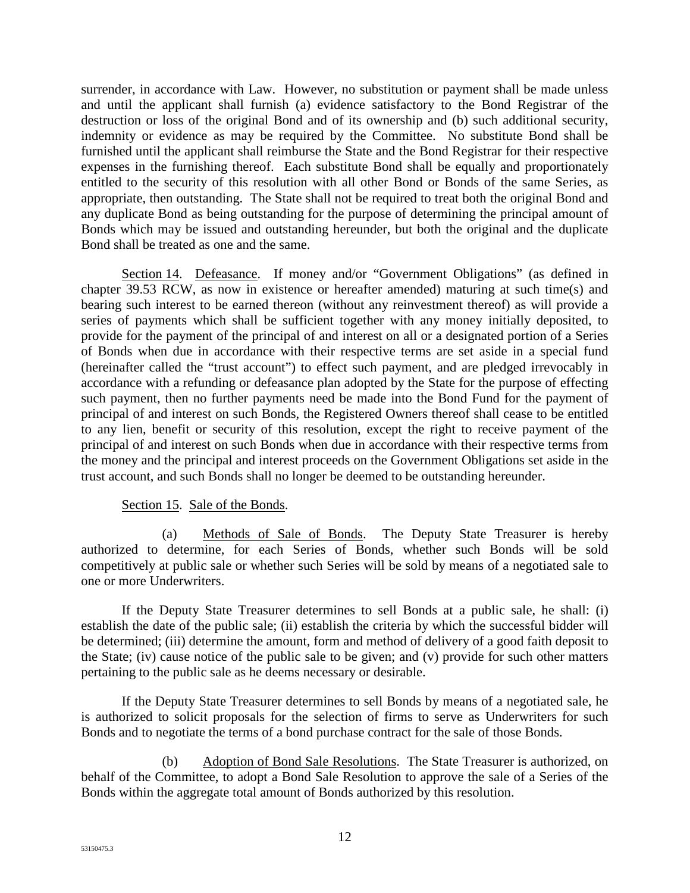surrender, in accordance with Law. However, no substitution or payment shall be made unless and until the applicant shall furnish (a) evidence satisfactory to the Bond Registrar of the destruction or loss of the original Bond and of its ownership and (b) such additional security, indemnity or evidence as may be required by the Committee. No substitute Bond shall be furnished until the applicant shall reimburse the State and the Bond Registrar for their respective expenses in the furnishing thereof. Each substitute Bond shall be equally and proportionately entitled to the security of this resolution with all other Bond or Bonds of the same Series, as appropriate, then outstanding. The State shall not be required to treat both the original Bond and any duplicate Bond as being outstanding for the purpose of determining the principal amount of Bonds which may be issued and outstanding hereunder, but both the original and the duplicate Bond shall be treated as one and the same.

Section 14. Defeasance. If money and/or "Government Obligations" (as defined in chapter 39.53 RCW, as now in existence or hereafter amended) maturing at such time(s) and bearing such interest to be earned thereon (without any reinvestment thereof) as will provide a series of payments which shall be sufficient together with any money initially deposited, to provide for the payment of the principal of and interest on all or a designated portion of a Series of Bonds when due in accordance with their respective terms are set aside in a special fund (hereinafter called the "trust account") to effect such payment, and are pledged irrevocably in accordance with a refunding or defeasance plan adopted by the State for the purpose of effecting such payment, then no further payments need be made into the Bond Fund for the payment of principal of and interest on such Bonds, the Registered Owners thereof shall cease to be entitled to any lien, benefit or security of this resolution, except the right to receive payment of the principal of and interest on such Bonds when due in accordance with their respective terms from the money and the principal and interest proceeds on the Government Obligations set aside in the trust account, and such Bonds shall no longer be deemed to be outstanding hereunder.

Section 15. Sale of the Bonds.

(a) Methods of Sale of Bonds. The Deputy State Treasurer is hereby authorized to determine, for each Series of Bonds, whether such Bonds will be sold competitively at public sale or whether such Series will be sold by means of a negotiated sale to one or more Underwriters.

If the Deputy State Treasurer determines to sell Bonds at a public sale, he shall: (i) establish the date of the public sale; (ii) establish the criteria by which the successful bidder will be determined; (iii) determine the amount, form and method of delivery of a good faith deposit to the State; (iv) cause notice of the public sale to be given; and (v) provide for such other matters pertaining to the public sale as he deems necessary or desirable.

If the Deputy State Treasurer determines to sell Bonds by means of a negotiated sale, he is authorized to solicit proposals for the selection of firms to serve as Underwriters for such Bonds and to negotiate the terms of a bond purchase contract for the sale of those Bonds.

(b) Adoption of Bond Sale Resolutions. The State Treasurer is authorized, on behalf of the Committee, to adopt a Bond Sale Resolution to approve the sale of a Series of the Bonds within the aggregate total amount of Bonds authorized by this resolution.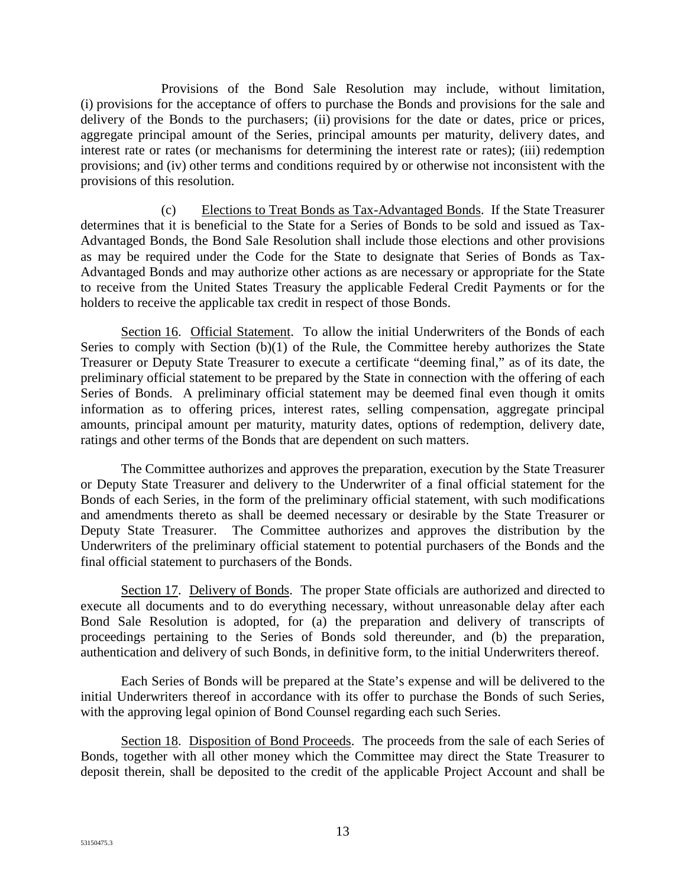Provisions of the Bond Sale Resolution may include, without limitation, (i) provisions for the acceptance of offers to purchase the Bonds and provisions for the sale and delivery of the Bonds to the purchasers; (ii) provisions for the date or dates, price or prices, aggregate principal amount of the Series, principal amounts per maturity, delivery dates, and interest rate or rates (or mechanisms for determining the interest rate or rates); (iii) redemption provisions; and (iv) other terms and conditions required by or otherwise not inconsistent with the provisions of this resolution.

(c) Elections to Treat Bonds as Tax-Advantaged Bonds. If the State Treasurer determines that it is beneficial to the State for a Series of Bonds to be sold and issued as Tax-Advantaged Bonds, the Bond Sale Resolution shall include those elections and other provisions as may be required under the Code for the State to designate that Series of Bonds as Tax-Advantaged Bonds and may authorize other actions as are necessary or appropriate for the State to receive from the United States Treasury the applicable Federal Credit Payments or for the holders to receive the applicable tax credit in respect of those Bonds.

Section 16. Official Statement. To allow the initial Underwriters of the Bonds of each Series to comply with Section (b)(1) of the Rule, the Committee hereby authorizes the State Treasurer or Deputy State Treasurer to execute a certificate "deeming final," as of its date, the preliminary official statement to be prepared by the State in connection with the offering of each Series of Bonds. A preliminary official statement may be deemed final even though it omits information as to offering prices, interest rates, selling compensation, aggregate principal amounts, principal amount per maturity, maturity dates, options of redemption, delivery date, ratings and other terms of the Bonds that are dependent on such matters.

The Committee authorizes and approves the preparation, execution by the State Treasurer or Deputy State Treasurer and delivery to the Underwriter of a final official statement for the Bonds of each Series, in the form of the preliminary official statement, with such modifications and amendments thereto as shall be deemed necessary or desirable by the State Treasurer or Deputy State Treasurer. The Committee authorizes and approves the distribution by the Underwriters of the preliminary official statement to potential purchasers of the Bonds and the final official statement to purchasers of the Bonds.

Section 17. Delivery of Bonds. The proper State officials are authorized and directed to execute all documents and to do everything necessary, without unreasonable delay after each Bond Sale Resolution is adopted, for (a) the preparation and delivery of transcripts of proceedings pertaining to the Series of Bonds sold thereunder, and (b) the preparation, authentication and delivery of such Bonds, in definitive form, to the initial Underwriters thereof.

Each Series of Bonds will be prepared at the State's expense and will be delivered to the initial Underwriters thereof in accordance with its offer to purchase the Bonds of such Series, with the approving legal opinion of Bond Counsel regarding each such Series.

Section 18. Disposition of Bond Proceeds. The proceeds from the sale of each Series of Bonds, together with all other money which the Committee may direct the State Treasurer to deposit therein, shall be deposited to the credit of the applicable Project Account and shall be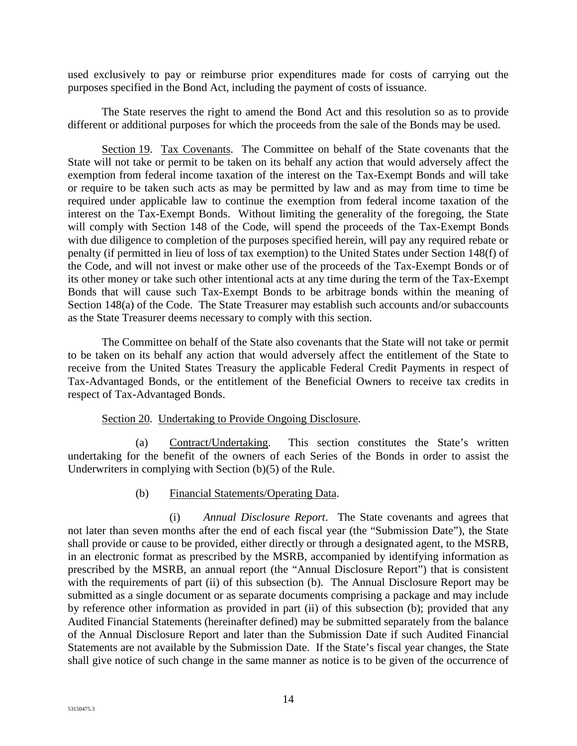used exclusively to pay or reimburse prior expenditures made for costs of carrying out the purposes specified in the Bond Act, including the payment of costs of issuance.

The State reserves the right to amend the Bond Act and this resolution so as to provide different or additional purposes for which the proceeds from the sale of the Bonds may be used.

Section 19. Tax Covenants. The Committee on behalf of the State covenants that the State will not take or permit to be taken on its behalf any action that would adversely affect the exemption from federal income taxation of the interest on the Tax-Exempt Bonds and will take or require to be taken such acts as may be permitted by law and as may from time to time be required under applicable law to continue the exemption from federal income taxation of the interest on the Tax-Exempt Bonds. Without limiting the generality of the foregoing, the State will comply with Section 148 of the Code, will spend the proceeds of the Tax-Exempt Bonds with due diligence to completion of the purposes specified herein, will pay any required rebate or penalty (if permitted in lieu of loss of tax exemption) to the United States under Section 148(f) of the Code, and will not invest or make other use of the proceeds of the Tax-Exempt Bonds or of its other money or take such other intentional acts at any time during the term of the Tax-Exempt Bonds that will cause such Tax-Exempt Bonds to be arbitrage bonds within the meaning of Section 148(a) of the Code. The State Treasurer may establish such accounts and/or subaccounts as the State Treasurer deems necessary to comply with this section.

The Committee on behalf of the State also covenants that the State will not take or permit to be taken on its behalf any action that would adversely affect the entitlement of the State to receive from the United States Treasury the applicable Federal Credit Payments in respect of Tax-Advantaged Bonds, or the entitlement of the Beneficial Owners to receive tax credits in respect of Tax-Advantaged Bonds.

Section 20. Undertaking to Provide Ongoing Disclosure.

(a) Contract/Undertaking. This section constitutes the State's written undertaking for the benefit of the owners of each Series of the Bonds in order to assist the Underwriters in complying with Section (b)(5) of the Rule.

(b) Financial Statements/Operating Data.

(i) *Annual Disclosure Report*. The State covenants and agrees that not later than seven months after the end of each fiscal year (the "Submission Date"), the State shall provide or cause to be provided, either directly or through a designated agent, to the MSRB, in an electronic format as prescribed by the MSRB, accompanied by identifying information as prescribed by the MSRB, an annual report (the "Annual Disclosure Report") that is consistent with the requirements of part (ii) of this subsection (b). The Annual Disclosure Report may be submitted as a single document or as separate documents comprising a package and may include by reference other information as provided in part (ii) of this subsection (b); provided that any Audited Financial Statements (hereinafter defined) may be submitted separately from the balance of the Annual Disclosure Report and later than the Submission Date if such Audited Financial Statements are not available by the Submission Date. If the State's fiscal year changes, the State shall give notice of such change in the same manner as notice is to be given of the occurrence of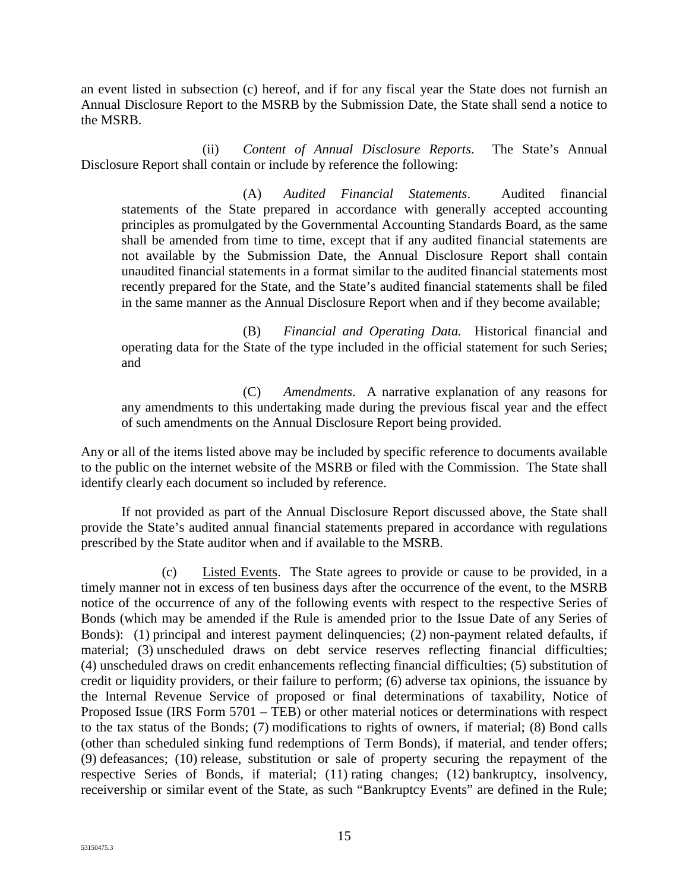an event listed in subsection (c) hereof, and if for any fiscal year the State does not furnish an Annual Disclosure Report to the MSRB by the Submission Date, the State shall send a notice to the MSRB.

(ii) *Content of Annual Disclosure Reports*. The State's Annual Disclosure Report shall contain or include by reference the following:

(A) *Audited Financial Statements*. Audited financial statements of the State prepared in accordance with generally accepted accounting principles as promulgated by the Governmental Accounting Standards Board, as the same shall be amended from time to time, except that if any audited financial statements are not available by the Submission Date, the Annual Disclosure Report shall contain unaudited financial statements in a format similar to the audited financial statements most recently prepared for the State, and the State's audited financial statements shall be filed in the same manner as the Annual Disclosure Report when and if they become available;

(B) *Financial and Operating Data.* Historical financial and operating data for the State of the type included in the official statement for such Series; and

(C) *Amendments*. A narrative explanation of any reasons for any amendments to this undertaking made during the previous fiscal year and the effect of such amendments on the Annual Disclosure Report being provided.

Any or all of the items listed above may be included by specific reference to documents available to the public on the internet website of the MSRB or filed with the Commission. The State shall identify clearly each document so included by reference.

If not provided as part of the Annual Disclosure Report discussed above, the State shall provide the State's audited annual financial statements prepared in accordance with regulations prescribed by the State auditor when and if available to the MSRB.

(c) Listed Events. The State agrees to provide or cause to be provided, in a timely manner not in excess of ten business days after the occurrence of the event, to the MSRB notice of the occurrence of any of the following events with respect to the respective Series of Bonds (which may be amended if the Rule is amended prior to the Issue Date of any Series of Bonds): (1) principal and interest payment delinquencies; (2) non-payment related defaults, if material; (3) unscheduled draws on debt service reserves reflecting financial difficulties; (4) unscheduled draws on credit enhancements reflecting financial difficulties; (5) substitution of credit or liquidity providers, or their failure to perform; (6) adverse tax opinions, the issuance by the Internal Revenue Service of proposed or final determinations of taxability, Notice of Proposed Issue (IRS Form 5701 – TEB) or other material notices or determinations with respect to the tax status of the Bonds; (7) modifications to rights of owners, if material; (8) Bond calls (other than scheduled sinking fund redemptions of Term Bonds), if material, and tender offers; (9) defeasances; (10) release, substitution or sale of property securing the repayment of the respective Series of Bonds, if material; (11) rating changes; (12) bankruptcy, insolvency, receivership or similar event of the State, as such "Bankruptcy Events" are defined in the Rule;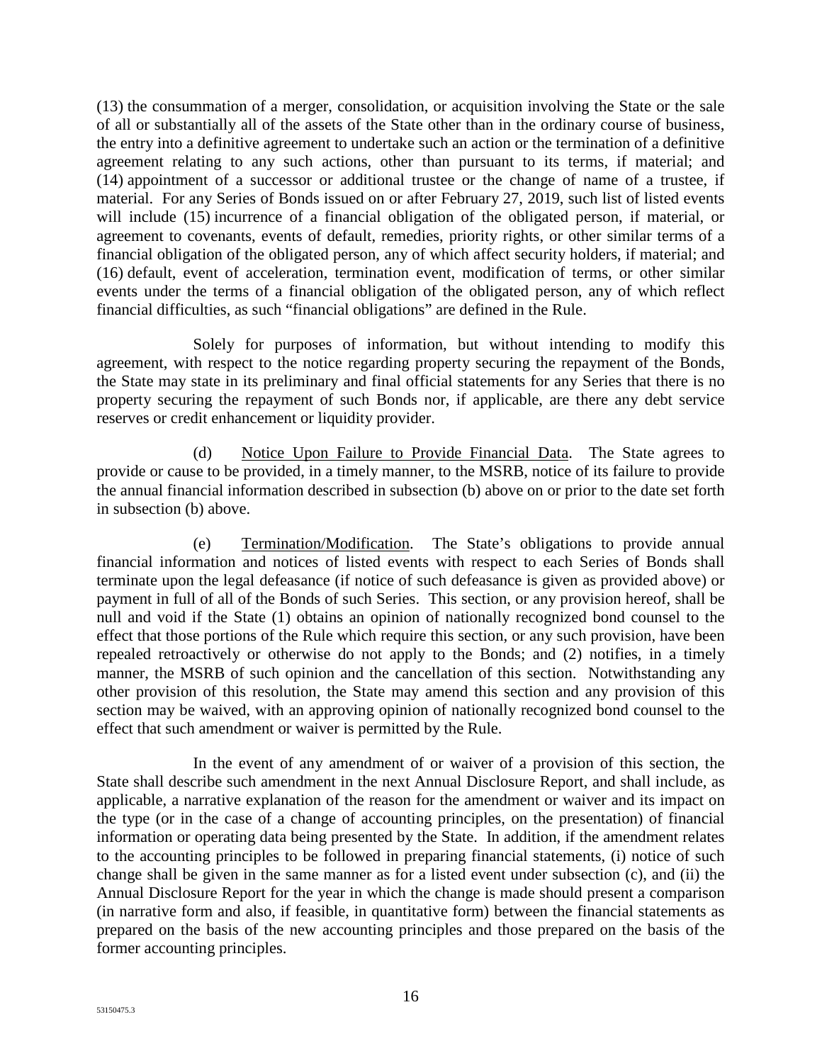(13) the consummation of a merger, consolidation, or acquisition involving the State or the sale of all or substantially all of the assets of the State other than in the ordinary course of business, the entry into a definitive agreement to undertake such an action or the termination of a definitive agreement relating to any such actions, other than pursuant to its terms, if material; and (14) appointment of a successor or additional trustee or the change of name of a trustee, if material. For any Series of Bonds issued on or after February 27, 2019, such list of listed events will include (15) incurrence of a financial obligation of the obligated person, if material, or agreement to covenants, events of default, remedies, priority rights, or other similar terms of a financial obligation of the obligated person, any of which affect security holders, if material; and (16) default, event of acceleration, termination event, modification of terms, or other similar events under the terms of a financial obligation of the obligated person, any of which reflect financial difficulties, as such "financial obligations" are defined in the Rule.

Solely for purposes of information, but without intending to modify this agreement, with respect to the notice regarding property securing the repayment of the Bonds, the State may state in its preliminary and final official statements for any Series that there is no property securing the repayment of such Bonds nor, if applicable, are there any debt service reserves or credit enhancement or liquidity provider.

(d) Notice Upon Failure to Provide Financial Data. The State agrees to provide or cause to be provided, in a timely manner, to the MSRB, notice of its failure to provide the annual financial information described in subsection (b) above on or prior to the date set forth in subsection (b) above.

(e) Termination/Modification. The State's obligations to provide annual financial information and notices of listed events with respect to each Series of Bonds shall terminate upon the legal defeasance (if notice of such defeasance is given as provided above) or payment in full of all of the Bonds of such Series. This section, or any provision hereof, shall be null and void if the State (1) obtains an opinion of nationally recognized bond counsel to the effect that those portions of the Rule which require this section, or any such provision, have been repealed retroactively or otherwise do not apply to the Bonds; and (2) notifies, in a timely manner, the MSRB of such opinion and the cancellation of this section. Notwithstanding any other provision of this resolution, the State may amend this section and any provision of this section may be waived, with an approving opinion of nationally recognized bond counsel to the effect that such amendment or waiver is permitted by the Rule.

In the event of any amendment of or waiver of a provision of this section, the State shall describe such amendment in the next Annual Disclosure Report, and shall include, as applicable, a narrative explanation of the reason for the amendment or waiver and its impact on the type (or in the case of a change of accounting principles, on the presentation) of financial information or operating data being presented by the State. In addition, if the amendment relates to the accounting principles to be followed in preparing financial statements, (i) notice of such change shall be given in the same manner as for a listed event under subsection (c), and (ii) the Annual Disclosure Report for the year in which the change is made should present a comparison (in narrative form and also, if feasible, in quantitative form) between the financial statements as prepared on the basis of the new accounting principles and those prepared on the basis of the former accounting principles.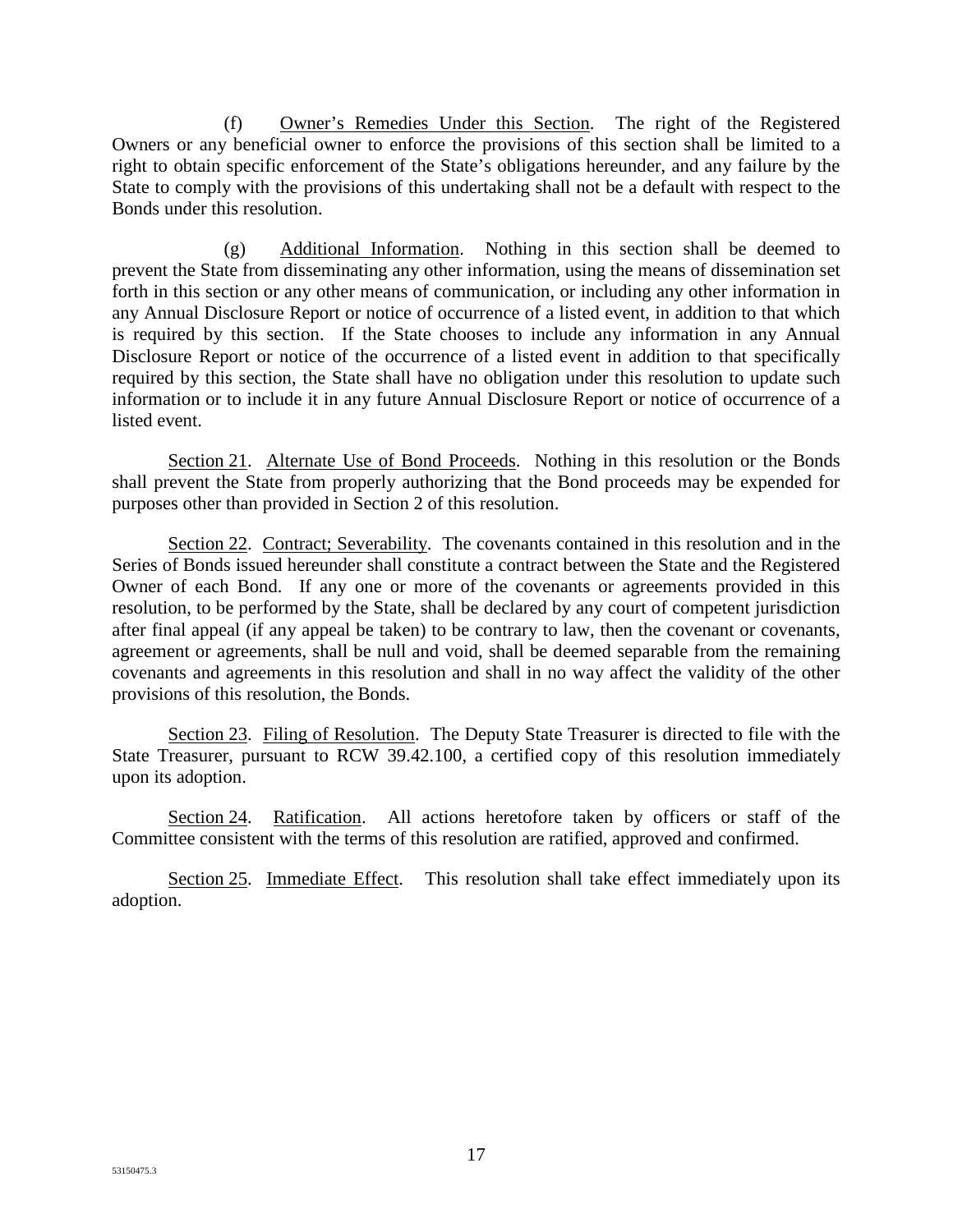(f) Owner's Remedies Under this Section. The right of the Registered Owners or any beneficial owner to enforce the provisions of this section shall be limited to a right to obtain specific enforcement of the State's obligations hereunder, and any failure by the State to comply with the provisions of this undertaking shall not be a default with respect to the Bonds under this resolution.

(g) Additional Information. Nothing in this section shall be deemed to prevent the State from disseminating any other information, using the means of dissemination set forth in this section or any other means of communication, or including any other information in any Annual Disclosure Report or notice of occurrence of a listed event, in addition to that which is required by this section. If the State chooses to include any information in any Annual Disclosure Report or notice of the occurrence of a listed event in addition to that specifically required by this section, the State shall have no obligation under this resolution to update such information or to include it in any future Annual Disclosure Report or notice of occurrence of a listed event.

Section 21. Alternate Use of Bond Proceeds. Nothing in this resolution or the Bonds shall prevent the State from properly authorizing that the Bond proceeds may be expended for purposes other than provided in Section 2 of this resolution.

Section 22. Contract; Severability. The covenants contained in this resolution and in the Series of Bonds issued hereunder shall constitute a contract between the State and the Registered Owner of each Bond. If any one or more of the covenants or agreements provided in this resolution, to be performed by the State, shall be declared by any court of competent jurisdiction after final appeal (if any appeal be taken) to be contrary to law, then the covenant or covenants, agreement or agreements, shall be null and void, shall be deemed separable from the remaining covenants and agreements in this resolution and shall in no way affect the validity of the other provisions of this resolution, the Bonds.

Section 23. Filing of Resolution. The Deputy State Treasurer is directed to file with the State Treasurer, pursuant to RCW 39.42.100, a certified copy of this resolution immediately upon its adoption.

Section 24. Ratification. All actions heretofore taken by officers or staff of the Committee consistent with the terms of this resolution are ratified, approved and confirmed.

Section 25. Immediate Effect. This resolution shall take effect immediately upon its adoption.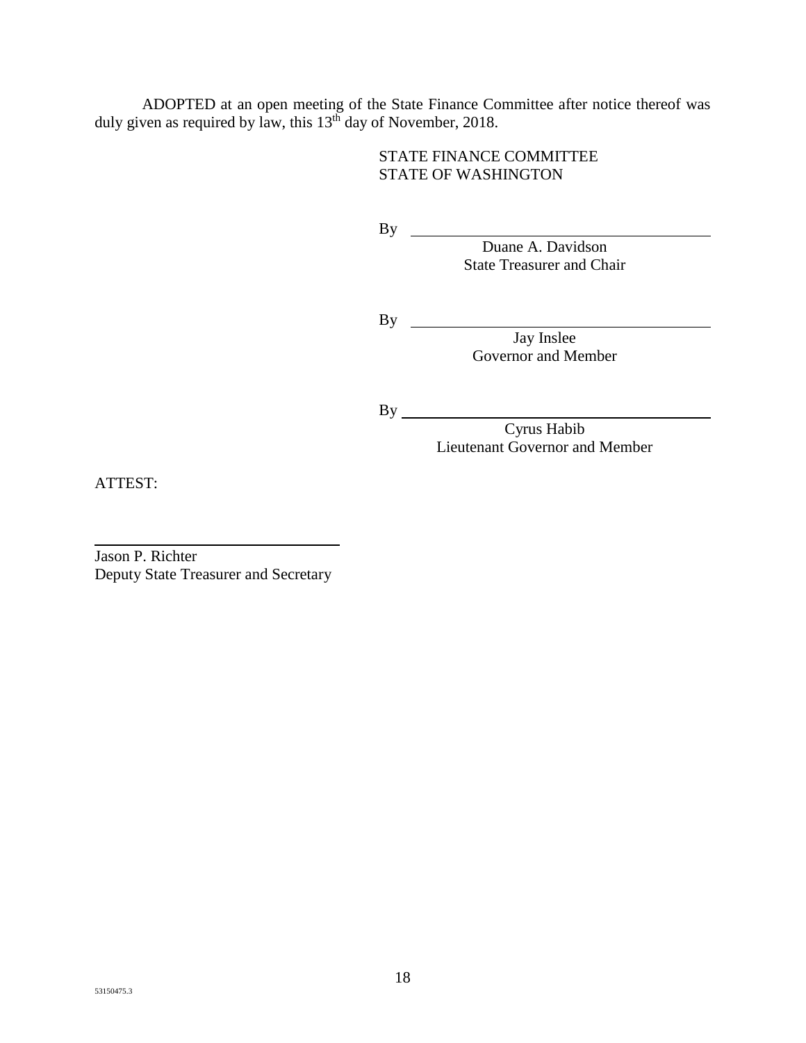ADOPTED at an open meeting of the State Finance Committee after notice thereof was duly given as required by law, this 13th day of November, 2018.

STATE FINANCE COMMITTEE
STATE OF WASHINGTON

By \_\_\_\_\_\_\_\_\_\_\_\_\_\_\_\_\_\_\_\_\_\_\_\_\_\_\_\_\_\_\_\_\_\_\_\_
Duane A. Davidson
State Treasurer and Chair

By \_\_\_\_\_\_\_\_\_\_\_\_\_\_\_\_\_\_\_\_\_\_\_\_\_\_\_\_\_\_\_\_\_\_\_\_
Jay Inslee
Governor and Member

By \_\_\_\_\_\_\_\_\_\_\_\_\_\_\_\_\_\_\_\_\_\_\_\_\_\_\_\_\_\_\_\_\_\_\_\_
Cyrus Habib
Lieutenant Governor and Member

ATTEST:

\_\_\_\_\_\_\_\_\_\_\_\_\_\_\_\_\_\_\_\_\_\_\_\_\_\_\_\_\_\_\_\_
Jason P. Richter
Deputy State Treasurer and Secretary

53150475.3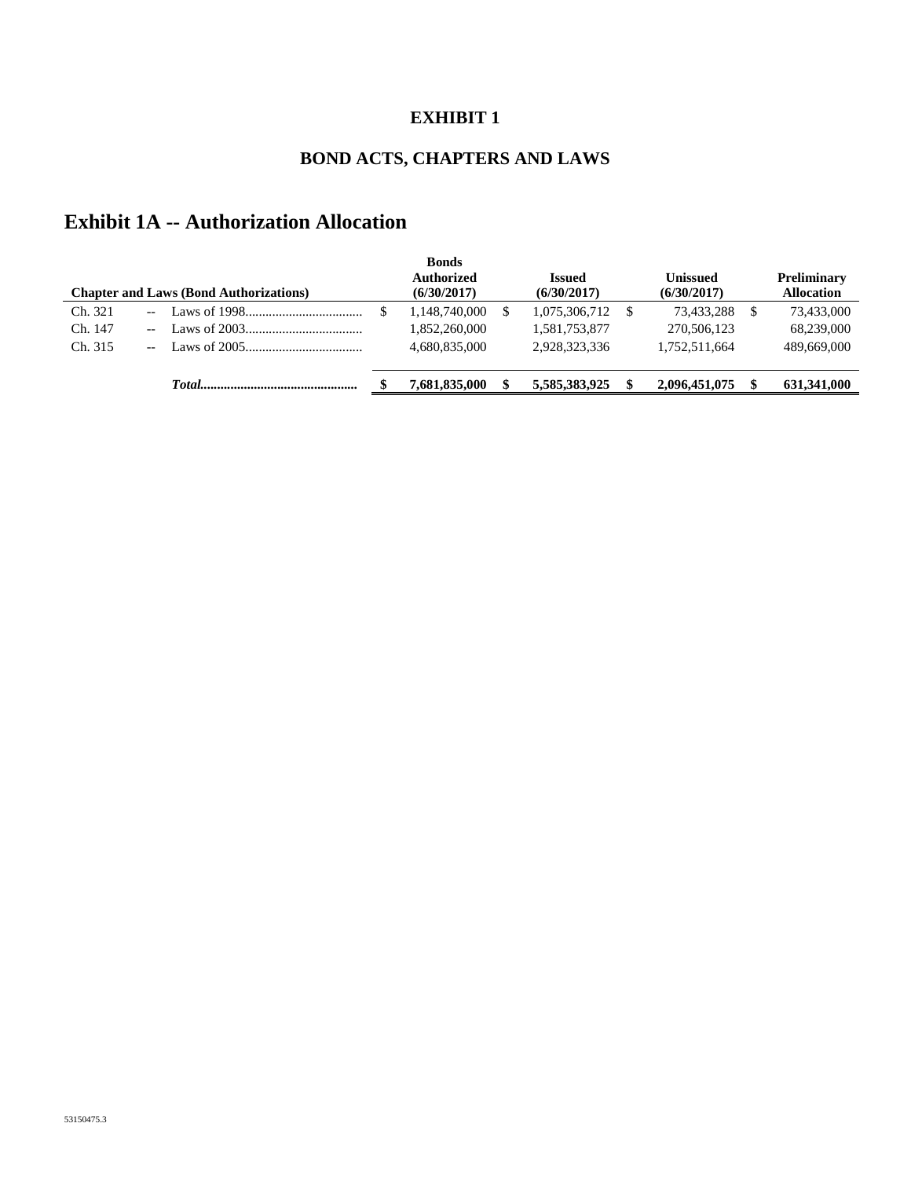# EXHIBIT 1

## BOND ACTS, CHAPTERS AND LAWS

## Exhibit 1A -- Authorization Allocation

| Chapter and Laws (Bond Authorizations) | Bonds Authorized (6/30/2017) | Issued (6/30/2017) | Unissued (6/30/2017) | Preliminary Allocation |
|---|---|---|---|---|
| Ch. 321 -- Laws of 1998 | $ 1,148,740,000 | $ 1,075,306,712 | $ 73,433,288 | $ 73,433,000 |
| Ch. 147 -- Laws of 2003 | 1,852,260,000 | 1,581,753,877 | 270,506,123 | 68,239,000 |
| Ch. 315 -- Laws of 2005 | 4,680,835,000 | 2,928,323,336 | 1,752,511,664 | 489,669,000 |
| ***Total*** | **$ 7,681,835,000** | **$ 5,585,383,925** | **$ 2,096,451,075** | **$ 631,341,000** |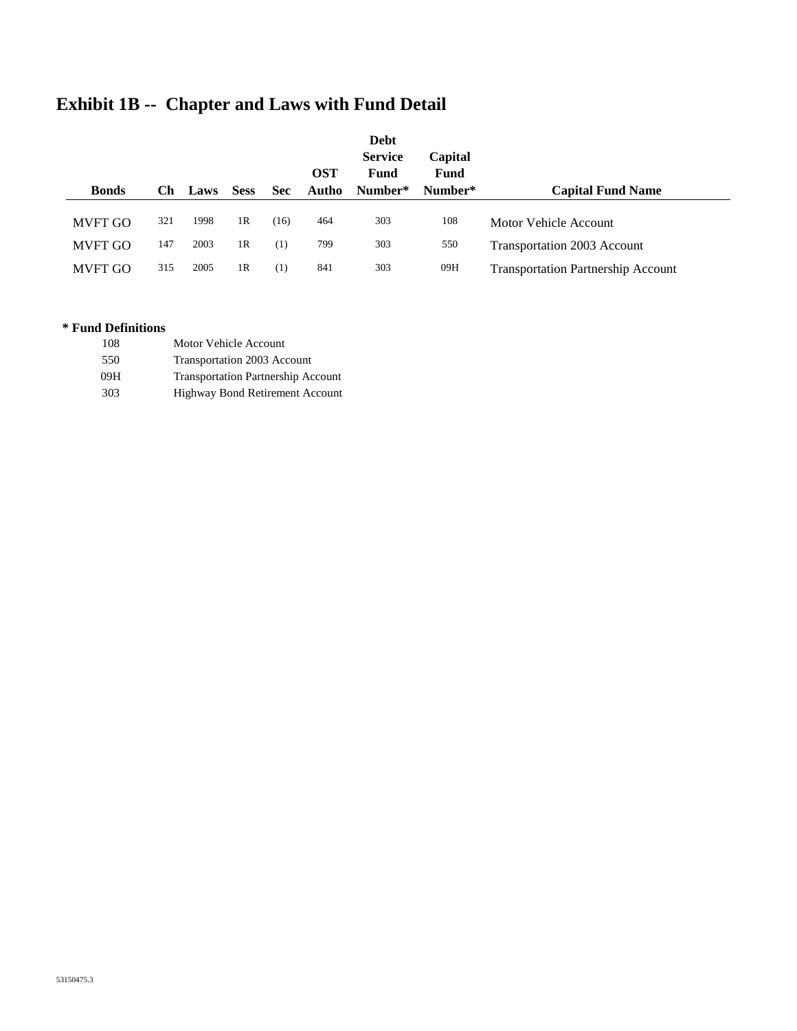# Exhibit 1B -- Chapter and Laws with Fund Detail

| Bonds | Ch | Laws | Sess | Sec | OST Autho | Debt Service Fund Number* | Capital Fund Number* | Capital Fund Name |
|---|---|---|---|---|---|---|---|---|
| MVFT GO | 321 | 1998 | 1R | (16) | 464 | 303 | 108 | Motor Vehicle Account |
| MVFT GO | 147 | 2003 | 1R | (1) | 799 | 303 | 550 | Transportation 2003 Account |
| MVFT GO | 315 | 2005 | 1R | (1) | 841 | 303 | 09H | Transportation Partnership Account |

**\* Fund Definitions**

| | |
|---|---|
| 108 | Motor Vehicle Account |
| 550 | Transportation 2003 Account |
| 09H | Transportation Partnership Account |
| 303 | Highway Bond Retirement Account |

53150475.3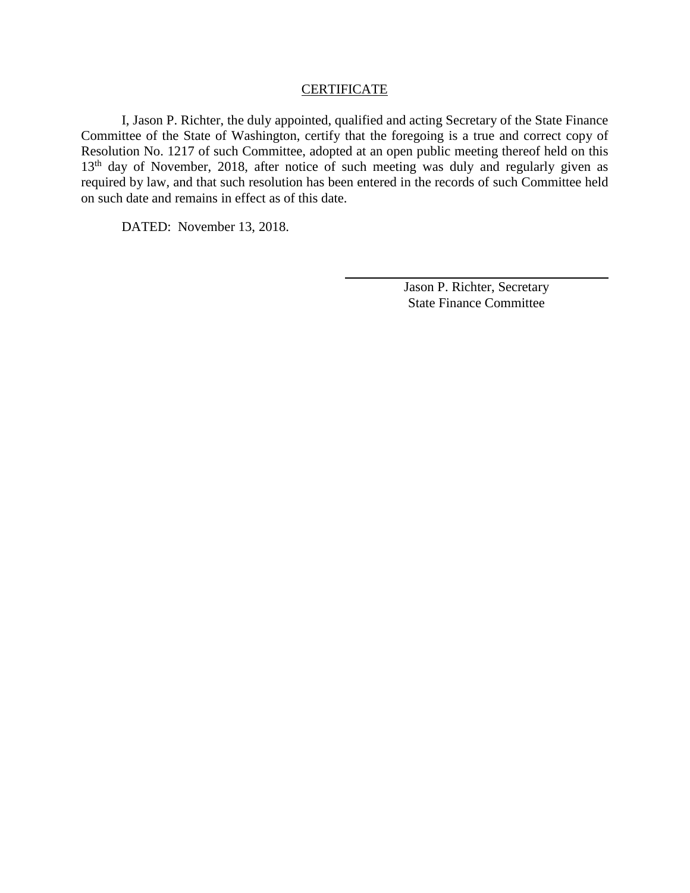## CERTIFICATE

I, Jason P. Richter, the duly appointed, qualified and acting Secretary of the State Finance Committee of the State of Washington, certify that the foregoing is a true and correct copy of Resolution No. 1217 of such Committee, adopted at an open public meeting thereof held on this 13th day of November, 2018, after notice of such meeting was duly and regularly given as required by law, and that such resolution has been entered in the records of such Committee held on such date and remains in effect as of this date.

DATED: November 13, 2018.

\_\_\_\_\_\_\_\_\_\_\_\_\_\_\_\_\_\_\_\_\_\_\_\_\_\_\_\_\_\_\_\_\_\_\_\_

Jason P. Richter, Secretary
State Finance Committee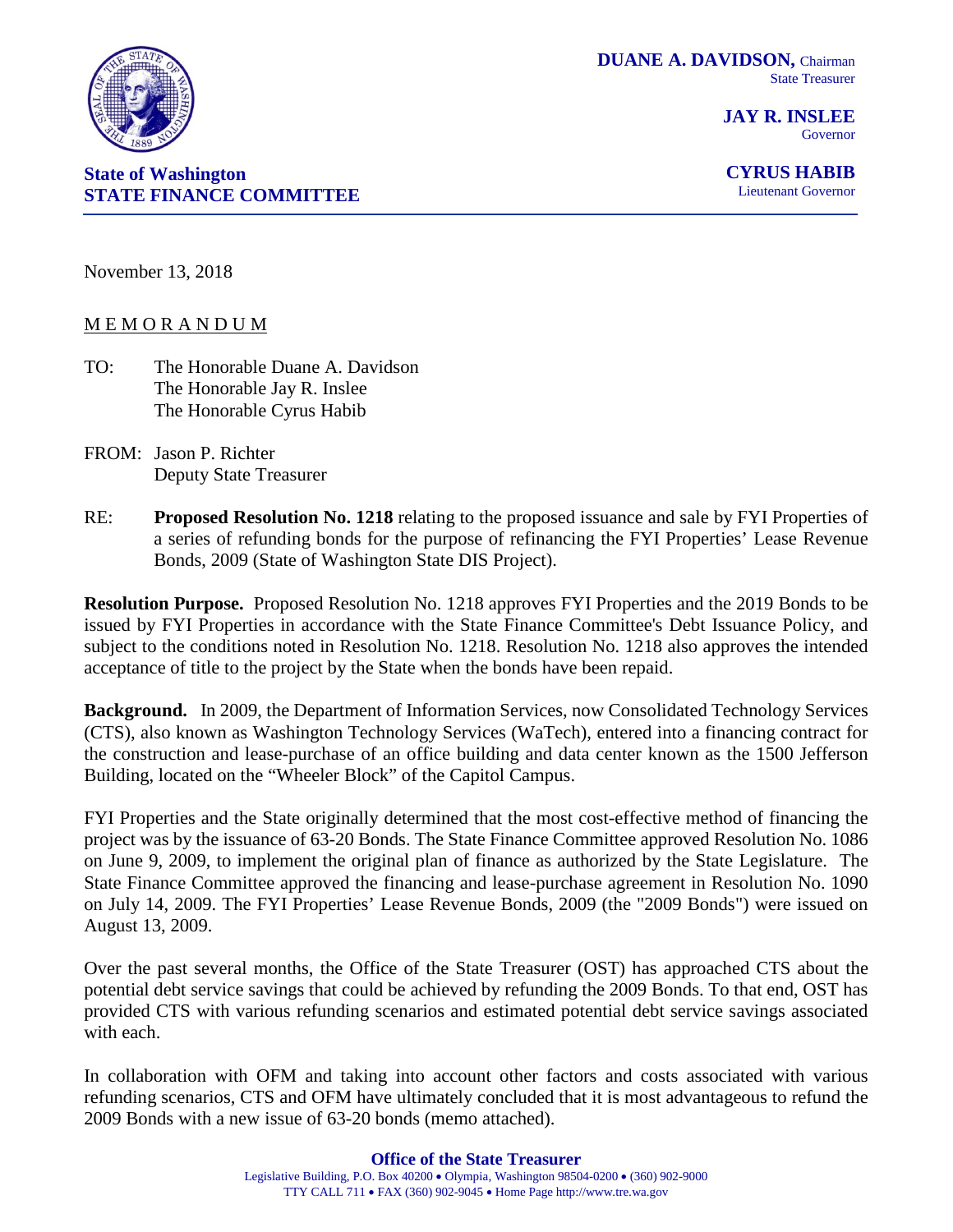**DUANE A. DAVIDSON,** Chairman
State Treasurer

**JAY R. INSLEE**
Governor

**CYRUS HABIB**
Lieutenant Governor

**State of Washington**
**STATE FINANCE COMMITTEE**

November 13, 2018

M E M O R A N D U M

TO: The Honorable Duane A. Davidson
The Honorable Jay R. Inslee
The Honorable Cyrus Habib

FROM: Jason P. Richter
Deputy State Treasurer

RE: **Proposed Resolution No. 1218** relating to the proposed issuance and sale by FYI Properties of a series of refunding bonds for the purpose of refinancing the FYI Properties' Lease Revenue Bonds, 2009 (State of Washington State DIS Project).

**Resolution Purpose.** Proposed Resolution No. 1218 approves FYI Properties and the 2019 Bonds to be issued by FYI Properties in accordance with the State Finance Committee's Debt Issuance Policy, and subject to the conditions noted in Resolution No. 1218. Resolution No. 1218 also approves the intended acceptance of title to the project by the State when the bonds have been repaid.

**Background.** In 2009, the Department of Information Services, now Consolidated Technology Services (CTS), also known as Washington Technology Services (WaTech), entered into a financing contract for the construction and lease-purchase of an office building and data center known as the 1500 Jefferson Building, located on the "Wheeler Block" of the Capitol Campus.

FYI Properties and the State originally determined that the most cost-effective method of financing the project was by the issuance of 63-20 Bonds. The State Finance Committee approved Resolution No. 1086 on June 9, 2009, to implement the original plan of finance as authorized by the State Legislature. The State Finance Committee approved the financing and lease-purchase agreement in Resolution No. 1090 on July 14, 2009. The FYI Properties' Lease Revenue Bonds, 2009 (the "2009 Bonds") were issued on August 13, 2009.

Over the past several months, the Office of the State Treasurer (OST) has approached CTS about the potential debt service savings that could be achieved by refunding the 2009 Bonds. To that end, OST has provided CTS with various refunding scenarios and estimated potential debt service savings associated with each.

In collaboration with OFM and taking into account other factors and costs associated with various refunding scenarios, CTS and OFM have ultimately concluded that it is most advantageous to refund the 2009 Bonds with a new issue of 63-20 bonds (memo attached).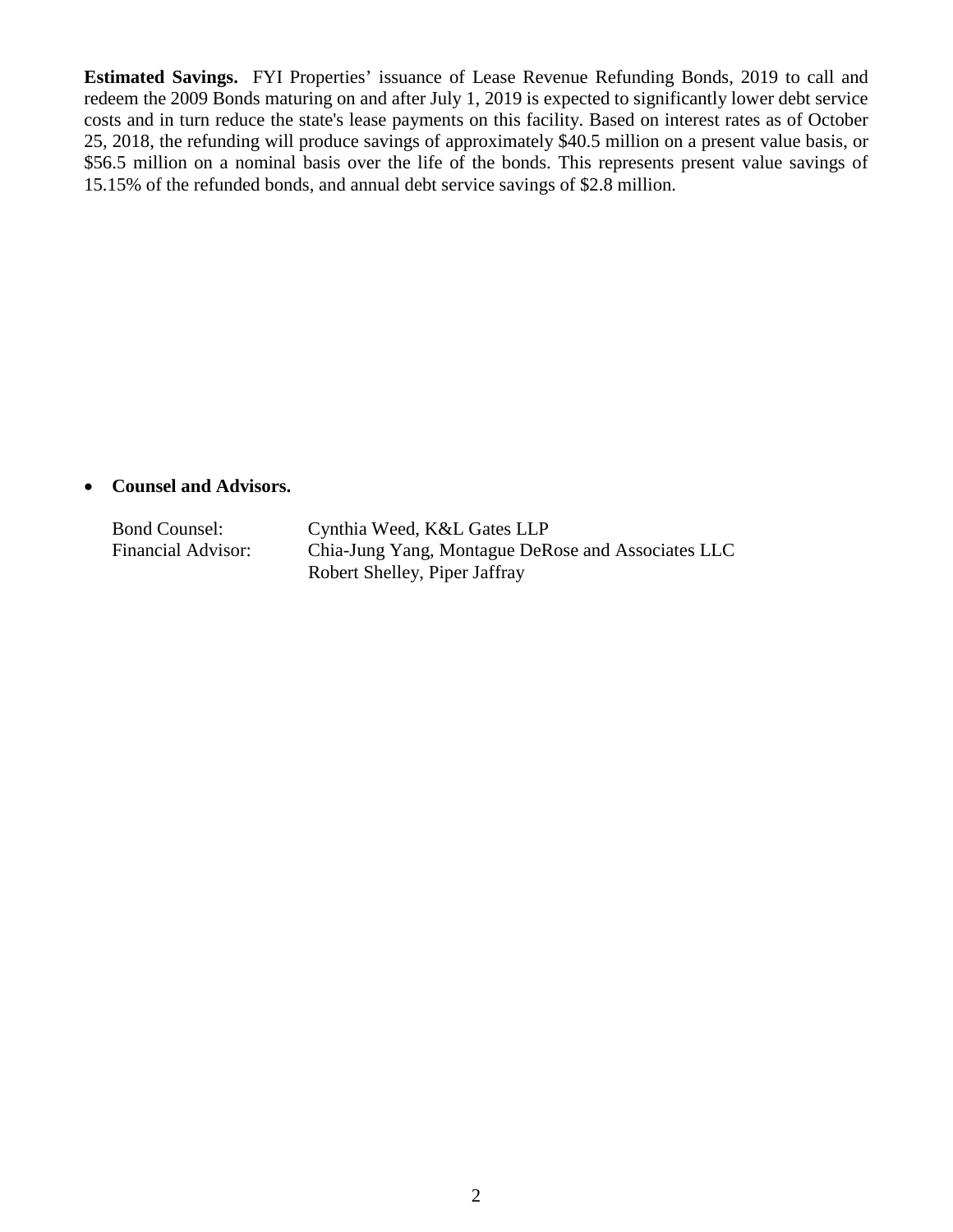**Estimated Savings.** FYI Properties' issuance of Lease Revenue Refunding Bonds, 2019 to call and redeem the 2009 Bonds maturing on and after July 1, 2019 is expected to significantly lower debt service costs and in turn reduce the state's lease payments on this facility. Based on interest rates as of October 25, 2018, the refunding will produce savings of approximately $40.5 million on a present value basis, or $56.5 million on a nominal basis over the life of the bonds. This represents present value savings of 15.15% of the refunded bonds, and annual debt service savings of $2.8 million.

- **Counsel and Advisors.**

| | |
|---|---|
| Bond Counsel: | Cynthia Weed, K&L Gates LLP |
| Financial Advisor: | Chia-Jung Yang, Montague DeRose and Associates LLC |
| | Robert Shelley, Piper Jaffray |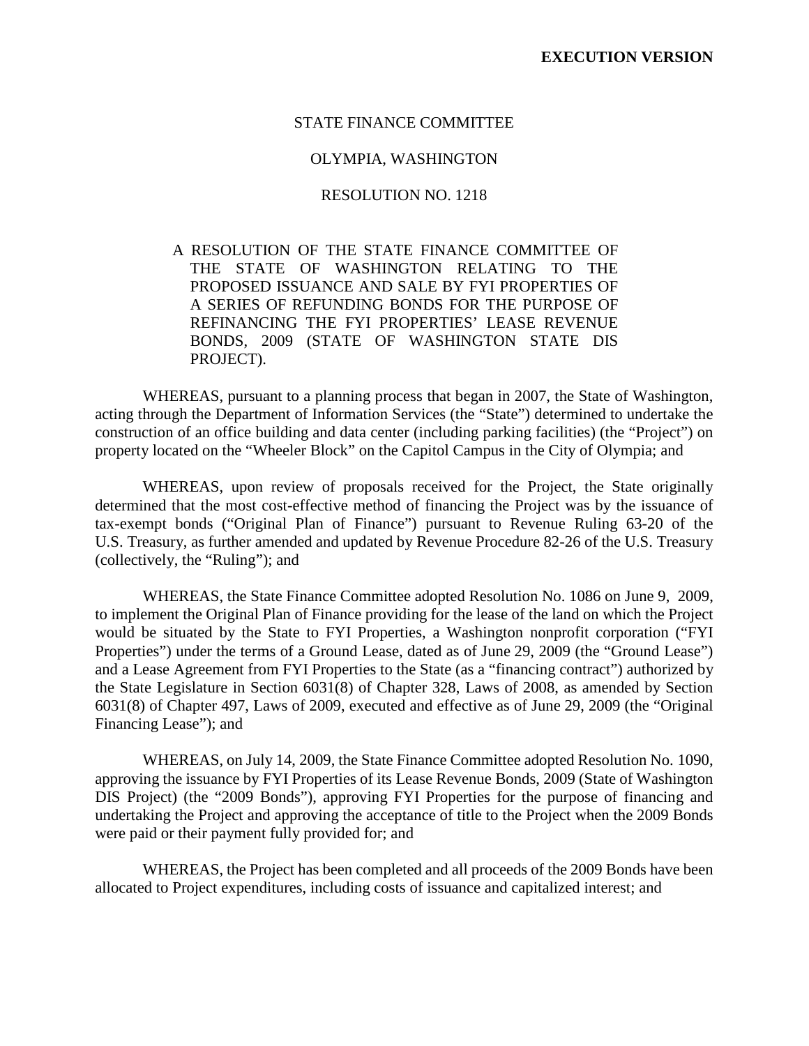**EXECUTION VERSION**

STATE FINANCE COMMITTEE

OLYMPIA, WASHINGTON

RESOLUTION NO. 1218

A RESOLUTION OF THE STATE FINANCE COMMITTEE OF THE STATE OF WASHINGTON RELATING TO THE PROPOSED ISSUANCE AND SALE BY FYI PROPERTIES OF A SERIES OF REFUNDING BONDS FOR THE PURPOSE OF REFINANCING THE FYI PROPERTIES' LEASE REVENUE BONDS, 2009 (STATE OF WASHINGTON STATE DIS PROJECT).

WHEREAS, pursuant to a planning process that began in 2007, the State of Washington, acting through the Department of Information Services (the "State") determined to undertake the construction of an office building and data center (including parking facilities) (the "Project") on property located on the "Wheeler Block" on the Capitol Campus in the City of Olympia; and

WHEREAS, upon review of proposals received for the Project, the State originally determined that the most cost-effective method of financing the Project was by the issuance of tax-exempt bonds ("Original Plan of Finance") pursuant to Revenue Ruling 63-20 of the U.S. Treasury, as further amended and updated by Revenue Procedure 82-26 of the U.S. Treasury (collectively, the "Ruling"); and

WHEREAS, the State Finance Committee adopted Resolution No. 1086 on June 9, 2009, to implement the Original Plan of Finance providing for the lease of the land on which the Project would be situated by the State to FYI Properties, a Washington nonprofit corporation ("FYI Properties") under the terms of a Ground Lease, dated as of June 29, 2009 (the "Ground Lease") and a Lease Agreement from FYI Properties to the State (as a "financing contract") authorized by the State Legislature in Section 6031(8) of Chapter 328, Laws of 2008, as amended by Section 6031(8) of Chapter 497, Laws of 2009, executed and effective as of June 29, 2009 (the "Original Financing Lease"); and

WHEREAS, on July 14, 2009, the State Finance Committee adopted Resolution No. 1090, approving the issuance by FYI Properties of its Lease Revenue Bonds, 2009 (State of Washington DIS Project) (the "2009 Bonds"), approving FYI Properties for the purpose of financing and undertaking the Project and approving the acceptance of title to the Project when the 2009 Bonds were paid or their payment fully provided for; and

WHEREAS, the Project has been completed and all proceeds of the 2009 Bonds have been allocated to Project expenditures, including costs of issuance and capitalized interest; and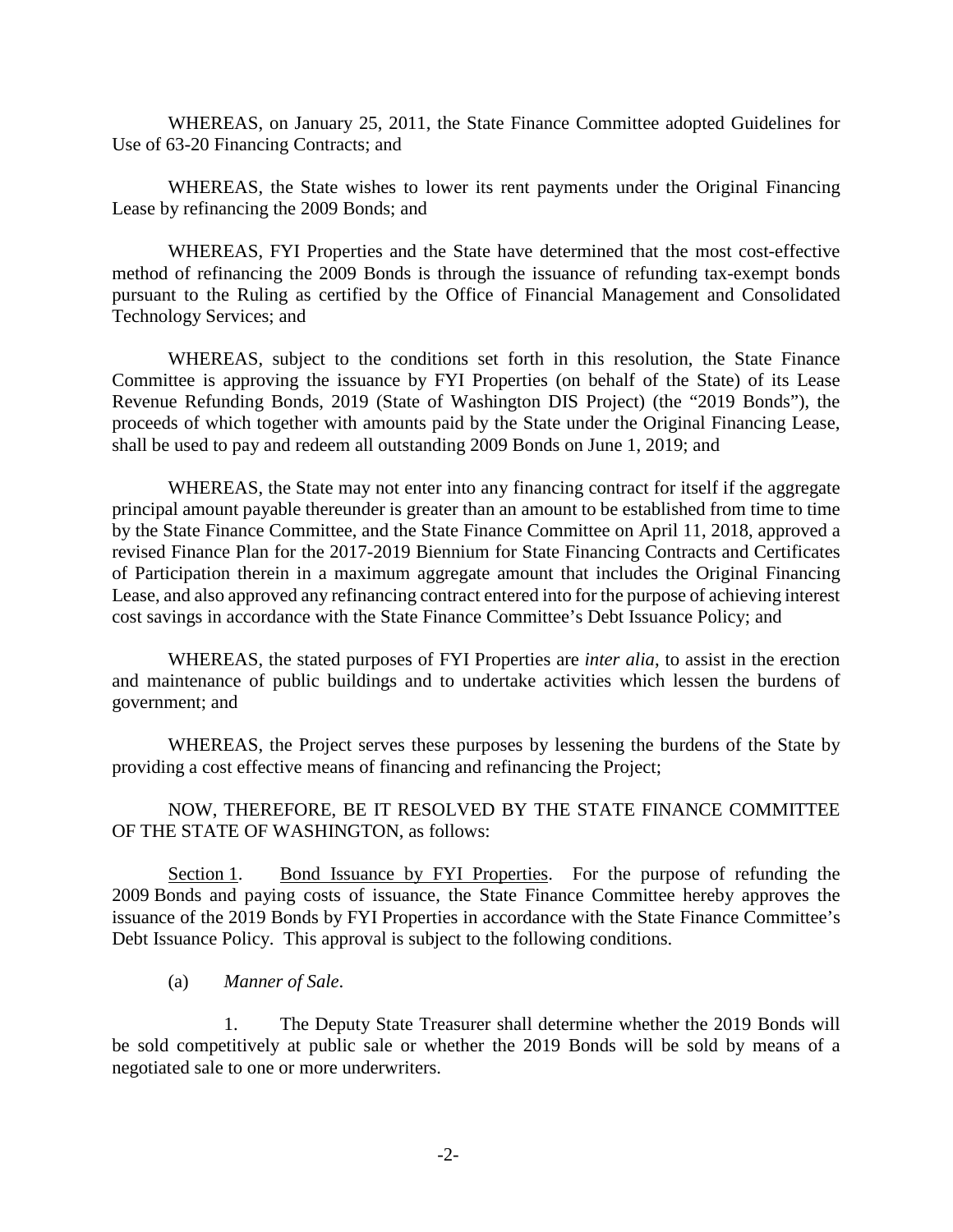WHEREAS, on January 25, 2011, the State Finance Committee adopted Guidelines for Use of 63-20 Financing Contracts; and

WHEREAS, the State wishes to lower its rent payments under the Original Financing Lease by refinancing the 2009 Bonds; and

WHEREAS, FYI Properties and the State have determined that the most cost-effective method of refinancing the 2009 Bonds is through the issuance of refunding tax-exempt bonds pursuant to the Ruling as certified by the Office of Financial Management and Consolidated Technology Services; and

WHEREAS, subject to the conditions set forth in this resolution, the State Finance Committee is approving the issuance by FYI Properties (on behalf of the State) of its Lease Revenue Refunding Bonds, 2019 (State of Washington DIS Project) (the "2019 Bonds"), the proceeds of which together with amounts paid by the State under the Original Financing Lease, shall be used to pay and redeem all outstanding 2009 Bonds on June 1, 2019; and

WHEREAS, the State may not enter into any financing contract for itself if the aggregate principal amount payable thereunder is greater than an amount to be established from time to time by the State Finance Committee, and the State Finance Committee on April 11, 2018, approved a revised Finance Plan for the 2017-2019 Biennium for State Financing Contracts and Certificates of Participation therein in a maximum aggregate amount that includes the Original Financing Lease, and also approved any refinancing contract entered into for the purpose of achieving interest cost savings in accordance with the State Finance Committee's Debt Issuance Policy; and

WHEREAS, the stated purposes of FYI Properties are *inter alia*, to assist in the erection and maintenance of public buildings and to undertake activities which lessen the burdens of government; and

WHEREAS, the Project serves these purposes by lessening the burdens of the State by providing a cost effective means of financing and refinancing the Project;

NOW, THEREFORE, BE IT RESOLVED BY THE STATE FINANCE COMMITTEE OF THE STATE OF WASHINGTON, as follows:

Section 1. Bond Issuance by FYI Properties. For the purpose of refunding the 2009 Bonds and paying costs of issuance, the State Finance Committee hereby approves the issuance of the 2019 Bonds by FYI Properties in accordance with the State Finance Committee's Debt Issuance Policy. This approval is subject to the following conditions.

(a) *Manner of Sale.*

1. The Deputy State Treasurer shall determine whether the 2019 Bonds will be sold competitively at public sale or whether the 2019 Bonds will be sold by means of a negotiated sale to one or more underwriters.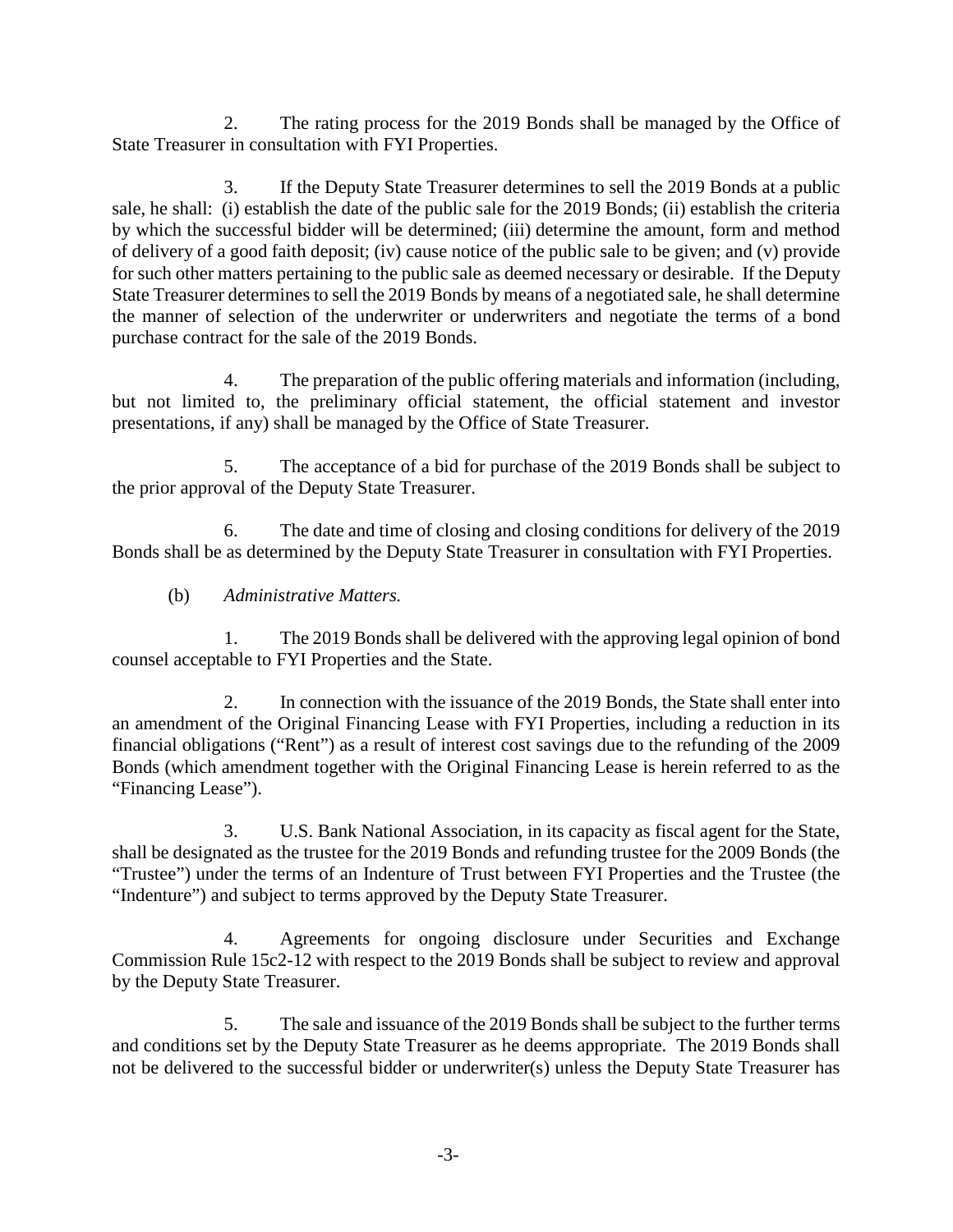2. The rating process for the 2019 Bonds shall be managed by the Office of State Treasurer in consultation with FYI Properties.

3. If the Deputy State Treasurer determines to sell the 2019 Bonds at a public sale, he shall: (i) establish the date of the public sale for the 2019 Bonds; (ii) establish the criteria by which the successful bidder will be determined; (iii) determine the amount, form and method of delivery of a good faith deposit; (iv) cause notice of the public sale to be given; and (v) provide for such other matters pertaining to the public sale as deemed necessary or desirable. If the Deputy State Treasurer determines to sell the 2019 Bonds by means of a negotiated sale, he shall determine the manner of selection of the underwriter or underwriters and negotiate the terms of a bond purchase contract for the sale of the 2019 Bonds.

4. The preparation of the public offering materials and information (including, but not limited to, the preliminary official statement, the official statement and investor presentations, if any) shall be managed by the Office of State Treasurer.

5. The acceptance of a bid for purchase of the 2019 Bonds shall be subject to the prior approval of the Deputy State Treasurer.

6. The date and time of closing and closing conditions for delivery of the 2019 Bonds shall be as determined by the Deputy State Treasurer in consultation with FYI Properties.

(b) *Administrative Matters.*

1. The 2019 Bonds shall be delivered with the approving legal opinion of bond counsel acceptable to FYI Properties and the State.

2. In connection with the issuance of the 2019 Bonds, the State shall enter into an amendment of the Original Financing Lease with FYI Properties, including a reduction in its financial obligations ("Rent") as a result of interest cost savings due to the refunding of the 2009 Bonds (which amendment together with the Original Financing Lease is herein referred to as the "Financing Lease").

3. U.S. Bank National Association, in its capacity as fiscal agent for the State, shall be designated as the trustee for the 2019 Bonds and refunding trustee for the 2009 Bonds (the "Trustee") under the terms of an Indenture of Trust between FYI Properties and the Trustee (the "Indenture") and subject to terms approved by the Deputy State Treasurer.

4. Agreements for ongoing disclosure under Securities and Exchange Commission Rule 15c2-12 with respect to the 2019 Bonds shall be subject to review and approval by the Deputy State Treasurer.

5. The sale and issuance of the 2019 Bonds shall be subject to the further terms and conditions set by the Deputy State Treasurer as he deems appropriate. The 2019 Bonds shall not be delivered to the successful bidder or underwriter(s) unless the Deputy State Treasurer has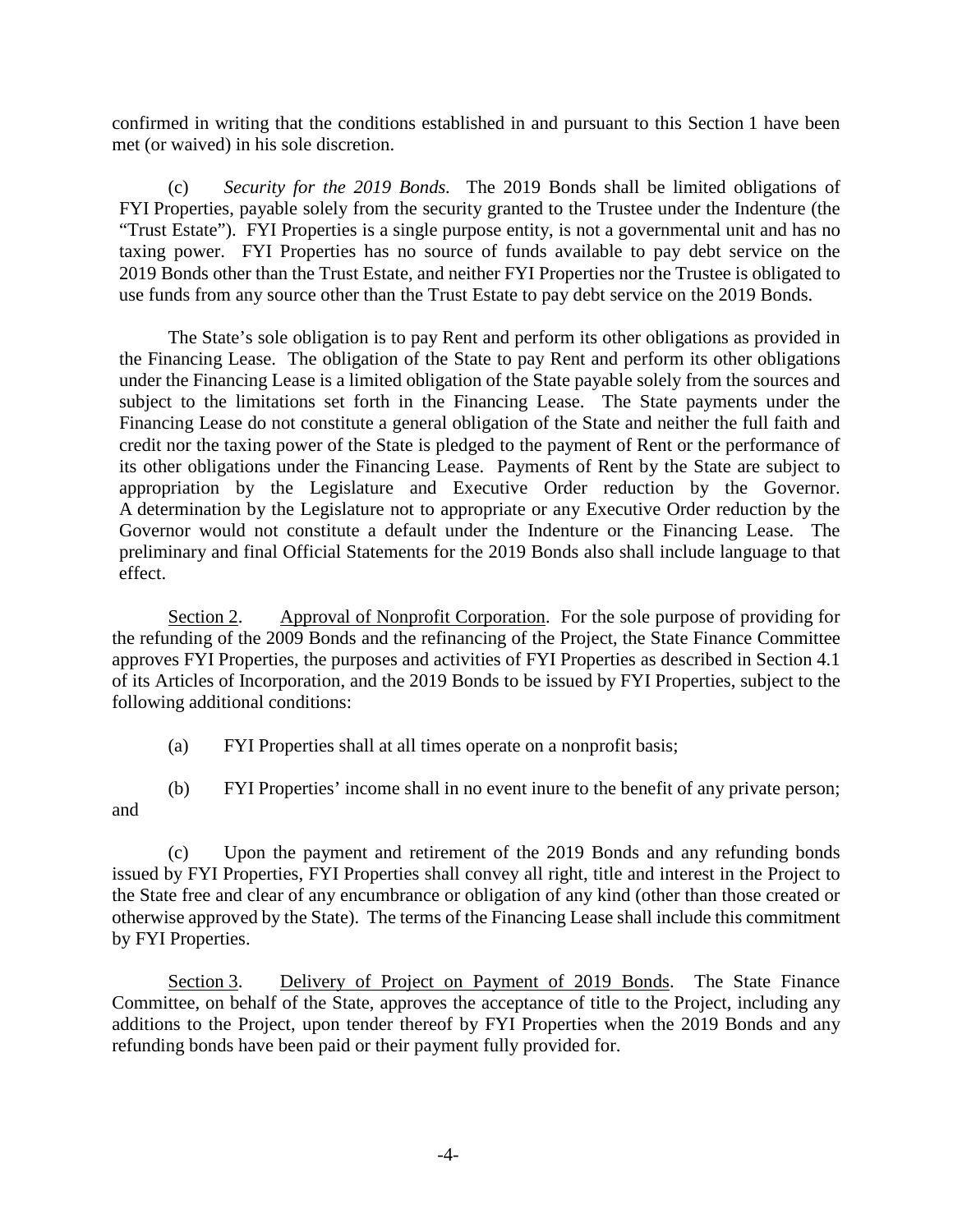confirmed in writing that the conditions established in and pursuant to this Section 1 have been met (or waived) in his sole discretion.

(c) *Security for the 2019 Bonds.* The 2019 Bonds shall be limited obligations of FYI Properties, payable solely from the security granted to the Trustee under the Indenture (the "Trust Estate"). FYI Properties is a single purpose entity, is not a governmental unit and has no taxing power. FYI Properties has no source of funds available to pay debt service on the 2019 Bonds other than the Trust Estate, and neither FYI Properties nor the Trustee is obligated to use funds from any source other than the Trust Estate to pay debt service on the 2019 Bonds.

The State's sole obligation is to pay Rent and perform its other obligations as provided in the Financing Lease. The obligation of the State to pay Rent and perform its other obligations under the Financing Lease is a limited obligation of the State payable solely from the sources and subject to the limitations set forth in the Financing Lease. The State payments under the Financing Lease do not constitute a general obligation of the State and neither the full faith and credit nor the taxing power of the State is pledged to the payment of Rent or the performance of its other obligations under the Financing Lease. Payments of Rent by the State are subject to appropriation by the Legislature and Executive Order reduction by the Governor. A determination by the Legislature not to appropriate or any Executive Order reduction by the Governor would not constitute a default under the Indenture or the Financing Lease. The preliminary and final Official Statements for the 2019 Bonds also shall include language to that effect.

Section 2. Approval of Nonprofit Corporation. For the sole purpose of providing for the refunding of the 2009 Bonds and the refinancing of the Project, the State Finance Committee approves FYI Properties, the purposes and activities of FYI Properties as described in Section 4.1 of its Articles of Incorporation, and the 2019 Bonds to be issued by FYI Properties, subject to the following additional conditions:

(a) FYI Properties shall at all times operate on a nonprofit basis;

(b) FYI Properties' income shall in no event inure to the benefit of any private person; and

(c) Upon the payment and retirement of the 2019 Bonds and any refunding bonds issued by FYI Properties, FYI Properties shall convey all right, title and interest in the Project to the State free and clear of any encumbrance or obligation of any kind (other than those created or otherwise approved by the State). The terms of the Financing Lease shall include this commitment by FYI Properties.

Section 3. Delivery of Project on Payment of 2019 Bonds. The State Finance Committee, on behalf of the State, approves the acceptance of title to the Project, including any additions to the Project, upon tender thereof by FYI Properties when the 2019 Bonds and any refunding bonds have been paid or their payment fully provided for.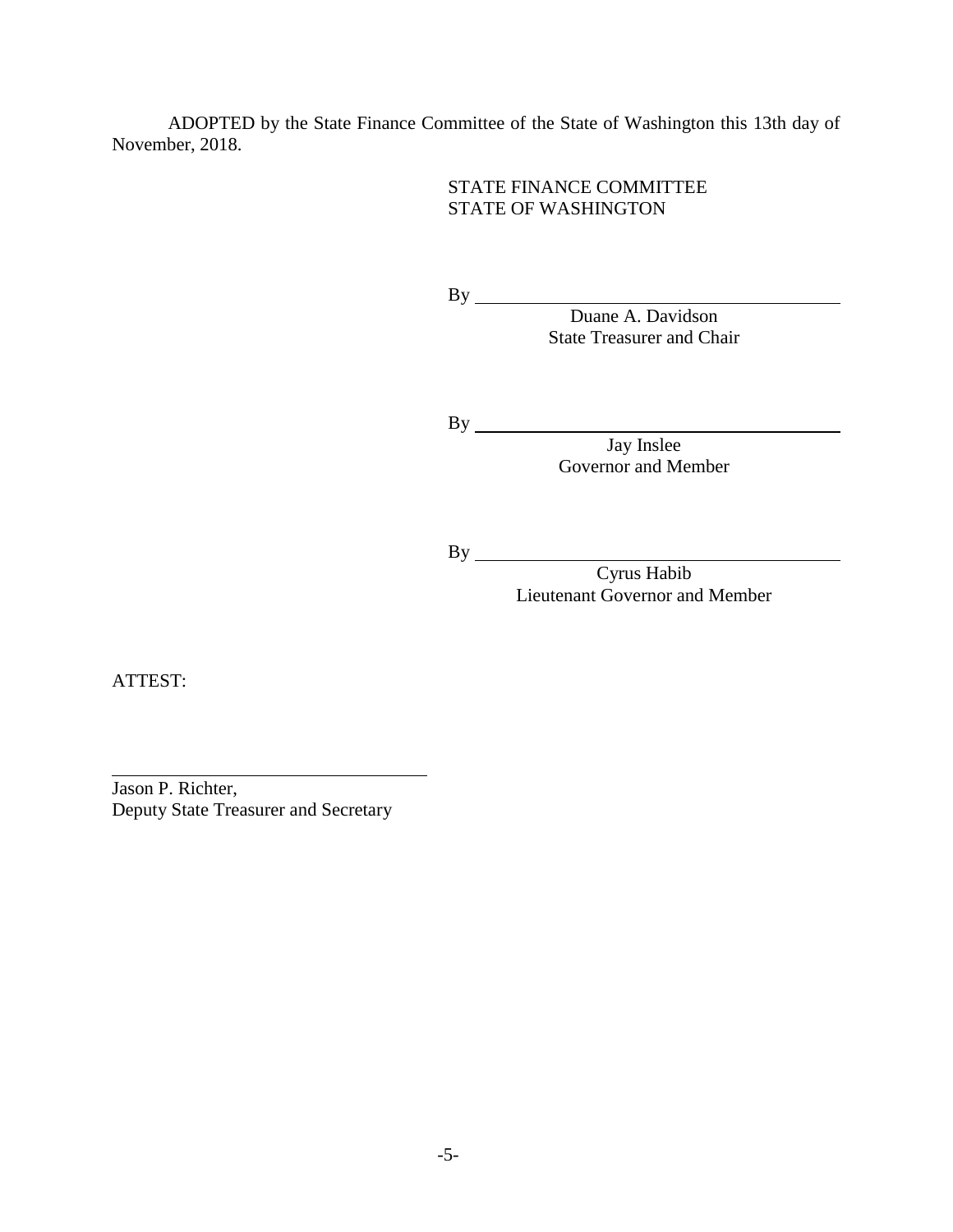ADOPTED by the State Finance Committee of the State of Washington this 13th day of November, 2018.

STATE FINANCE COMMITTEE
STATE OF WASHINGTON

By \_\_\_\_\_\_\_\_\_\_\_\_\_\_\_\_\_\_\_\_\_\_\_\_\_\_\_\_\_\_\_\_\_\_\_\_\_\_\_\_
Duane A. Davidson
State Treasurer and Chair

By \_\_\_\_\_\_\_\_\_\_\_\_\_\_\_\_\_\_\_\_\_\_\_\_\_\_\_\_\_\_\_\_\_\_\_\_\_\_\_\_
Jay Inslee
Governor and Member

By \_\_\_\_\_\_\_\_\_\_\_\_\_\_\_\_\_\_\_\_\_\_\_\_\_\_\_\_\_\_\_\_\_\_\_\_\_\_\_\_
Cyrus Habib
Lieutenant Governor and Member

ATTEST:

\_\_\_\_\_\_\_\_\_\_\_\_\_\_\_\_\_\_\_\_\_\_\_\_\_\_\_\_\_\_\_\_\_\_\_\_\_\_\_\_
Jason P. Richter,
Deputy State Treasurer and Secretary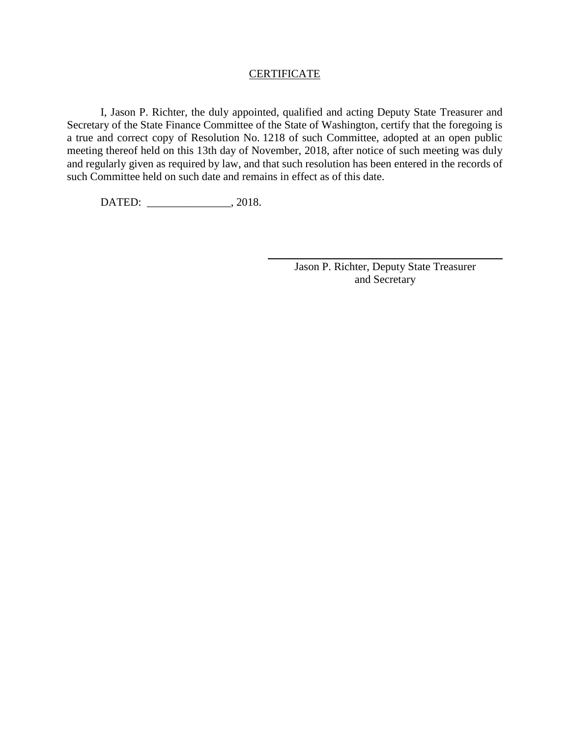<u>CERTIFICATE</u>

I, Jason P. Richter, the duly appointed, qualified and acting Deputy State Treasurer and Secretary of the State Finance Committee of the State of Washington, certify that the foregoing is a true and correct copy of Resolution No. 1218 of such Committee, adopted at an open public meeting thereof held on this 13th day of November, 2018, after notice of such meeting was duly and regularly given as required by law, and that such resolution has been entered in the records of such Committee held on such date and remains in effect as of this date.

DATED: _______________, 2018.

\_\_\_\_\_\_\_\_\_\_\_\_\_\_\_\_\_\_\_\_\_\_\_\_\_\_\_\_\_\_\_\_\_\_\_\_
Jason P. Richter, Deputy State Treasurer
and Secretary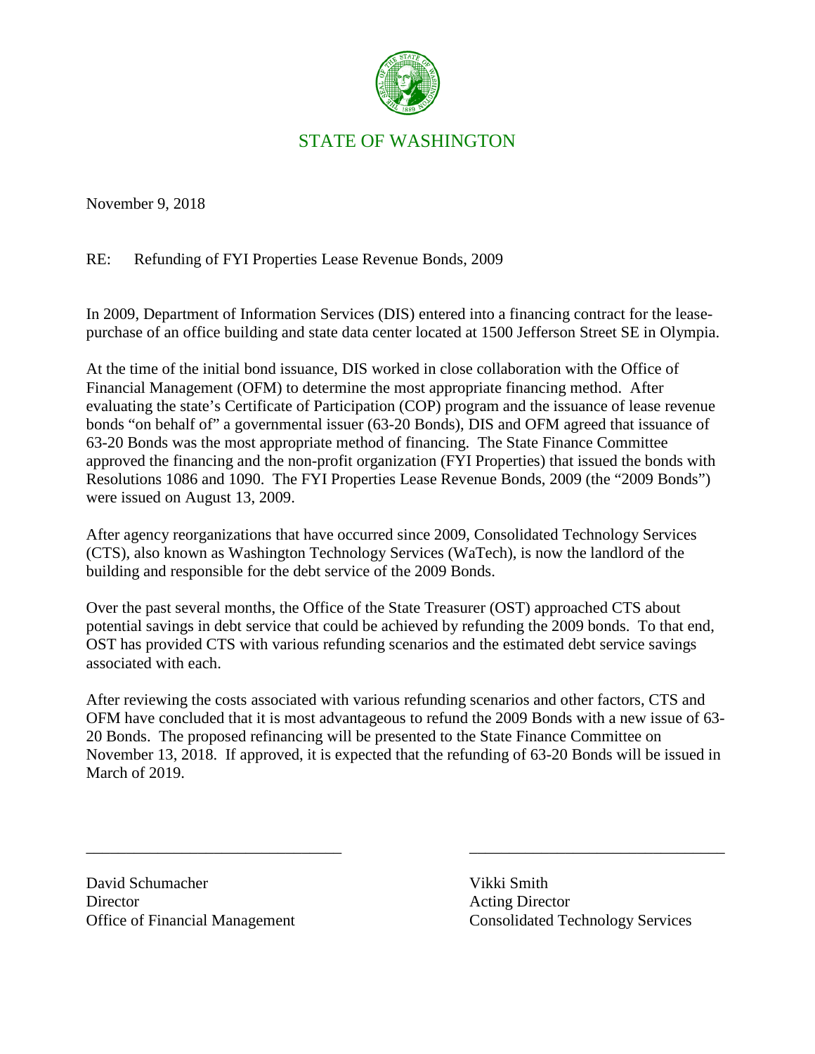# STATE OF WASHINGTON

November 9, 2018

RE: Refunding of FYI Properties Lease Revenue Bonds, 2009

In 2009, Department of Information Services (DIS) entered into a financing contract for the lease-purchase of an office building and state data center located at 1500 Jefferson Street SE in Olympia.

At the time of the initial bond issuance, DIS worked in close collaboration with the Office of Financial Management (OFM) to determine the most appropriate financing method. After evaluating the state's Certificate of Participation (COP) program and the issuance of lease revenue bonds "on behalf of" a governmental issuer (63-20 Bonds), DIS and OFM agreed that issuance of 63-20 Bonds was the most appropriate method of financing. The State Finance Committee approved the financing and the non-profit organization (FYI Properties) that issued the bonds with Resolutions 1086 and 1090. The FYI Properties Lease Revenue Bonds, 2009 (the "2009 Bonds") were issued on August 13, 2009.

After agency reorganizations that have occurred since 2009, Consolidated Technology Services (CTS), also known as Washington Technology Services (WaTech), is now the landlord of the building and responsible for the debt service of the 2009 Bonds.

Over the past several months, the Office of the State Treasurer (OST) approached CTS about potential savings in debt service that could be achieved by refunding the 2009 bonds. To that end, OST has provided CTS with various refunding scenarios and the estimated debt service savings associated with each.

After reviewing the costs associated with various refunding scenarios and other factors, CTS and OFM have concluded that it is most advantageous to refund the 2009 Bonds with a new issue of 63-20 Bonds. The proposed refinancing will be presented to the State Finance Committee on November 13, 2018. If approved, it is expected that the refunding of 63-20 Bonds will be issued in March of 2019.

\_\_\_\_\_\_\_\_\_\_\_\_\_\_\_\_\_\_\_\_\_\_\_\_\_\_\_\_\_\_\_\_
David Schumacher
Director
Office of Financial Management

\_\_\_\_\_\_\_\_\_\_\_\_\_\_\_\_\_\_\_\_\_\_\_\_\_\_\_\_\_\_\_\_
Vikki Smith
Acting Director
Consolidated Technology Services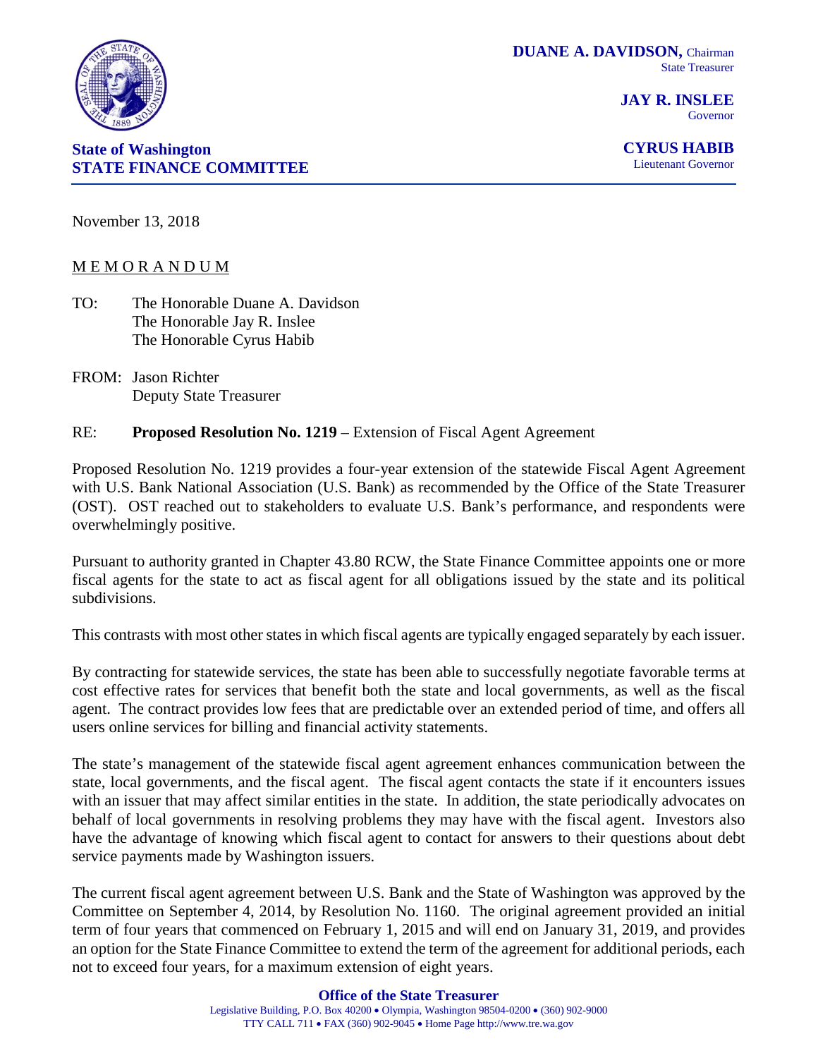**State of Washington**
**STATE FINANCE COMMITTEE**

**DUANE A. DAVIDSON,** Chairman
State Treasurer

**JAY R. INSLEE**
Governor

**CYRUS HABIB**
Lieutenant Governor

November 13, 2018

M E M O R A N D U M

TO: The Honorable Duane A. Davidson
The Honorable Jay R. Inslee
The Honorable Cyrus Habib

FROM: Jason Richter
Deputy State Treasurer

RE: **Proposed Resolution No. 1219** – Extension of Fiscal Agent Agreement

Proposed Resolution No. 1219 provides a four-year extension of the statewide Fiscal Agent Agreement with U.S. Bank National Association (U.S. Bank) as recommended by the Office of the State Treasurer (OST). OST reached out to stakeholders to evaluate U.S. Bank's performance, and respondents were overwhelmingly positive.

Pursuant to authority granted in Chapter 43.80 RCW, the State Finance Committee appoints one or more fiscal agents for the state to act as fiscal agent for all obligations issued by the state and its political subdivisions.

This contrasts with most other states in which fiscal agents are typically engaged separately by each issuer.

By contracting for statewide services, the state has been able to successfully negotiate favorable terms at cost effective rates for services that benefit both the state and local governments, as well as the fiscal agent. The contract provides low fees that are predictable over an extended period of time, and offers all users online services for billing and financial activity statements.

The state's management of the statewide fiscal agent agreement enhances communication between the state, local governments, and the fiscal agent. The fiscal agent contacts the state if it encounters issues with an issuer that may affect similar entities in the state. In addition, the state periodically advocates on behalf of local governments in resolving problems they may have with the fiscal agent. Investors also have the advantage of knowing which fiscal agent to contact for answers to their questions about debt service payments made by Washington issuers.

The current fiscal agent agreement between U.S. Bank and the State of Washington was approved by the Committee on September 4, 2014, by Resolution No. 1160. The original agreement provided an initial term of four years that commenced on February 1, 2015 and will end on January 31, 2019, and provides an option for the State Finance Committee to extend the term of the agreement for additional periods, each not to exceed four years, for a maximum extension of eight years.

**Office of the State Treasurer**
Legislative Building, P.O. Box 40200 • Olympia, Washington 98504-0200 • (360) 902-9000
TTY CALL 711 • FAX (360) 902-9045 • Home Page http://www.tre.wa.gov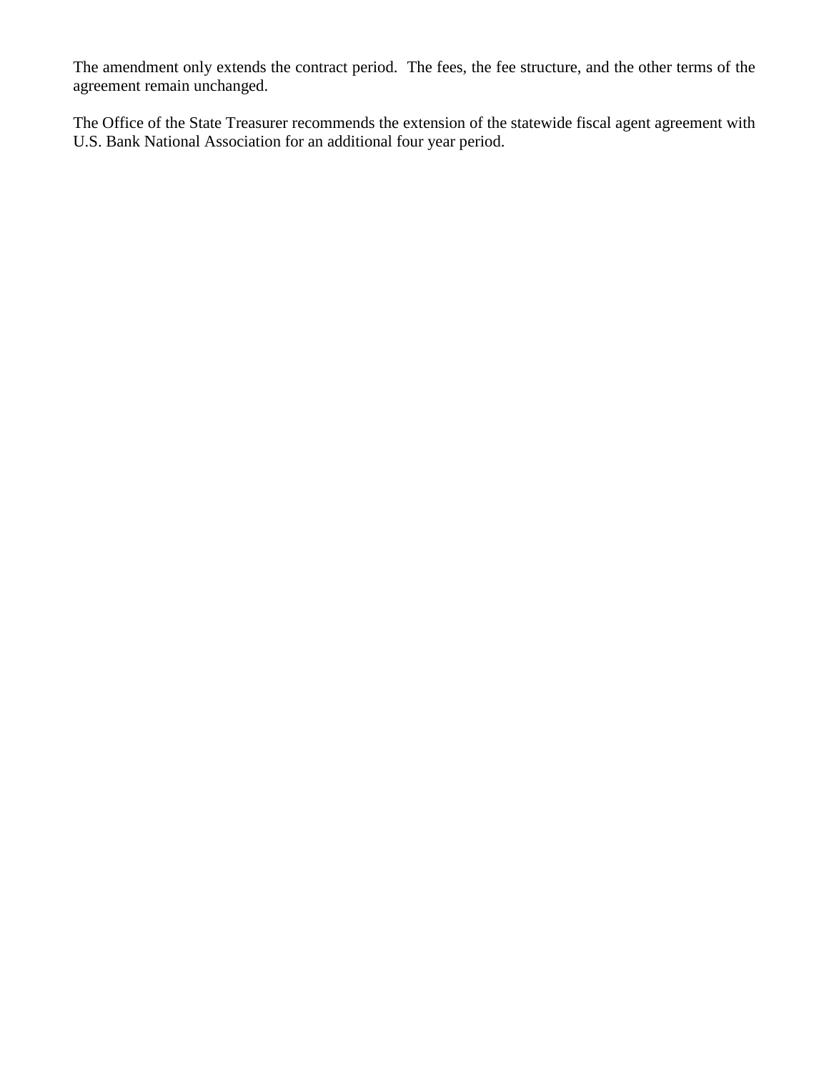The amendment only extends the contract period. The fees, the fee structure, and the other terms of the agreement remain unchanged.

The Office of the State Treasurer recommends the extension of the statewide fiscal agent agreement with U.S. Bank National Association for an additional four year period.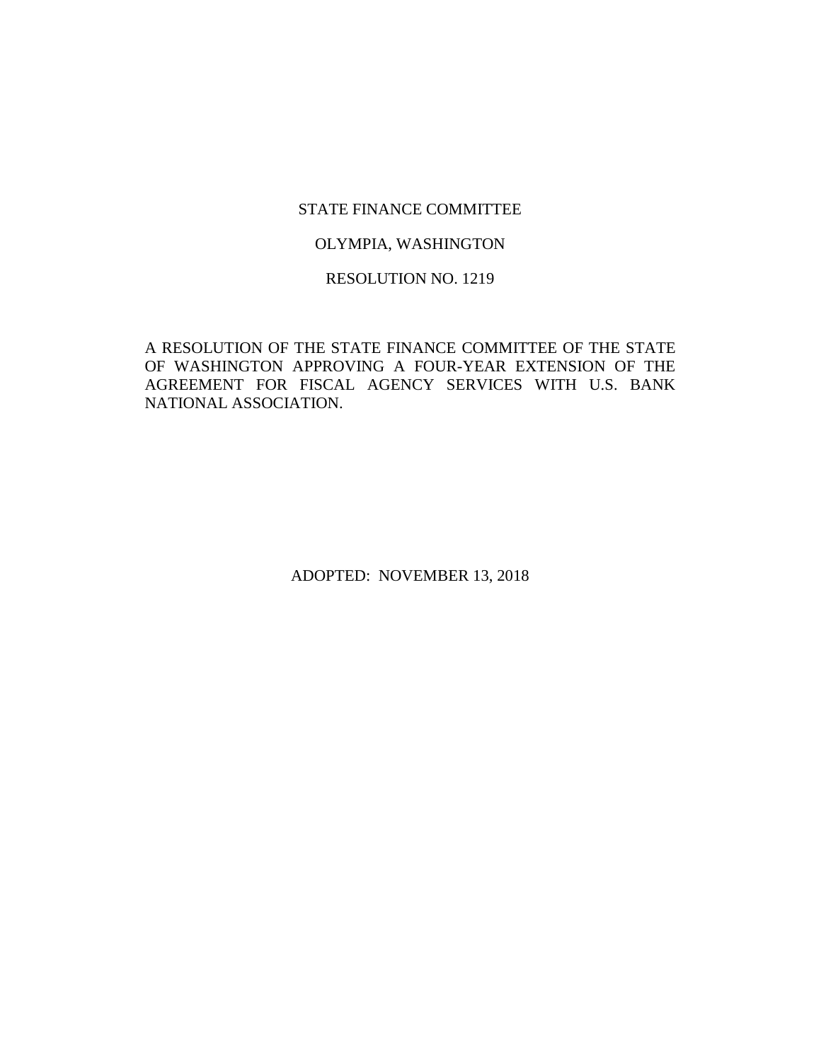STATE FINANCE COMMITTEE

OLYMPIA, WASHINGTON

RESOLUTION NO. 1219

A RESOLUTION OF THE STATE FINANCE COMMITTEE OF THE STATE OF WASHINGTON APPROVING A FOUR-YEAR EXTENSION OF THE AGREEMENT FOR FISCAL AGENCY SERVICES WITH U.S. BANK NATIONAL ASSOCIATION.

ADOPTED: NOVEMBER 13, 2018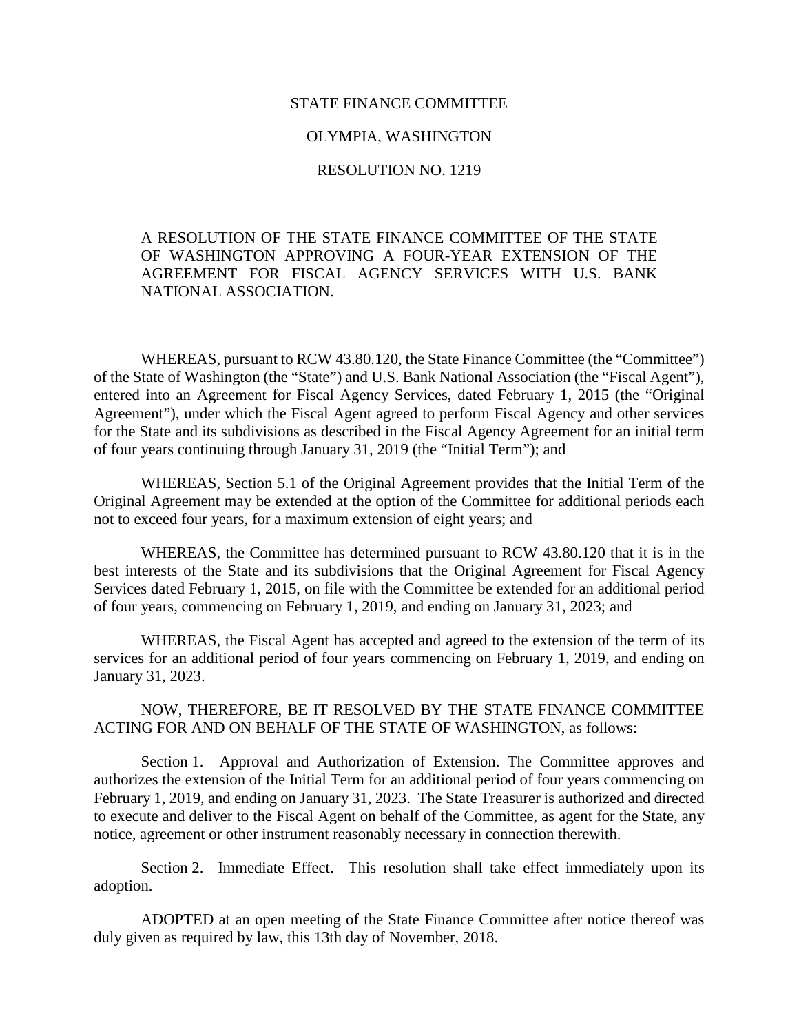STATE FINANCE COMMITTEE

OLYMPIA, WASHINGTON

RESOLUTION NO. 1219

A RESOLUTION OF THE STATE FINANCE COMMITTEE OF THE STATE OF WASHINGTON APPROVING A FOUR-YEAR EXTENSION OF THE AGREEMENT FOR FISCAL AGENCY SERVICES WITH U.S. BANK NATIONAL ASSOCIATION.

WHEREAS, pursuant to RCW 43.80.120, the State Finance Committee (the "Committee") of the State of Washington (the "State") and U.S. Bank National Association (the "Fiscal Agent"), entered into an Agreement for Fiscal Agency Services, dated February 1, 2015 (the "Original Agreement"), under which the Fiscal Agent agreed to perform Fiscal Agency and other services for the State and its subdivisions as described in the Fiscal Agency Agreement for an initial term of four years continuing through January 31, 2019 (the "Initial Term"); and

WHEREAS, Section 5.1 of the Original Agreement provides that the Initial Term of the Original Agreement may be extended at the option of the Committee for additional periods each not to exceed four years, for a maximum extension of eight years; and

WHEREAS, the Committee has determined pursuant to RCW 43.80.120 that it is in the best interests of the State and its subdivisions that the Original Agreement for Fiscal Agency Services dated February 1, 2015, on file with the Committee be extended for an additional period of four years, commencing on February 1, 2019, and ending on January 31, 2023; and

WHEREAS, the Fiscal Agent has accepted and agreed to the extension of the term of its services for an additional period of four years commencing on February 1, 2019, and ending on January 31, 2023.

NOW, THEREFORE, BE IT RESOLVED BY THE STATE FINANCE COMMITTEE ACTING FOR AND ON BEHALF OF THE STATE OF WASHINGTON, as follows:

Section 1. Approval and Authorization of Extension. The Committee approves and authorizes the extension of the Initial Term for an additional period of four years commencing on February 1, 2019, and ending on January 31, 2023. The State Treasurer is authorized and directed to execute and deliver to the Fiscal Agent on behalf of the Committee, as agent for the State, any notice, agreement or other instrument reasonably necessary in connection therewith.

Section 2. Immediate Effect. This resolution shall take effect immediately upon its adoption.

ADOPTED at an open meeting of the State Finance Committee after notice thereof was duly given as required by law, this 13th day of November, 2018.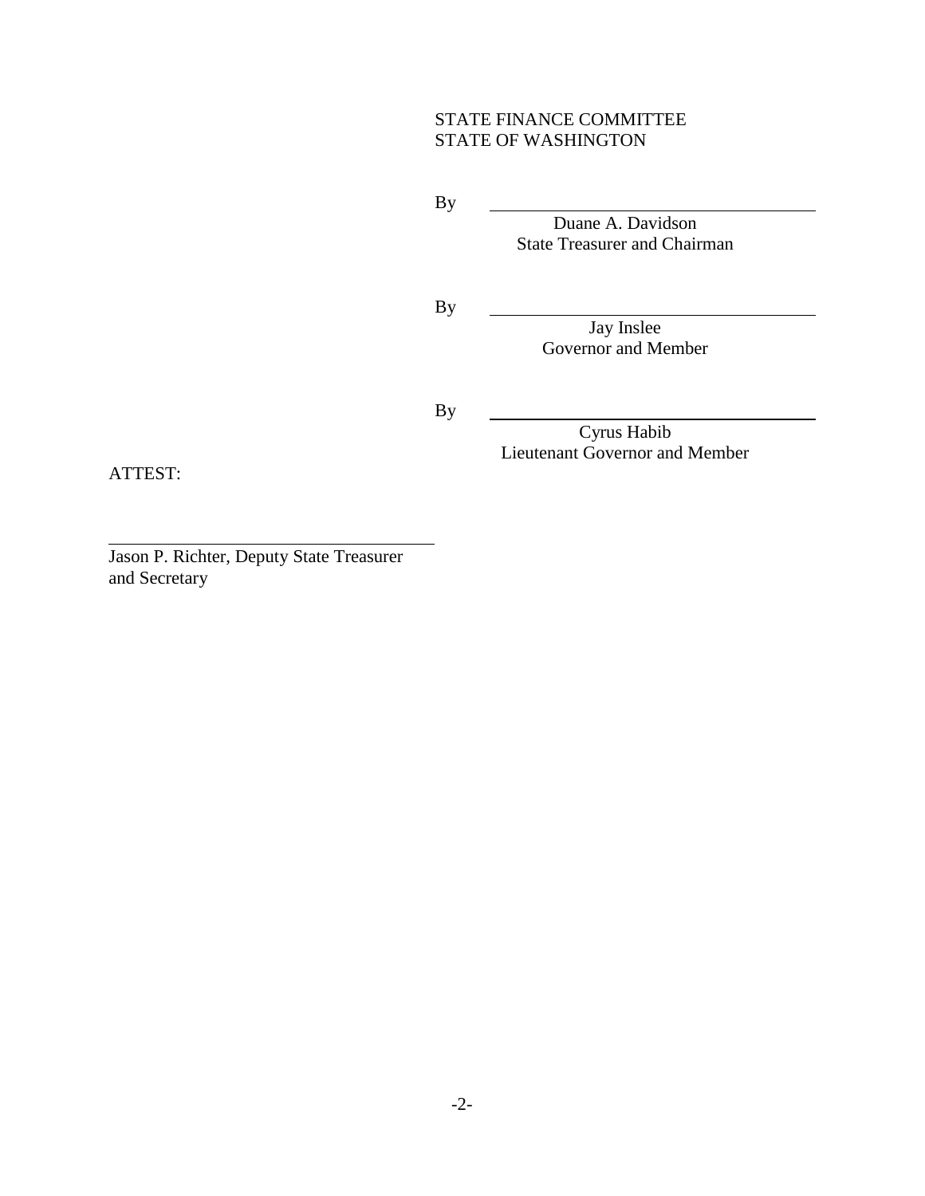STATE FINANCE COMMITTEE
STATE OF WASHINGTON

By \_\_\_\_\_\_\_\_\_\_\_\_\_\_\_\_\_\_\_\_\_\_\_\_\_\_\_\_\_\_\_\_
Duane A. Davidson
State Treasurer and Chairman

By \_\_\_\_\_\_\_\_\_\_\_\_\_\_\_\_\_\_\_\_\_\_\_\_\_\_\_\_\_\_\_\_
Jay Inslee
Governor and Member

By \_\_\_\_\_\_\_\_\_\_\_\_\_\_\_\_\_\_\_\_\_\_\_\_\_\_\_\_\_\_\_\_
Cyrus Habib
Lieutenant Governor and Member

ATTEST:

\_\_\_\_\_\_\_\_\_\_\_\_\_\_\_\_\_\_\_\_\_\_\_\_\_\_\_\_\_\_\_\_\_\_\_\_
Jason P. Richter, Deputy State Treasurer
and Secretary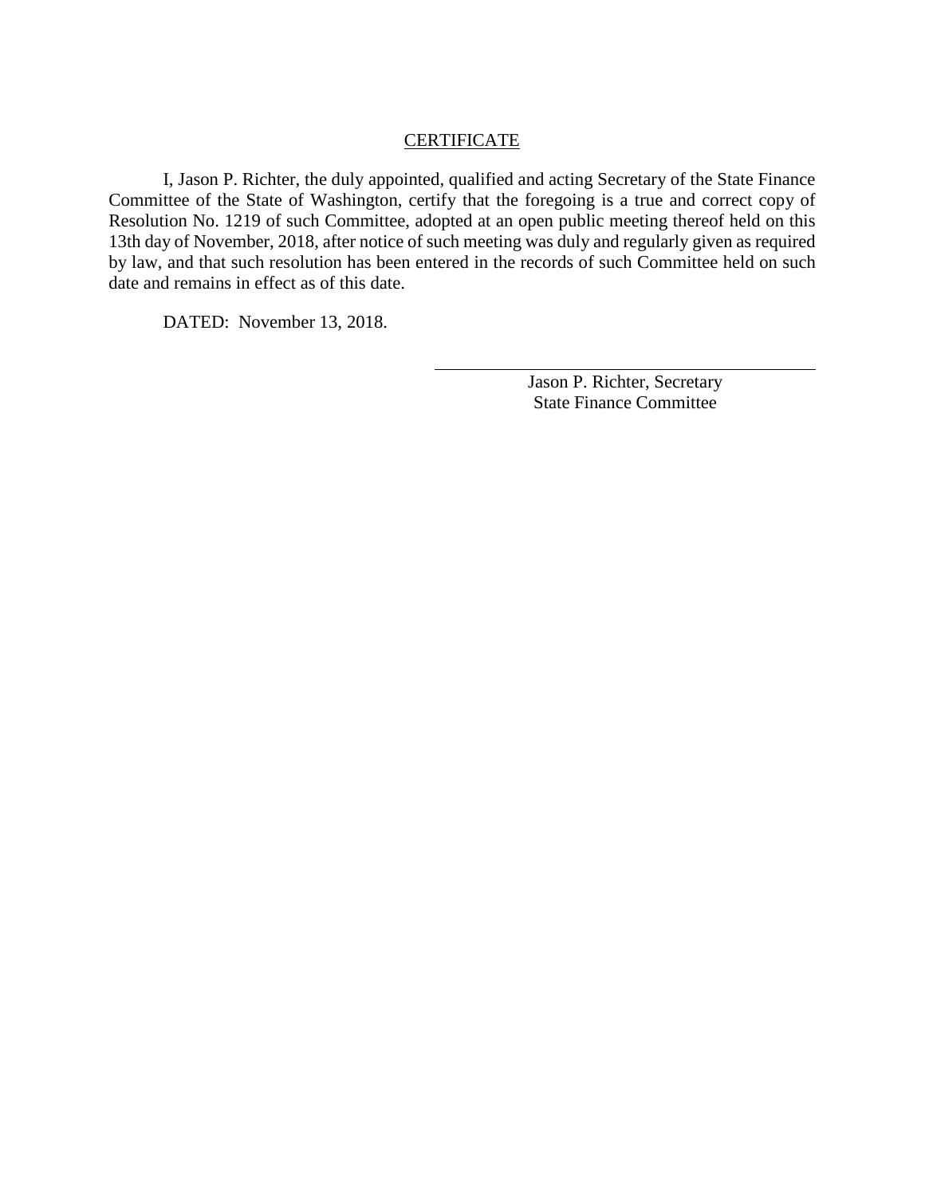## CERTIFICATE

I, Jason P. Richter, the duly appointed, qualified and acting Secretary of the State Finance Committee of the State of Washington, certify that the foregoing is a true and correct copy of Resolution No. 1219 of such Committee, adopted at an open public meeting thereof held on this 13th day of November, 2018, after notice of such meeting was duly and regularly given as required by law, and that such resolution has been entered in the records of such Committee held on such date and remains in effect as of this date.

DATED: November 13, 2018.

\_\_\_\_\_\_\_\_\_\_\_\_\_\_\_\_\_\_\_\_\_\_\_\_\_\_\_\_\_\_\_\_\_\_\_\_\_\_\_\_

Jason P. Richter, Secretary
State Finance Committee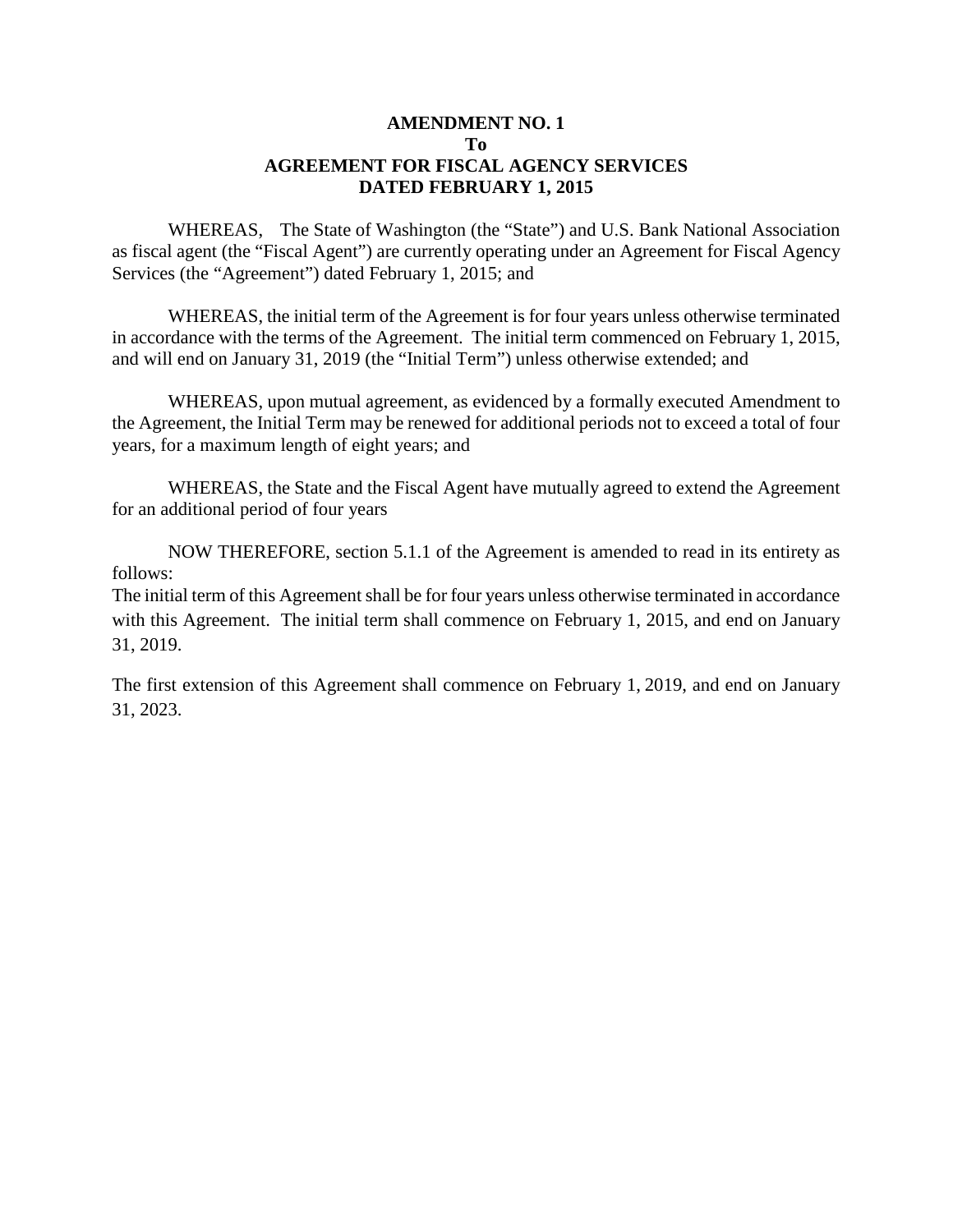**AMENDMENT NO. 1**
**To**
**AGREEMENT FOR FISCAL AGENCY SERVICES**
**DATED FEBRUARY 1, 2015**

WHEREAS, The State of Washington (the "State") and U.S. Bank National Association as fiscal agent (the "Fiscal Agent") are currently operating under an Agreement for Fiscal Agency Services (the "Agreement") dated February 1, 2015; and

WHEREAS, the initial term of the Agreement is for four years unless otherwise terminated in accordance with the terms of the Agreement. The initial term commenced on February 1, 2015, and will end on January 31, 2019 (the "Initial Term") unless otherwise extended; and

WHEREAS, upon mutual agreement, as evidenced by a formally executed Amendment to the Agreement, the Initial Term may be renewed for additional periods not to exceed a total of four years, for a maximum length of eight years; and

WHEREAS, the State and the Fiscal Agent have mutually agreed to extend the Agreement for an additional period of four years

NOW THEREFORE, section 5.1.1 of the Agreement is amended to read in its entirety as follows:

The initial term of this Agreement shall be for four years unless otherwise terminated in accordance with this Agreement. The initial term shall commence on February 1, 2015, and end on January 31, 2019.

The first extension of this Agreement shall commence on February 1, 2019, and end on January 31, 2023.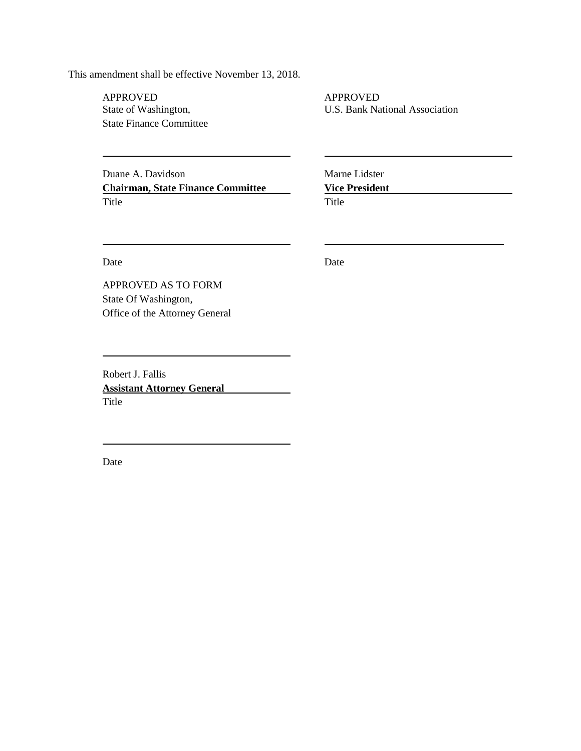This amendment shall be effective November 13, 2018.

APPROVED
State of Washington,
State Finance Committee

_______________________________

Duane A. Davidson
**Chairman, State Finance Committee**
Title

_______________________________

Date

APPROVED
U.S. Bank National Association

_______________________________

Marne Lidster
**Vice President**
Title

_______________________________

Date

APPROVED AS TO FORM
State Of Washington,
Office of the Attorney General

_______________________________

Robert J. Fallis
**Assistant Attorney General**
Title

_______________________________

Date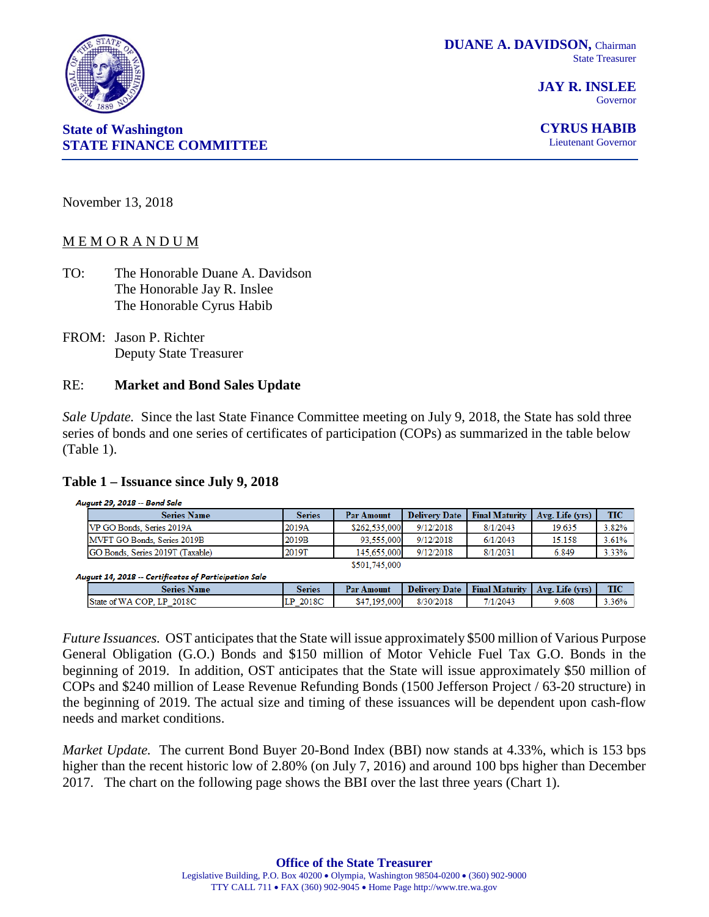**DUANE A. DAVIDSON,** Chairman
State Treasurer

**JAY R. INSLEE**
Governor

**CYRUS HABIB**
Lieutenant Governor

**State of Washington**
**STATE FINANCE COMMITTEE**

November 13, 2018

M E M O R A N D U M

TO: The Honorable Duane A. Davidson
The Honorable Jay R. Inslee
The Honorable Cyrus Habib

FROM: Jason P. Richter
Deputy State Treasurer

RE: **Market and Bond Sales Update**

*Sale Update.* Since the last State Finance Committee meeting on July 9, 2018, the State has sold three series of bonds and one series of certificates of participation (COPs) as summarized in the table below (Table 1).

### Table 1 – Issuance since July 9, 2018

***August 29, 2018 -- Bond Sale***

| Series Name | Series | Par Amount | Delivery Date | Final Maturity | Avg. Life (yrs) | TIC |
|---|---|---|---|---|---|---|
| VP GO Bonds, Series 2019A | 2019A | $262,535,000 | 9/12/2018 | 8/1/2043 | 19.635 | 3.82% |
| MVFT GO Bonds, Series 2019B | 2019B | 93,555,000 | 9/12/2018 | 6/1/2043 | 15.158 | 3.61% |
| GO Bonds, Series 2019T (Taxable) | 2019T | 145,655,000 | 9/12/2018 | 8/1/2031 | 6.849 | 3.33% |
| | | $501,745,000 | | | | |

***August 14, 2018 -- Certificates of Participation Sale***

| Series Name | Series | Par Amount | Delivery Date | Final Maturity | Avg. Life (yrs) | TIC |
|---|---|---|---|---|---|---|
| State of WA COP, LP_2018C | LP_2018C | $47,195,000 | 8/30/2018 | 7/1/2043 | 9.608 | 3.36% |

*Future Issuances.* OST anticipates that the State will issue approximately $500 million of Various Purpose General Obligation (G.O.) Bonds and $150 million of Motor Vehicle Fuel Tax G.O. Bonds in the beginning of 2019. In addition, OST anticipates that the State will issue approximately $50 million of COPs and $240 million of Lease Revenue Refunding Bonds (1500 Jefferson Project / 63-20 structure) in the beginning of 2019. The actual size and timing of these issuances will be dependent upon cash-flow needs and market conditions.

*Market Update.* The current Bond Buyer 20-Bond Index (BBI) now stands at 4.33%, which is 153 bps higher than the recent historic low of 2.80% (on July 7, 2016) and around 100 bps higher than December 2017. The chart on the following page shows the BBI over the last three years (Chart 1).

**Office of the State Treasurer**
Legislative Building, P.O. Box 40200 • Olympia, Washington 98504-0200 • (360) 902-9000
TTY CALL 711 • FAX (360) 902-9045 • Home Page http://www.tre.wa.gov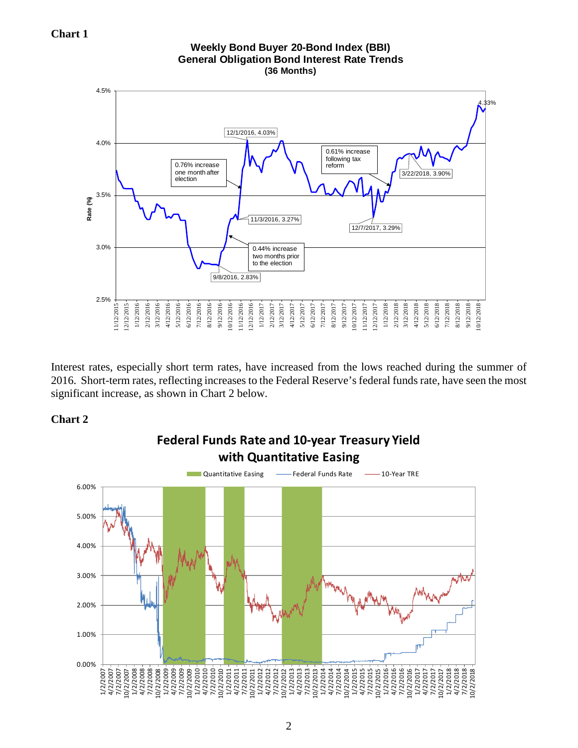**Chart 1**

**Weekly Bond Buyer 20-Bond Index (BBI)**
**General Obligation Bond Interest Rate Trends**
**(36 Months)**

Interest rates, especially short term rates, have increased from the lows reached during the summer of 2016. Short-term rates, reflecting increases to the Federal Reserve's federal funds rate, have seen the most significant increase, as shown in Chart 2 below.

**Chart 2**

**Federal Funds Rate and 10-year Treasury Yield with Quantitative Easing**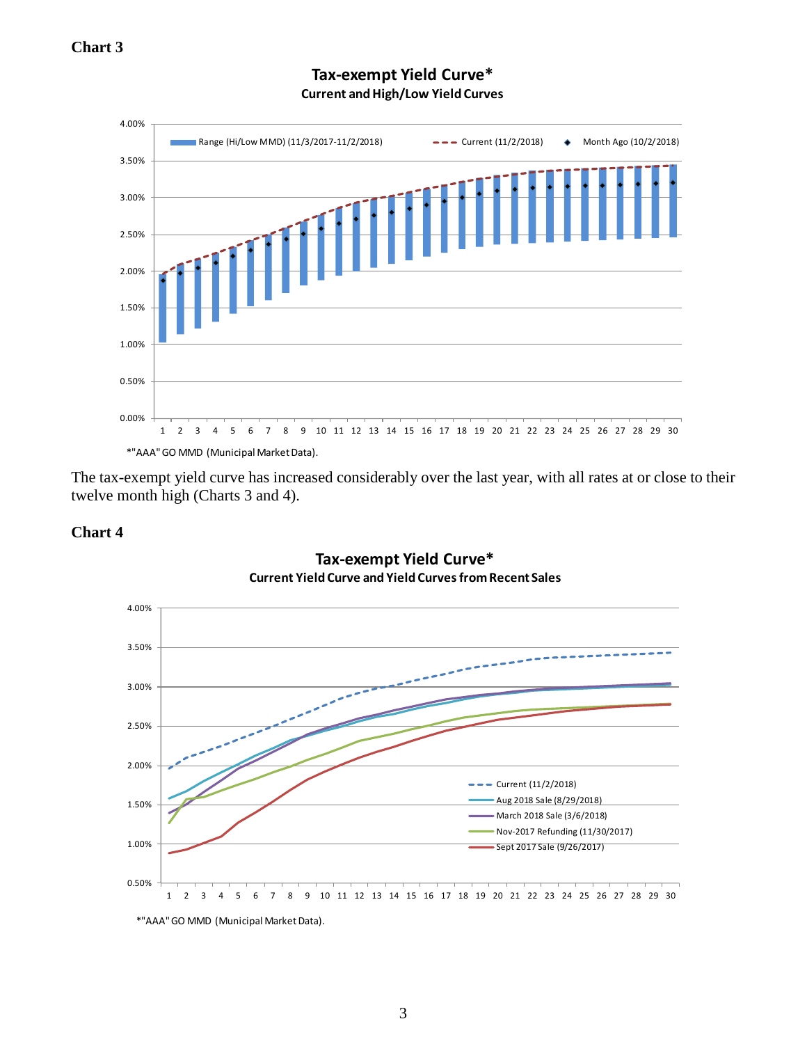**Chart 3**

Tax-exempt Yield Curve*
Current and High/Low Yield Curves

4.00%
3.50%
3.00%
2.50%
2.00%
1.50%
1.00%
0.50%
0.00%

Range (Hi/Low MMD) (11/3/2017-11/2/2018)
Current (11/2/2018)
Month Ago (10/2/2018)

1 2 3 4 5 6 7 8 9 10 11 12 13 14 15 16 17 18 19 20 21 22 23 24 25 26 27 28 29 30

*"AAA" GO MMD (Municipal Market Data).

The tax-exempt yield curve has increased considerably over the last year, with all rates at or close to their twelve month high (Charts 3 and 4).

**Chart 4**

Tax-exempt Yield Curve*
Current Yield Curve and Yield Curves from Recent Sales

4.00%
3.50%
3.00%
2.50%
2.00%
1.50%
1.00%
0.50%

Current (11/2/2018)
Aug 2018 Sale (8/29/2018)
March 2018 Sale (3/6/2018)
Nov-2017 Refunding (11/30/2017)
Sept 2017 Sale (9/26/2017)

1 2 3 4 5 6 7 8 9 10 11 12 13 14 15 16 17 18 19 20 21 22 23 24 25 26 27 28 29 30

*"AAA" GO MMD (Municipal Market Data).